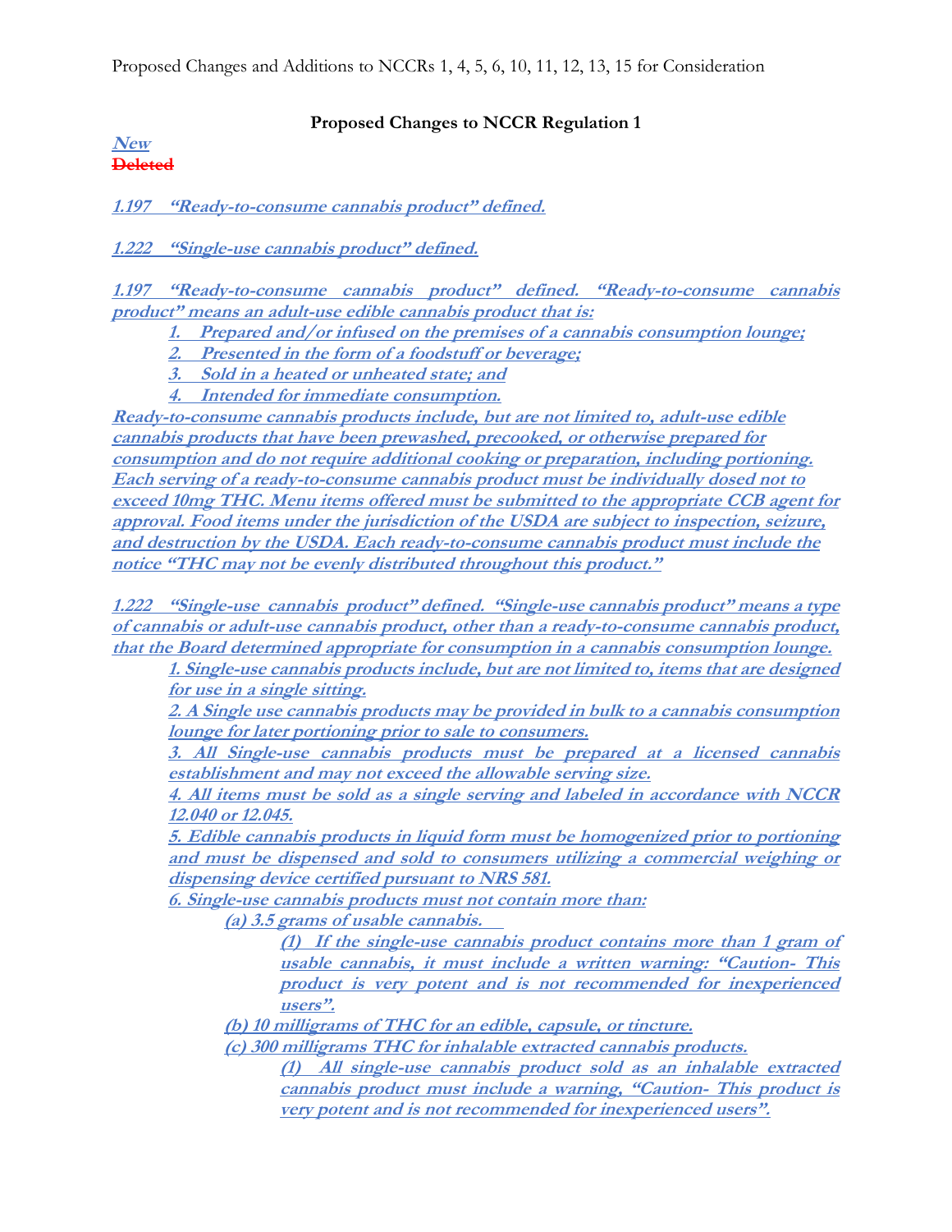Proposed Changes and Additions to NCCRs 1, 4, 5, 6, 10, 11, 12, 13, 15 for Consideration

## Proposed Changes to NCCR Regulation 1

***New***
~~**Deleted**~~

***1.197 "Ready-to-consume cannabis product" defined.***

***1.222 "Single-use cannabis product" defined.***

***1.197 "Ready-to-consume cannabis product" defined. "Ready-to-consume cannabis product" means an adult-use edible cannabis product that is:***

1. ***Prepared and/or infused on the premises of a cannabis consumption lounge;***
2. ***Presented in the form of a foodstuff or beverage;***
3. ***Sold in a heated or unheated state; and***
4. ***Intended for immediate consumption.***

***Ready-to-consume cannabis products include, but are not limited to, adult-use edible cannabis products that have been prewashed, precooked, or otherwise prepared for consumption and do not require additional cooking or preparation, including portioning. Each serving of a ready-to-consume cannabis product must be individually dosed not to exceed 10mg THC. Menu items offered must be submitted to the appropriate CCB agent for approval. Food items under the jurisdiction of the USDA are subject to inspection, seizure, and destruction by the USDA. Each ready-to-consume cannabis product must include the notice "THC may not be evenly distributed throughout this product."***

***1.222 "Single-use cannabis product" defined. "Single-use cannabis product" means a type of cannabis or adult-use cannabis product, other than a ready-to-consume cannabis product, that the Board determined appropriate for consumption in a cannabis consumption lounge.***

***1. Single-use cannabis products include, but are not limited to, items that are designed for use in a single sitting.***

***2. A Single use cannabis products may be provided in bulk to a cannabis consumption lounge for later portioning prior to sale to consumers.***

***3. All Single-use cannabis products must be prepared at a licensed cannabis establishment and may not exceed the allowable serving size.***

***4. All items must be sold as a single serving and labeled in accordance with NCCR 12.040 or 12.045.***

***5. Edible cannabis products in liquid form must be homogenized prior to portioning and must be dispensed and sold to consumers utilizing a commercial weighing or dispensing device certified pursuant to NRS 581.***

***6. Single-use cannabis products must not contain more than:***

***(a) 3.5 grams of usable cannabis.***

***(1) If the single-use cannabis product contains more than 1 gram of usable cannabis, it must include a written warning: "Caution- This product is very potent and is not recommended for inexperienced users".***

***(b) 10 milligrams of THC for an edible, capsule, or tincture.***

***(c) 300 milligrams THC for inhalable extracted cannabis products.***

***(1) All single-use cannabis product sold as an inhalable extracted cannabis product must include a warning, "Caution- This product is very potent and is not recommended for inexperienced users".***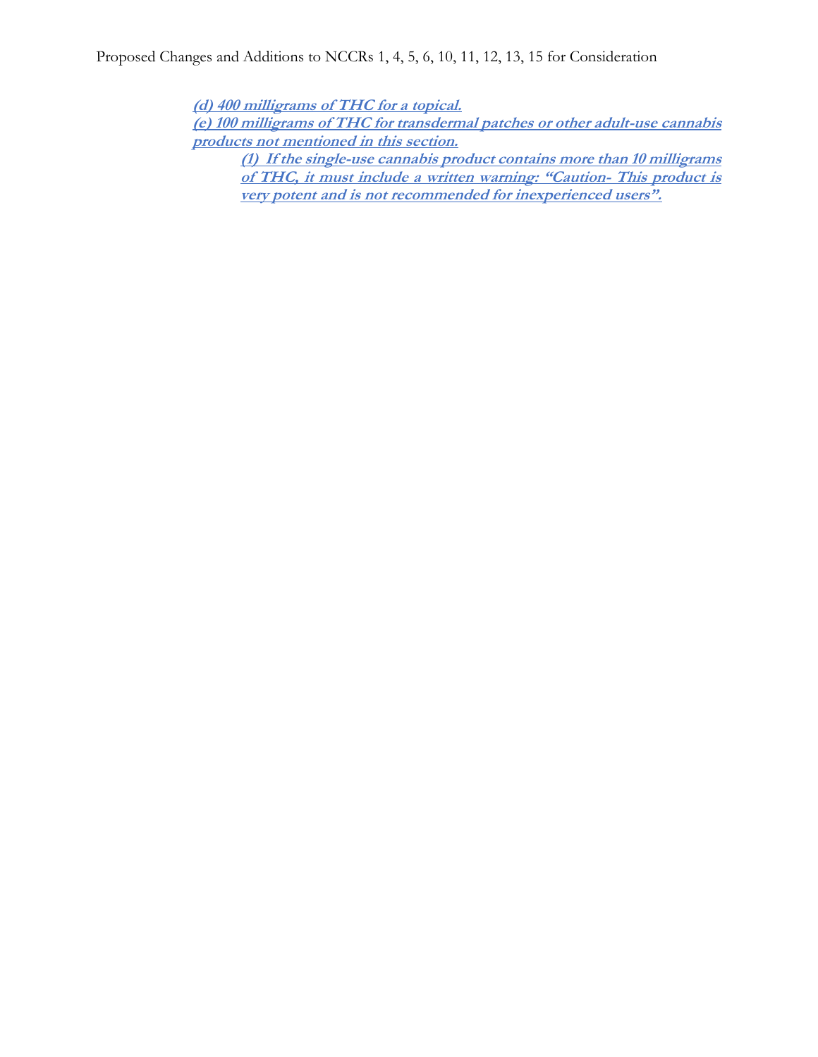***(d) 400 milligrams of THC for a topical.***

***(e) 100 milligrams of THC for transdermal patches or other adult-use cannabis products not mentioned in this section.***

> ***(1) If the single-use cannabis product contains more than 10 milligrams of THC, it must include a written warning: "Caution- This product is very potent and is not recommended for inexperienced users".***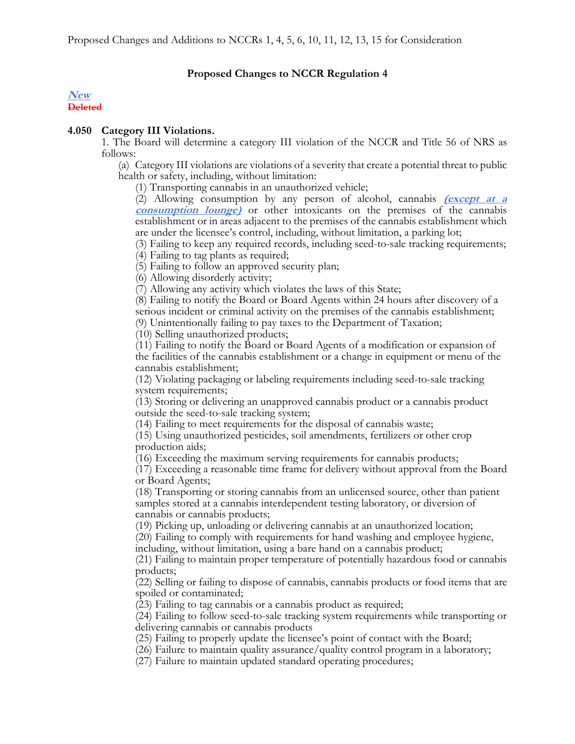## Proposed Changes to NCCR Regulation 4

***New***
~~Deleted~~

### 4.050 Category III Violations.

1. The Board will determine a category III violation of the NCCR and Title 56 of NRS as follows:

(a) Category III violations are violations of a severity that create a potential threat to public health or safety, including, without limitation:

(1) Transporting cannabis in an unauthorized vehicle;

(2) Allowing consumption by any person of alcohol, cannabis ***(except at a consumption lounge)*** or other intoxicants on the premises of the cannabis establishment or in areas adjacent to the premises of the cannabis establishment which are under the licensee's control, including, without limitation, a parking lot;

(3) Failing to keep any required records, including seed-to-sale tracking requirements;

(4) Failing to tag plants as required;

(5) Failing to follow an approved security plan;

(6) Allowing disorderly activity;

(7) Allowing any activity which violates the laws of this State;

(8) Failing to notify the Board or Board Agents within 24 hours after discovery of a serious incident or criminal activity on the premises of the cannabis establishment;

(9) Unintentionally failing to pay taxes to the Department of Taxation;

(10) Selling unauthorized products;

(11) Failing to notify the Board or Board Agents of a modification or expansion of the facilities of the cannabis establishment or a change in equipment or menu of the cannabis establishment;

(12) Violating packaging or labeling requirements including seed-to-sale tracking system requirements;

(13) Storing or delivering an unapproved cannabis product or a cannabis product outside the seed-to-sale tracking system;

(14) Failing to meet requirements for the disposal of cannabis waste;

(15) Using unauthorized pesticides, soil amendments, fertilizers or other crop production aids;

(16) Exceeding the maximum serving requirements for cannabis products;

(17) Exceeding a reasonable time frame for delivery without approval from the Board or Board Agents;

(18) Transporting or storing cannabis from an unlicensed source, other than patient samples stored at a cannabis interdependent testing laboratory, or diversion of cannabis or cannabis products;

(19) Picking up, unloading or delivering cannabis at an unauthorized location;

(20) Failing to comply with requirements for hand washing and employee hygiene, including, without limitation, using a bare hand on a cannabis product;

(21) Failing to maintain proper temperature of potentially hazardous food or cannabis products;

(22) Selling or failing to dispose of cannabis, cannabis products or food items that are spoiled or contaminated;

(23) Failing to tag cannabis or a cannabis product as required;

(24) Failing to follow seed-to-sale tracking system requirements while transporting or delivering cannabis or cannabis products

(25) Failing to properly update the licensee's point of contact with the Board;

(26) Failure to maintain quality assurance/quality control program in a laboratory;

(27) Failure to maintain updated standard operating procedures;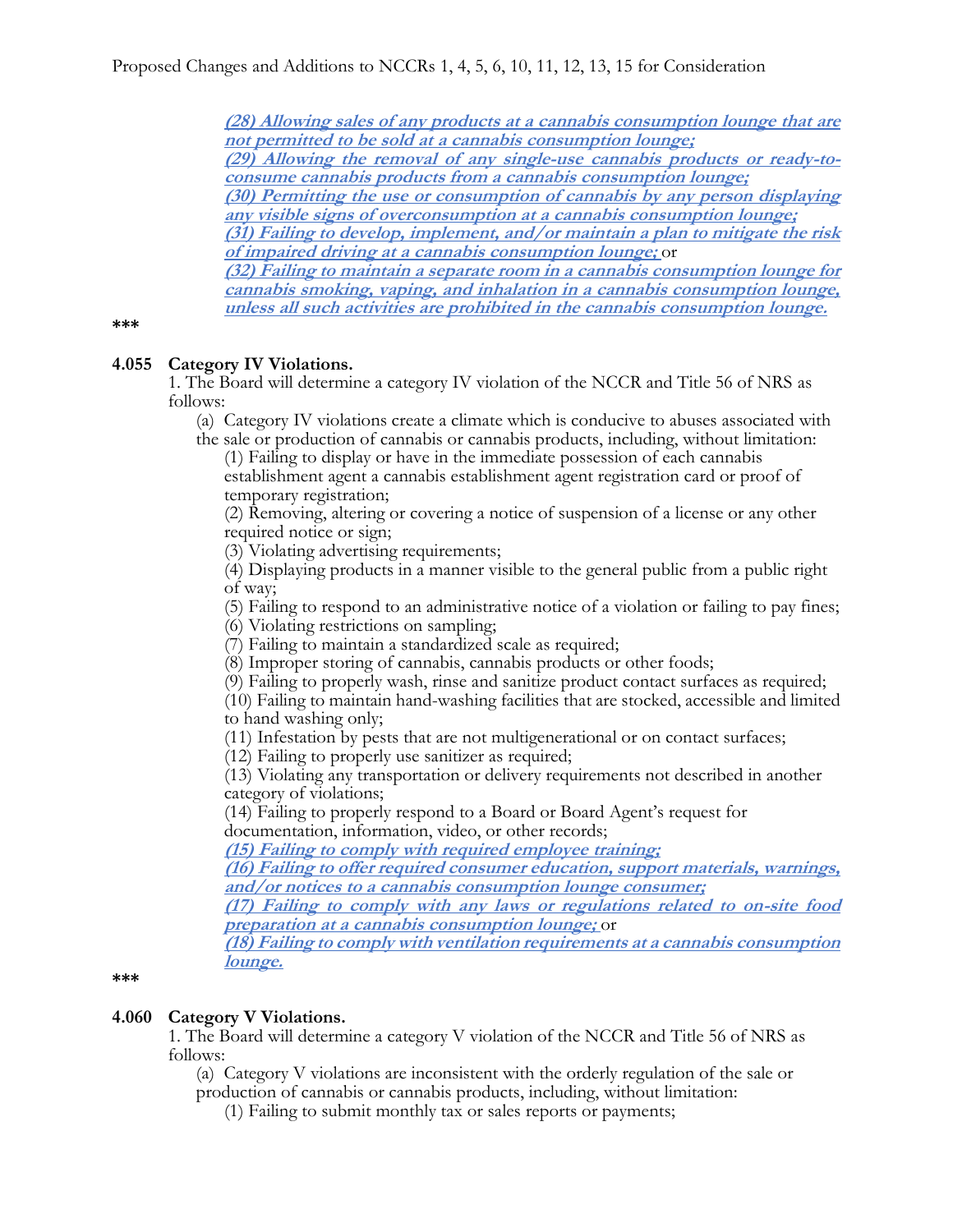***(28) Allowing sales of any products at a cannabis consumption lounge that are not permitted to be sold at a cannabis consumption lounge;***
***(29) Allowing the removal of any single-use cannabis products or ready-to-consume cannabis products from a cannabis consumption lounge;***
***(30) Permitting the use or consumption of cannabis by any person displaying any visible signs of overconsumption at a cannabis consumption lounge;***
***(31) Failing to develop, implement, and/or maintain a plan to mitigate the risk of impaired driving at a cannabis consumption lounge;*** or
***(32) Failing to maintain a separate room in a cannabis consumption lounge for cannabis smoking, vaping, and inhalation in a cannabis consumption lounge, unless all such activities are prohibited in the cannabis consumption lounge.***

***

**4.055 Category IV Violations.**

1. The Board will determine a category IV violation of the NCCR and Title 56 of NRS as follows:

(a) Category IV violations create a climate which is conducive to abuses associated with the sale or production of cannabis or cannabis products, including, without limitation:

(1) Failing to display or have in the immediate possession of each cannabis establishment agent a cannabis establishment agent registration card or proof of temporary registration;
(2) Removing, altering or covering a notice of suspension of a license or any other required notice or sign;
(3) Violating advertising requirements;
(4) Displaying products in a manner visible to the general public from a public right of way;
(5) Failing to respond to an administrative notice of a violation or failing to pay fines;
(6) Violating restrictions on sampling;
(7) Failing to maintain a standardized scale as required;
(8) Improper storing of cannabis, cannabis products or other foods;
(9) Failing to properly wash, rinse and sanitize product contact surfaces as required;
(10) Failing to maintain hand-washing facilities that are stocked, accessible and limited to hand washing only;
(11) Infestation by pests that are not multigenerational or on contact surfaces;
(12) Failing to properly use sanitizer as required;
(13) Violating any transportation or delivery requirements not described in another category of violations;
(14) Failing to properly respond to a Board or Board Agent's request for documentation, information, video, or other records;
***(15) Failing to comply with required employee training;***
***(16) Failing to offer required consumer education, support materials, warnings, and/or notices to a cannabis consumption lounge consumer;***
***(17) Failing to comply with any laws or regulations related to on-site food preparation at a cannabis consumption lounge;*** or
***(18) Failing to comply with ventilation requirements at a cannabis consumption lounge.***

***

**4.060 Category V Violations.**

1. The Board will determine a category V violation of the NCCR and Title 56 of NRS as follows:

(a) Category V violations are inconsistent with the orderly regulation of the sale or production of cannabis or cannabis products, including, without limitation:

(1) Failing to submit monthly tax or sales reports or payments;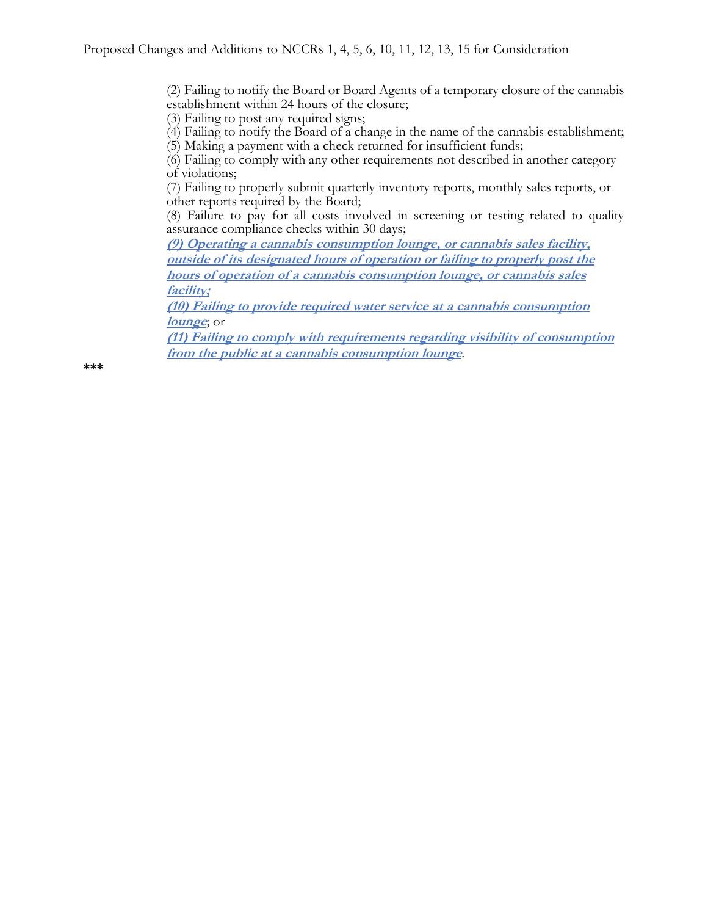(2) Failing to notify the Board or Board Agents of a temporary closure of the cannabis establishment within 24 hours of the closure;
(3) Failing to post any required signs;
(4) Failing to notify the Board of a change in the name of the cannabis establishment;
(5) Making a payment with a check returned for insufficient funds;
(6) Failing to comply with any other requirements not described in another category of violations;
(7) Failing to properly submit quarterly inventory reports, monthly sales reports, or other reports required by the Board;
(8) Failure to pay for all costs involved in screening or testing related to quality assurance compliance checks within 30 days;
***(9) Operating a cannabis consumption lounge, or cannabis sales facility, outside of its designated hours of operation or failing to properly post the hours of operation of a cannabis consumption lounge, or cannabis sales facility;***
***(10) Failing to provide required water service at a cannabis consumption lounge***; or
***(11) Failing to comply with requirements regarding visibility of consumption from the public at a cannabis consumption lounge***.

***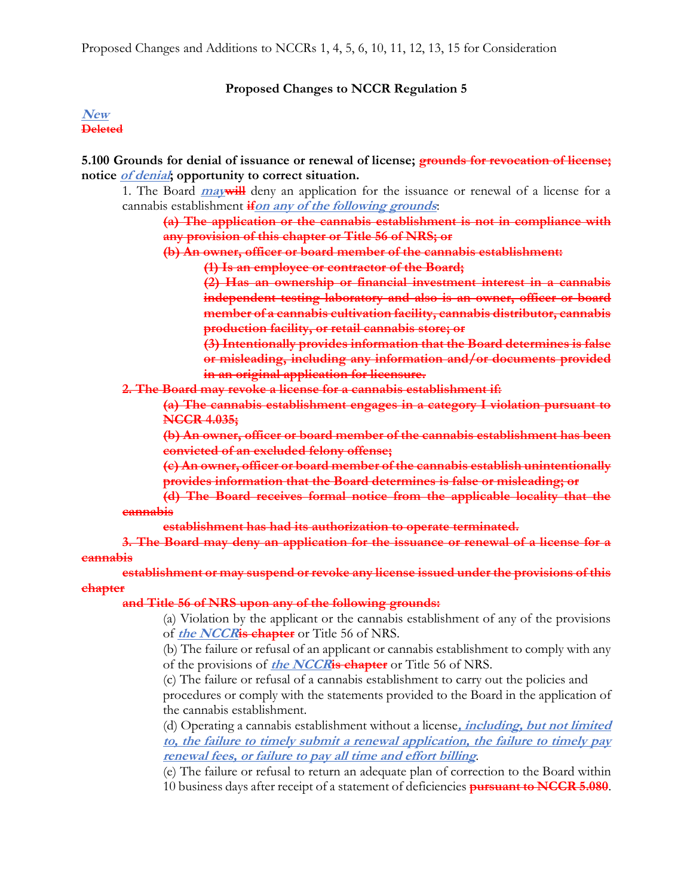Proposed Changes and Additions to NCCRs 1, 4, 5, 6, 10, 11, 12, 13, 15 for Consideration

**Proposed Changes to NCCR Regulation 5**

***New***
~~Deleted~~

**5.100 Grounds for denial of issuance or renewal of license; ~~grounds for revocation of license;~~ notice *of denial*; opportunity to correct situation.**

1. The Board ***may***~~will~~ deny an application for the issuance or renewal of a license for a cannabis establishment ~~if~~***on any of the following grounds***:

   ~~(a) The application or the cannabis establishment is not in compliance with any provision of this chapter or Title 56 of NRS; or~~

   ~~(b) An owner, officer or board member of the cannabis establishment:~~

      ~~(1) Is an employee or contractor of the Board;~~

      ~~(2) Has an ownership or financial investment interest in a cannabis independent testing laboratory and also is an owner, officer or board member of a cannabis cultivation facility, cannabis distributor, cannabis production facility, or retail cannabis store; or~~

      ~~(3) Intentionally provides information that the Board determines is false or misleading, including any information and/or documents provided in an original application for licensure.~~

~~2. The Board may revoke a license for a cannabis establishment if:~~

   ~~(a) The cannabis establishment engages in a category I violation pursuant to NCCR 4.035;~~

   ~~(b) An owner, officer or board member of the cannabis establishment has been convicted of an excluded felony offense;~~

   ~~(c) An owner, officer or board member of the cannabis establish unintentionally provides information that the Board determines is false or misleading; or~~

   ~~(d) The Board receives formal notice from the applicable locality that the cannabis establishment has had its authorization to operate terminated.~~

~~3. The Board may deny an application for the issuance or renewal of a license for a cannabis establishment or may suspend or revoke any license issued under the provisions of this chapter and Title 56 of NRS upon any of the following grounds:~~

   (a) Violation by the applicant or the cannabis establishment of any of the provisions of ***the NCCR***~~is chapter~~ or Title 56 of NRS.

   (b) The failure or refusal of an applicant or cannabis establishment to comply with any of the provisions of ***the NCCR***~~is chapter~~ or Title 56 of NRS.

   (c) The failure or refusal of a cannabis establishment to carry out the policies and procedures or comply with the statements provided to the Board in the application of the cannabis establishment.

   (d) Operating a cannabis establishment without a license***, including, but not limited to, the failure to timely submit a renewal application, the failure to timely pay renewal fees, or failure to pay all time and effort billing***.

   (e) The failure or refusal to return an adequate plan of correction to the Board within 10 business days after receipt of a statement of deficiencies ~~pursuant to NCCR 5.080~~.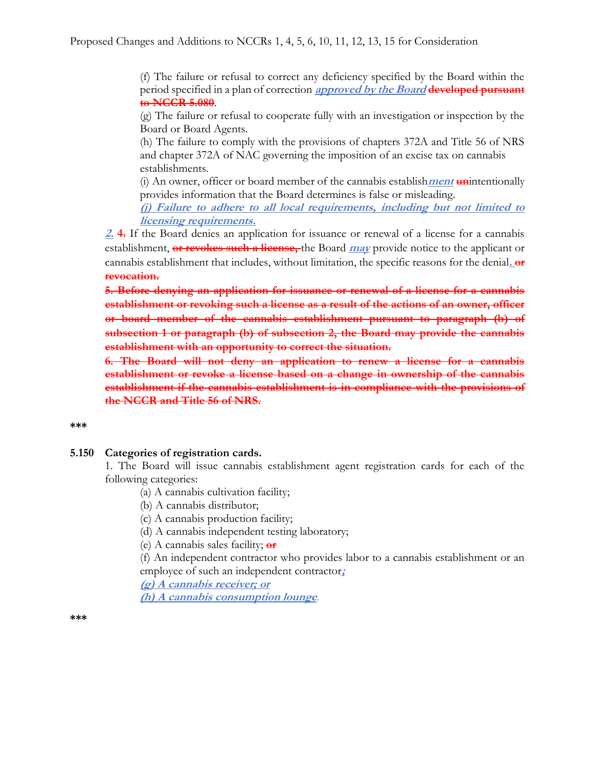(f) The failure or refusal to correct any deficiency specified by the Board within the period specified in a plan of correction ***approved by the Board*** ~~**developed pursuant to NCCR 5.080**~~.

(g) The failure or refusal to cooperate fully with an investigation or inspection by the Board or Board Agents.

(h) The failure to comply with the provisions of chapters 372A and Title 56 of NRS and chapter 372A of NAC governing the imposition of an excise tax on cannabis establishments.

(i) An owner, officer or board member of the cannabis establish***ment*** ~~**un**~~intentionally provides information that the Board determines is false or misleading.

***(j) Failure to adhere to all local requirements, including but not limited to licensing requirements.***

***2.*** ~~**4.**~~ If the Board denies an application for issuance or renewal of a license for a cannabis establishment, ~~**or revokes such a license,**~~ the Board ***may*** provide notice to the applicant or cannabis establishment that includes, without limitation, the specific reasons for the denial***.*** ~~**or revocation.**~~

~~**5. Before denying an application for issuance or renewal of a license for a cannabis establishment or revoking such a license as a result of the actions of an owner, officer or board member of the cannabis establishment pursuant to paragraph (b) of subsection 1 or paragraph (b) of subsection 2, the Board may provide the cannabis establishment with an opportunity to correct the situation.**~~

~~**6. The Board will not deny an application to renew a license for a cannabis establishment or revoke a license based on a change in ownership of the cannabis establishment if the cannabis establishment is in compliance with the provisions of the NCCR and Title 56 of NRS.**~~

\*\*\*

**5.150 Categories of registration cards.**

1. The Board will issue cannabis establishment agent registration cards for each of the following categories:

(a) A cannabis cultivation facility;

(b) A cannabis distributor;

(c) A cannabis production facility;

(d) A cannabis independent testing laboratory;

(e) A cannabis sales facility; ~~**or**~~

(f) An independent contractor who provides labor to a cannabis establishment or an employee of such an independent contractor***;***

***(g) A cannabis receiver; or***

***(h) A cannabis consumption lounge***.

\*\*\*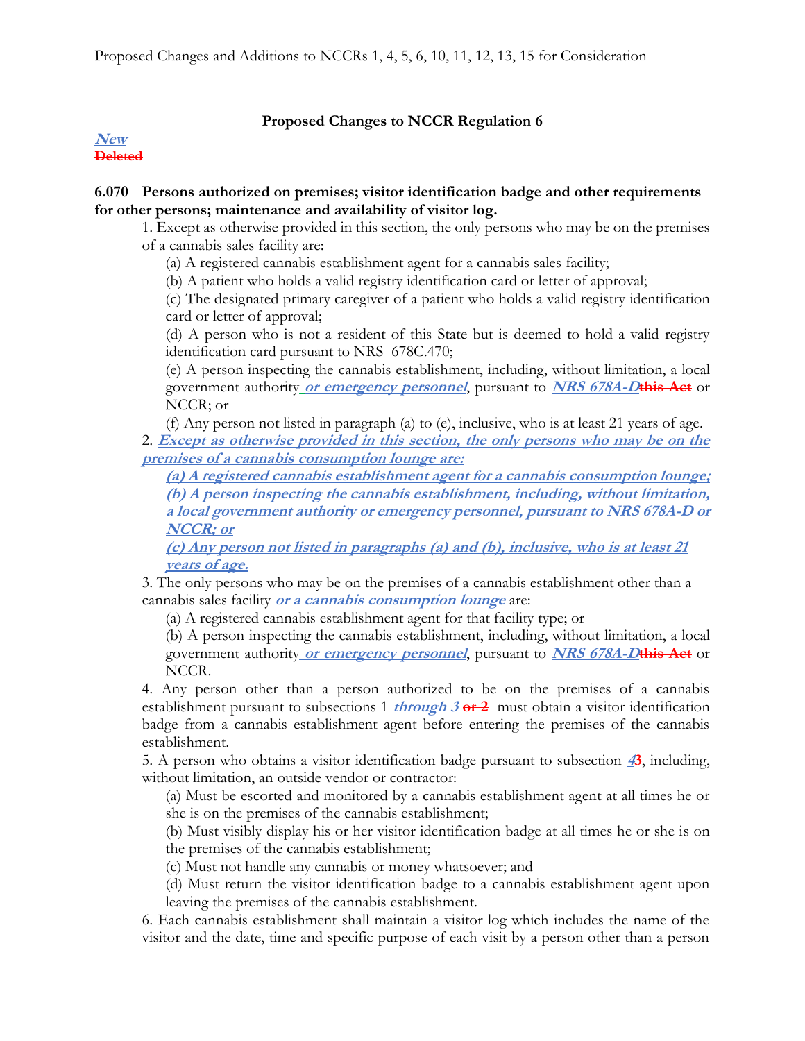Proposed Changes and Additions to NCCRs 1, 4, 5, 6, 10, 11, 12, 13, 15 for Consideration

**Proposed Changes to NCCR Regulation 6**

***New***
~~**Deleted**~~

**6.070 Persons authorized on premises; visitor identification badge and other requirements for other persons; maintenance and availability of visitor log.**

1. Except as otherwise provided in this section, the only persons who may be on the premises of a cannabis sales facility are:
   (a) A registered cannabis establishment agent for a cannabis sales facility;
   (b) A patient who holds a valid registry identification card or letter of approval;
   (c) The designated primary caregiver of a patient who holds a valid registry identification card or letter of approval;
   (d) A person who is not a resident of this State but is deemed to hold a valid registry identification card pursuant to NRS 678C.470;
   (e) A person inspecting the cannabis establishment, including, without limitation, a local government authority ***or emergency personnel***, pursuant to ***NRS 678A-D***~~**this Act**~~ or NCCR; or
   (f) Any person not listed in paragraph (a) to (e), inclusive, who is at least 21 years of age.
2. ***Except as otherwise provided in this section, the only persons who may be on the premises of a cannabis consumption lounge are:***
   ***(a) A registered cannabis establishment agent for a cannabis consumption lounge;***
   ***(b) A person inspecting the cannabis establishment, including, without limitation, a local government authority or emergency personnel, pursuant to NRS 678A-D or NCCR; or***
   ***(c) Any person not listed in paragraphs (a) and (b), inclusive, who is at least 21 years of age.***
3. The only persons who may be on the premises of a cannabis establishment other than a cannabis sales facility ***or a cannabis consumption lounge*** are:
   (a) A registered cannabis establishment agent for that facility type; or
   (b) A person inspecting the cannabis establishment, including, without limitation, a local government authority ***or emergency personnel***, pursuant to ***NRS 678A-D***~~**this Act**~~ or NCCR.
4. Any person other than a person authorized to be on the premises of a cannabis establishment pursuant to subsections 1 ***through 3*** ~~**or 2**~~ must obtain a visitor identification badge from a cannabis establishment agent before entering the premises of the cannabis establishment.
5. A person who obtains a visitor identification badge pursuant to subsection ***4***~~**3**~~, including, without limitation, an outside vendor or contractor:
   (a) Must be escorted and monitored by a cannabis establishment agent at all times he or she is on the premises of the cannabis establishment;
   (b) Must visibly display his or her visitor identification badge at all times he or she is on the premises of the cannabis establishment;
   (c) Must not handle any cannabis or money whatsoever; and
   (d) Must return the visitor identification badge to a cannabis establishment agent upon leaving the premises of the cannabis establishment.
6. Each cannabis establishment shall maintain a visitor log which includes the name of the visitor and the date, time and specific purpose of each visit by a person other than a person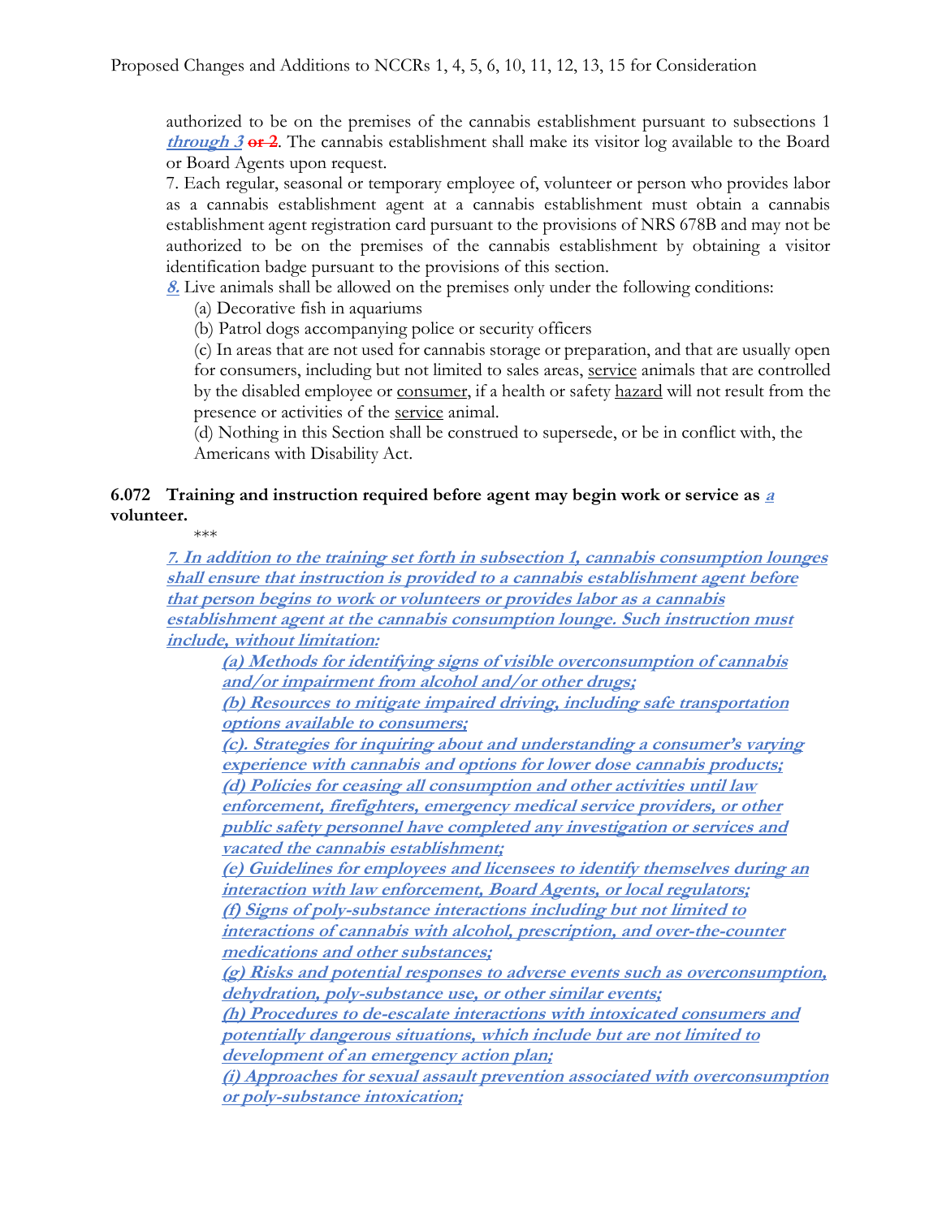authorized to be on the premises of the cannabis establishment pursuant to subsections 1 ***through 3*** ~~or 2~~. The cannabis establishment shall make its visitor log available to the Board or Board Agents upon request.

7. Each regular, seasonal or temporary employee of, volunteer or person who provides labor as a cannabis establishment agent at a cannabis establishment must obtain a cannabis establishment agent registration card pursuant to the provisions of NRS 678B and may not be authorized to be on the premises of the cannabis establishment by obtaining a visitor identification badge pursuant to the provisions of this section.

***8.*** Live animals shall be allowed on the premises only under the following conditions:

(a) Decorative fish in aquariums

(b) Patrol dogs accompanying police or security officers

(c) In areas that are not used for cannabis storage or preparation, and that are usually open for consumers, including but not limited to sales areas, service animals that are controlled by the disabled employee or consumer, if a health or safety hazard will not result from the presence or activities of the service animal.

(d) Nothing in this Section shall be construed to supersede, or be in conflict with, the Americans with Disability Act.

**6.072 Training and instruction required before agent may begin work or service as *a* volunteer.**

\*\*\*

***7. In addition to the training set forth in subsection 1, cannabis consumption lounges shall ensure that instruction is provided to a cannabis establishment agent before that person begins to work or volunteers or provides labor as a cannabis establishment agent at the cannabis consumption lounge. Such instruction must include, without limitation:***

***(a) Methods for identifying signs of visible overconsumption of cannabis and/or impairment from alcohol and/or other drugs;***

***(b) Resources to mitigate impaired driving, including safe transportation options available to consumers;***

***(c). Strategies for inquiring about and understanding a consumer's varying experience with cannabis and options for lower dose cannabis products;***

***(d) Policies for ceasing all consumption and other activities until law enforcement, firefighters, emergency medical service providers, or other public safety personnel have completed any investigation or services and vacated the cannabis establishment;***

***(e) Guidelines for employees and licensees to identify themselves during an interaction with law enforcement, Board Agents, or local regulators;***

***(f) Signs of poly-substance interactions including but not limited to interactions of cannabis with alcohol, prescription, and over-the-counter medications and other substances;***

***(g) Risks and potential responses to adverse events such as overconsumption, dehydration, poly-substance use, or other similar events;***

***(h) Procedures to de-escalate interactions with intoxicated consumers and potentially dangerous situations, which include but are not limited to development of an emergency action plan;***

***(i) Approaches for sexual assault prevention associated with overconsumption or poly-substance intoxication;***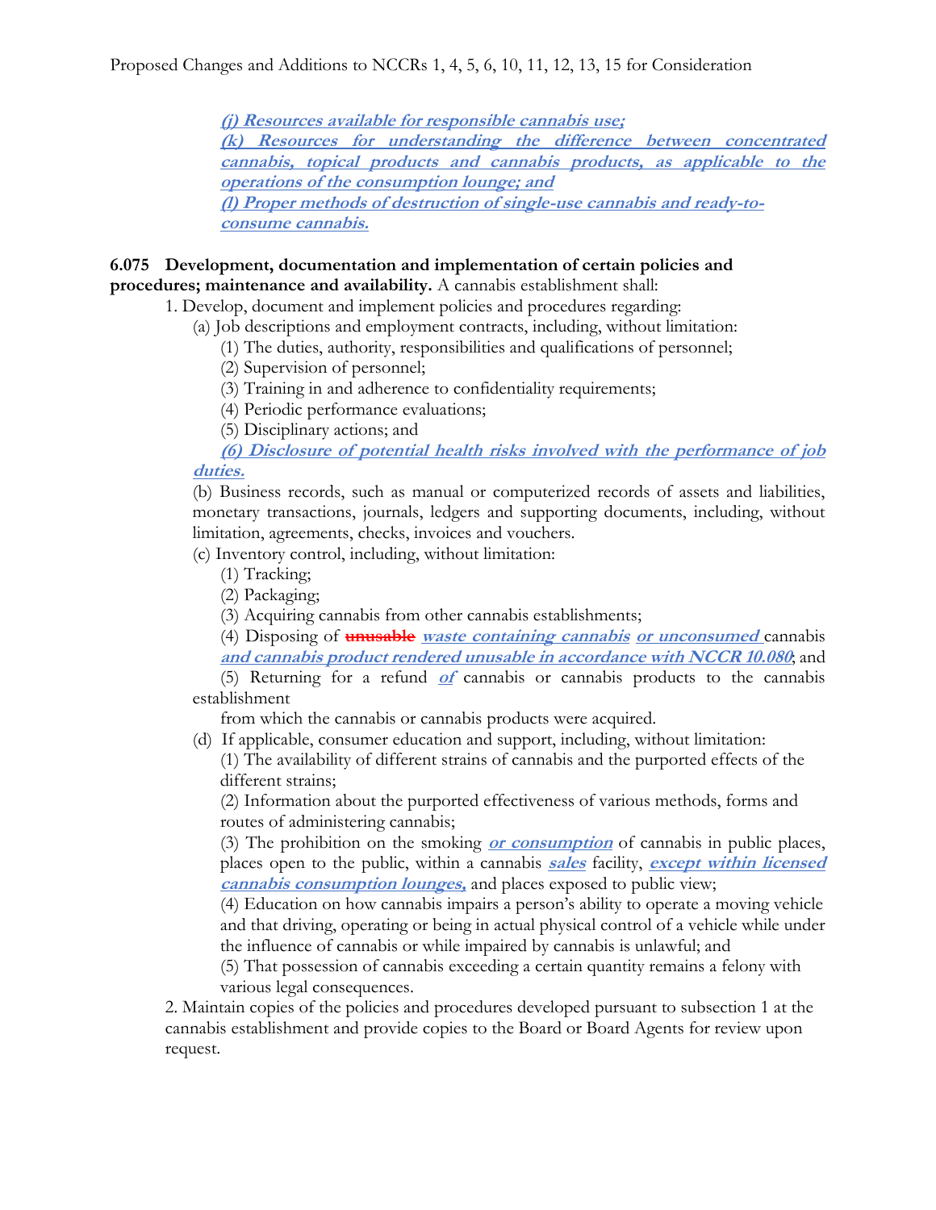***(j) Resources available for responsible cannabis use;***
***(k) Resources for understanding the difference between concentrated cannabis, topical products and cannabis products, as applicable to the operations of the consumption lounge; and***
***(l) Proper methods of destruction of single-use cannabis and ready-to-consume cannabis.***

**6.075 Development, documentation and implementation of certain policies and procedures; maintenance and availability.** A cannabis establishment shall:

1. Develop, document and implement policies and procedures regarding:
   - (a) Job descriptions and employment contracts, including, without limitation:
     - (1) The duties, authority, responsibilities and qualifications of personnel;
     - (2) Supervision of personnel;
     - (3) Training in and adherence to confidentiality requirements;
     - (4) Periodic performance evaluations;
     - (5) Disciplinary actions; and
     - ***(6) Disclosure of potential health risks involved with the performance of job duties.***
   - (b) Business records, such as manual or computerized records of assets and liabilities, monetary transactions, journals, ledgers and supporting documents, including, without limitation, agreements, checks, invoices and vouchers.
   - (c) Inventory control, including, without limitation:
     - (1) Tracking;
     - (2) Packaging;
     - (3) Acquiring cannabis from other cannabis establishments;
     - (4) Disposing of ~~unusable~~ ***waste containing cannabis or unconsumed*** cannabis ***and cannabis product rendered unusable in accordance with NCCR 10.080***; and
     - (5) Returning for a refund ***of*** cannabis or cannabis products to the cannabis establishment from which the cannabis or cannabis products were acquired.
   - (d) If applicable, consumer education and support, including, without limitation:
     - (1) The availability of different strains of cannabis and the purported effects of the different strains;
     - (2) Information about the purported effectiveness of various methods, forms and routes of administering cannabis;
     - (3) The prohibition on the smoking ***or consumption*** of cannabis in public places, places open to the public, within a cannabis ***sales*** facility, ***except within licensed cannabis consumption lounges,*** and places exposed to public view;
     - (4) Education on how cannabis impairs a person's ability to operate a moving vehicle and that driving, operating or being in actual physical control of a vehicle while under the influence of cannabis or while impaired by cannabis is unlawful; and
     - (5) That possession of cannabis exceeding a certain quantity remains a felony with various legal consequences.
2. Maintain copies of the policies and procedures developed pursuant to subsection 1 at the cannabis establishment and provide copies to the Board or Board Agents for review upon request.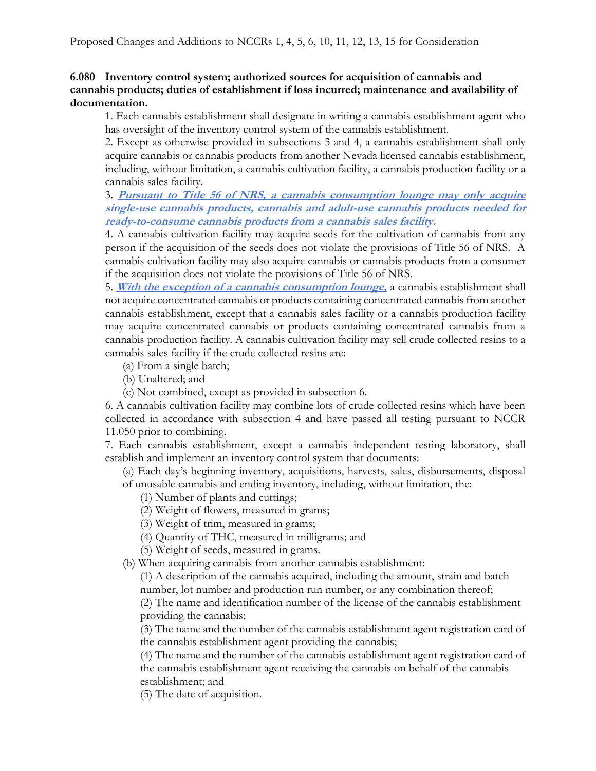**6.080 Inventory control system; authorized sources for acquisition of cannabis and cannabis products; duties of establishment if loss incurred; maintenance and availability of documentation.**

1. Each cannabis establishment shall designate in writing a cannabis establishment agent who has oversight of the inventory control system of the cannabis establishment.

2. Except as otherwise provided in subsections 3 and 4, a cannabis establishment shall only acquire cannabis or cannabis products from another Nevada licensed cannabis establishment, including, without limitation, a cannabis cultivation facility, a cannabis production facility or a cannabis sales facility.

3. ***Pursuant to Title 56 of NRS, a cannabis consumption lounge may only acquire single-use cannabis products, cannabis and adult-use cannabis products needed for ready-to-consume cannabis products from a cannabis sales facility.***

4. A cannabis cultivation facility may acquire seeds for the cultivation of cannabis from any person if the acquisition of the seeds does not violate the provisions of Title 56 of NRS. A cannabis cultivation facility may also acquire cannabis or cannabis products from a consumer if the acquisition does not violate the provisions of Title 56 of NRS.

5. ***With the exception of a cannabis consumption lounge,*** a cannabis establishment shall not acquire concentrated cannabis or products containing concentrated cannabis from another cannabis establishment, except that a cannabis sales facility or a cannabis production facility may acquire concentrated cannabis or products containing concentrated cannabis from a cannabis production facility. A cannabis cultivation facility may sell crude collected resins to a cannabis sales facility if the crude collected resins are:

   (a) From a single batch;
   
   (b) Unaltered; and
   
   (c) Not combined, except as provided in subsection 6.

6. A cannabis cultivation facility may combine lots of crude collected resins which have been collected in accordance with subsection 4 and have passed all testing pursuant to NCCR 11.050 prior to combining.

7. Each cannabis establishment, except a cannabis independent testing laboratory, shall establish and implement an inventory control system that documents:

   (a) Each day's beginning inventory, acquisitions, harvests, sales, disbursements, disposal of unusable cannabis and ending inventory, including, without limitation, the:
   
      (1) Number of plants and cuttings;
      
      (2) Weight of flowers, measured in grams;
      
      (3) Weight of trim, measured in grams;
      
      (4) Quantity of THC, measured in milligrams; and
      
      (5) Weight of seeds, measured in grams.
      
   (b) When acquiring cannabis from another cannabis establishment:
   
      (1) A description of the cannabis acquired, including the amount, strain and batch number, lot number and production run number, or any combination thereof;
      
      (2) The name and identification number of the license of the cannabis establishment providing the cannabis;
      
      (3) The name and the number of the cannabis establishment agent registration card of the cannabis establishment agent providing the cannabis;
      
      (4) The name and the number of the cannabis establishment agent registration card of the cannabis establishment agent receiving the cannabis on behalf of the cannabis establishment; and
      
      (5) The date of acquisition.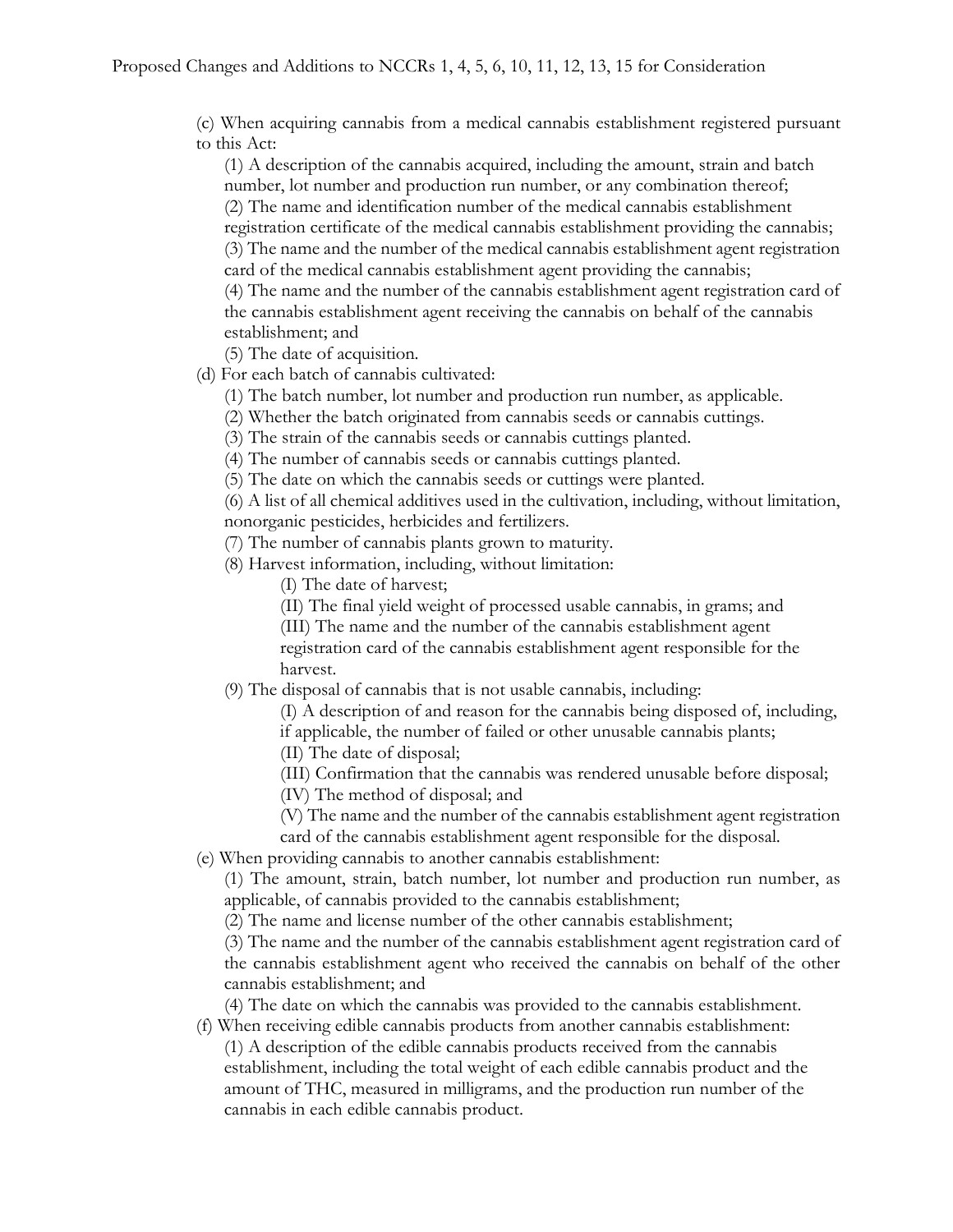(c) When acquiring cannabis from a medical cannabis establishment registered pursuant to this Act:

(1) A description of the cannabis acquired, including the amount, strain and batch number, lot number and production run number, or any combination thereof;

(2) The name and identification number of the medical cannabis establishment registration certificate of the medical cannabis establishment providing the cannabis;

(3) The name and the number of the medical cannabis establishment agent registration card of the medical cannabis establishment agent providing the cannabis;

(4) The name and the number of the cannabis establishment agent registration card of the cannabis establishment agent receiving the cannabis on behalf of the cannabis establishment; and

(5) The date of acquisition.

(d) For each batch of cannabis cultivated:

(1) The batch number, lot number and production run number, as applicable.

(2) Whether the batch originated from cannabis seeds or cannabis cuttings.

(3) The strain of the cannabis seeds or cannabis cuttings planted.

(4) The number of cannabis seeds or cannabis cuttings planted.

(5) The date on which the cannabis seeds or cuttings were planted.

(6) A list of all chemical additives used in the cultivation, including, without limitation, nonorganic pesticides, herbicides and fertilizers.

(7) The number of cannabis plants grown to maturity.

(8) Harvest information, including, without limitation:

(I) The date of harvest;

(II) The final yield weight of processed usable cannabis, in grams; and

(III) The name and the number of the cannabis establishment agent registration card of the cannabis establishment agent responsible for the harvest.

(9) The disposal of cannabis that is not usable cannabis, including:

(I) A description of and reason for the cannabis being disposed of, including, if applicable, the number of failed or other unusable cannabis plants;

(II) The date of disposal;

(III) Confirmation that the cannabis was rendered unusable before disposal;

(IV) The method of disposal; and

(V) The name and the number of the cannabis establishment agent registration card of the cannabis establishment agent responsible for the disposal.

(e) When providing cannabis to another cannabis establishment:

(1) The amount, strain, batch number, lot number and production run number, as applicable, of cannabis provided to the cannabis establishment;

(2) The name and license number of the other cannabis establishment;

(3) The name and the number of the cannabis establishment agent registration card of the cannabis establishment agent who received the cannabis on behalf of the other cannabis establishment; and

(4) The date on which the cannabis was provided to the cannabis establishment.

(f) When receiving edible cannabis products from another cannabis establishment:

(1) A description of the edible cannabis products received from the cannabis establishment, including the total weight of each edible cannabis product and the amount of THC, measured in milligrams, and the production run number of the cannabis in each edible cannabis product.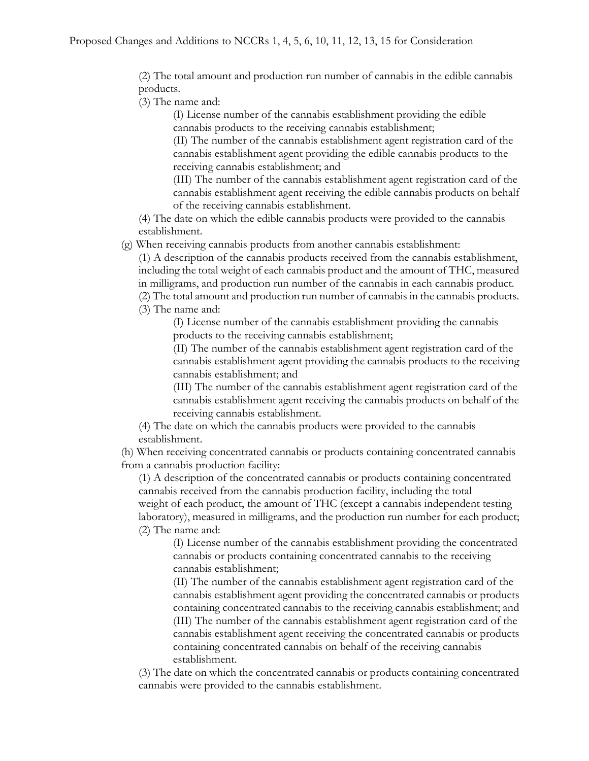(2) The total amount and production run number of cannabis in the edible cannabis products.

(3) The name and:

(I) License number of the cannabis establishment providing the edible cannabis products to the receiving cannabis establishment;

(II) The number of the cannabis establishment agent registration card of the cannabis establishment agent providing the edible cannabis products to the receiving cannabis establishment; and

(III) The number of the cannabis establishment agent registration card of the cannabis establishment agent receiving the edible cannabis products on behalf of the receiving cannabis establishment.

(4) The date on which the edible cannabis products were provided to the cannabis establishment.

(g) When receiving cannabis products from another cannabis establishment:

(1) A description of the cannabis products received from the cannabis establishment, including the total weight of each cannabis product and the amount of THC, measured in milligrams, and production run number of the cannabis in each cannabis product.

(2) The total amount and production run number of cannabis in the cannabis products.

(3) The name and:

(I) License number of the cannabis establishment providing the cannabis products to the receiving cannabis establishment;

(II) The number of the cannabis establishment agent registration card of the cannabis establishment agent providing the cannabis products to the receiving cannabis establishment; and

(III) The number of the cannabis establishment agent registration card of the cannabis establishment agent receiving the cannabis products on behalf of the receiving cannabis establishment.

(4) The date on which the cannabis products were provided to the cannabis establishment.

(h) When receiving concentrated cannabis or products containing concentrated cannabis from a cannabis production facility:

(1) A description of the concentrated cannabis or products containing concentrated cannabis received from the cannabis production facility, including the total weight of each product, the amount of THC (except a cannabis independent testing laboratory), measured in milligrams, and the production run number for each product;

(2) The name and:

(I) License number of the cannabis establishment providing the concentrated cannabis or products containing concentrated cannabis to the receiving cannabis establishment;

(II) The number of the cannabis establishment agent registration card of the cannabis establishment agent providing the concentrated cannabis or products containing concentrated cannabis to the receiving cannabis establishment; and

(III) The number of the cannabis establishment agent registration card of the cannabis establishment agent receiving the concentrated cannabis or products containing concentrated cannabis on behalf of the receiving cannabis establishment.

(3) The date on which the concentrated cannabis or products containing concentrated cannabis were provided to the cannabis establishment.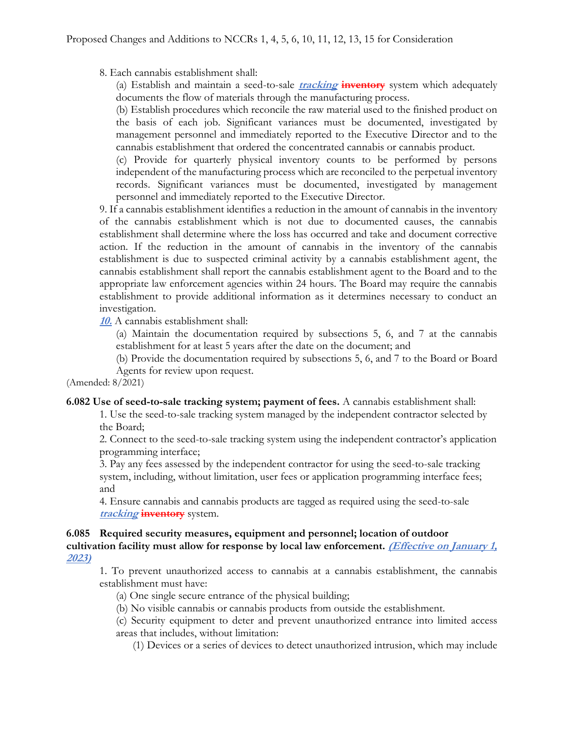8. Each cannabis establishment shall:

(a) Establish and maintain a seed-to-sale ***tracking*** ~~**inventory**~~ system which adequately documents the flow of materials through the manufacturing process.

(b) Establish procedures which reconcile the raw material used to the finished product on the basis of each job. Significant variances must be documented, investigated by management personnel and immediately reported to the Executive Director and to the cannabis establishment that ordered the concentrated cannabis or cannabis product.

(c) Provide for quarterly physical inventory counts to be performed by persons independent of the manufacturing process which are reconciled to the perpetual inventory records. Significant variances must be documented, investigated by management personnel and immediately reported to the Executive Director.

9. If a cannabis establishment identifies a reduction in the amount of cannabis in the inventory of the cannabis establishment which is not due to documented causes, the cannabis establishment shall determine where the loss has occurred and take and document corrective action. If the reduction in the amount of cannabis in the inventory of the cannabis establishment is due to suspected criminal activity by a cannabis establishment agent, the cannabis establishment shall report the cannabis establishment agent to the Board and to the appropriate law enforcement agencies within 24 hours. The Board may require the cannabis establishment to provide additional information as it determines necessary to conduct an investigation.

***10.*** A cannabis establishment shall:

(a) Maintain the documentation required by subsections 5, 6, and 7 at the cannabis establishment for at least 5 years after the date on the document; and

(b) Provide the documentation required by subsections 5, 6, and 7 to the Board or Board Agents for review upon request.

(Amended: 8/2021)

**6.082 Use of seed-to-sale tracking system; payment of fees.** A cannabis establishment shall:

1. Use the seed-to-sale tracking system managed by the independent contractor selected by the Board;
2. Connect to the seed-to-sale tracking system using the independent contractor's application programming interface;
3. Pay any fees assessed by the independent contractor for using the seed-to-sale tracking system, including, without limitation, user fees or application programming interface fees; and
4. Ensure cannabis and cannabis products are tagged as required using the seed-to-sale ***tracking*** ~~**inventory**~~ system.

**6.085 Required security measures, equipment and personnel; location of outdoor cultivation facility must allow for response by local law enforcement.** ***(Effective on January 1, 2023)***

1. To prevent unauthorized access to cannabis at a cannabis establishment, the cannabis establishment must have:

(a) One single secure entrance of the physical building;

(b) No visible cannabis or cannabis products from outside the establishment.

(c) Security equipment to deter and prevent unauthorized entrance into limited access areas that includes, without limitation:

(1) Devices or a series of devices to detect unauthorized intrusion, which may include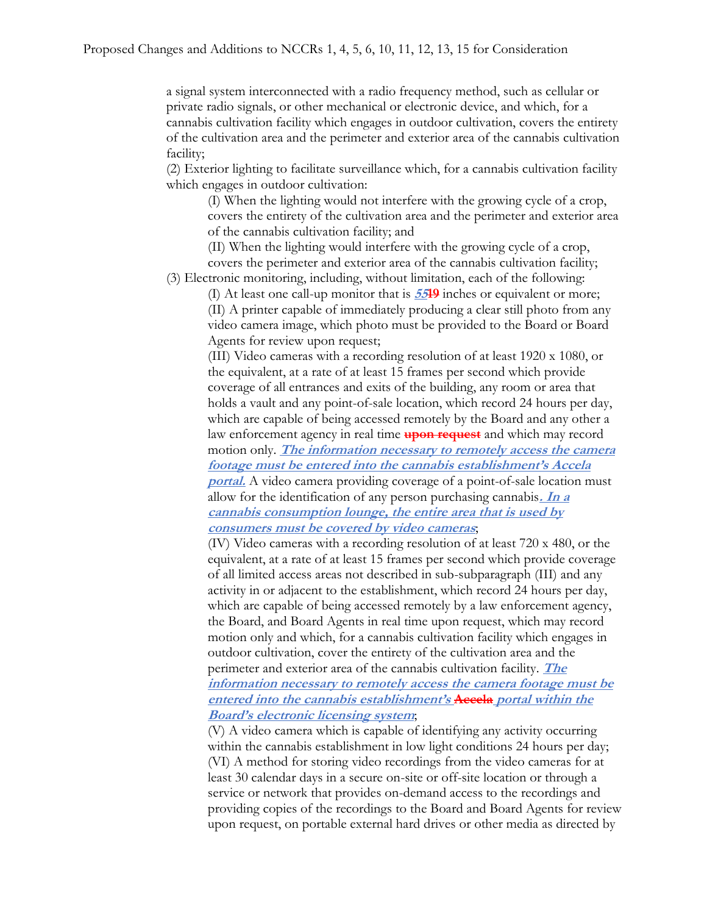a signal system interconnected with a radio frequency method, such as cellular or private radio signals, or other mechanical or electronic device, and which, for a cannabis cultivation facility which engages in outdoor cultivation, covers the entirety of the cultivation area and the perimeter and exterior area of the cannabis cultivation facility;

(2) Exterior lighting to facilitate surveillance which, for a cannabis cultivation facility which engages in outdoor cultivation:

(I) When the lighting would not interfere with the growing cycle of a crop, covers the entirety of the cultivation area and the perimeter and exterior area of the cannabis cultivation facility; and

(II) When the lighting would interfere with the growing cycle of a crop, covers the perimeter and exterior area of the cannabis cultivation facility;

(3) Electronic monitoring, including, without limitation, each of the following:

(I) At least one call-up monitor that is ***55***~~19~~ inches or equivalent or more;

(II) A printer capable of immediately producing a clear still photo from any video camera image, which photo must be provided to the Board or Board Agents for review upon request;

(III) Video cameras with a recording resolution of at least 1920 x 1080, or the equivalent, at a rate of at least 15 frames per second which provide coverage of all entrances and exits of the building, any room or area that holds a vault and any point-of-sale location, which record 24 hours per day, which are capable of being accessed remotely by the Board and any other a law enforcement agency in real time ~~upon request~~ and which may record motion only. ***The information necessary to remotely access the camera footage must be entered into the cannabis establishment's Accela portal.*** A video camera providing coverage of a point-of-sale location must allow for the identification of any person purchasing cannabis***. In a cannabis consumption lounge, the entire area that is used by consumers must be covered by video cameras***;

(IV) Video cameras with a recording resolution of at least 720 x 480, or the equivalent, at a rate of at least 15 frames per second which provide coverage of all limited access areas not described in sub-subparagraph (III) and any activity in or adjacent to the establishment, which record 24 hours per day, which are capable of being accessed remotely by a law enforcement agency, the Board, and Board Agents in real time upon request, which may record motion only and which, for a cannabis cultivation facility which engages in outdoor cultivation, cover the entirety of the cultivation area and the perimeter and exterior area of the cannabis cultivation facility. ***The information necessary to remotely access the camera footage must be entered into the cannabis establishment's*** ~~Accela~~ ***portal within the Board's electronic licensing system***;

(V) A video camera which is capable of identifying any activity occurring within the cannabis establishment in low light conditions 24 hours per day;

(VI) A method for storing video recordings from the video cameras for at least 30 calendar days in a secure on-site or off-site location or through a service or network that provides on-demand access to the recordings and providing copies of the recordings to the Board and Board Agents for review upon request, on portable external hard drives or other media as directed by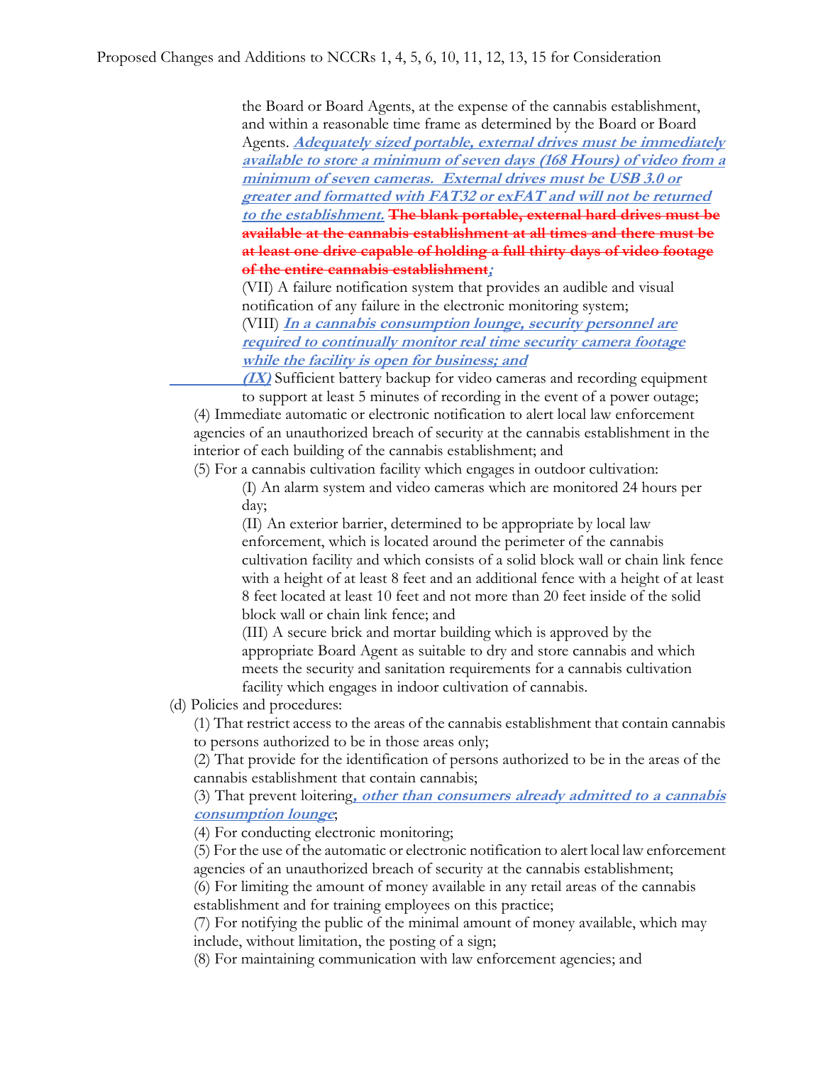the Board or Board Agents, at the expense of the cannabis establishment, and within a reasonable time frame as determined by the Board or Board Agents. ***Adequately sized portable, external drives must be immediately available to store a minimum of seven days (168 Hours) of video from a minimum of seven cameras. External drives must be USB 3.0 or greater and formatted with FAT32 or exFAT and will not be returned to the establishment.*** ~~**The blank portable, external hard drives must be available at the cannabis establishment at all times and there must be at least one drive capable of holding a full thirty days of video footage of the entire cannabis establishment**~~***;***

(VII) A failure notification system that provides an audible and visual notification of any failure in the electronic monitoring system;

(VIII) ***In a cannabis consumption lounge, security personnel are required to continually monitor real time security camera footage while the facility is open for business; and***

***(IX)*** Sufficient battery backup for video cameras and recording equipment to support at least 5 minutes of recording in the event of a power outage;

(4) Immediate automatic or electronic notification to alert local law enforcement agencies of an unauthorized breach of security at the cannabis establishment in the interior of each building of the cannabis establishment; and

(5) For a cannabis cultivation facility which engages in outdoor cultivation:

(I) An alarm system and video cameras which are monitored 24 hours per day;

(II) An exterior barrier, determined to be appropriate by local law enforcement, which is located around the perimeter of the cannabis cultivation facility and which consists of a solid block wall or chain link fence with a height of at least 8 feet and an additional fence with a height of at least 8 feet located at least 10 feet and not more than 20 feet inside of the solid block wall or chain link fence; and

(III) A secure brick and mortar building which is approved by the appropriate Board Agent as suitable to dry and store cannabis and which meets the security and sanitation requirements for a cannabis cultivation facility which engages in indoor cultivation of cannabis.

(d) Policies and procedures:

(1) That restrict access to the areas of the cannabis establishment that contain cannabis to persons authorized to be in those areas only;

(2) That provide for the identification of persons authorized to be in the areas of the cannabis establishment that contain cannabis;

(3) That prevent loitering***, other than consumers already admitted to a cannabis consumption lounge***;

(4) For conducting electronic monitoring;

(5) For the use of the automatic or electronic notification to alert local law enforcement agencies of an unauthorized breach of security at the cannabis establishment;

(6) For limiting the amount of money available in any retail areas of the cannabis establishment and for training employees on this practice;

(7) For notifying the public of the minimal amount of money available, which may include, without limitation, the posting of a sign;

(8) For maintaining communication with law enforcement agencies; and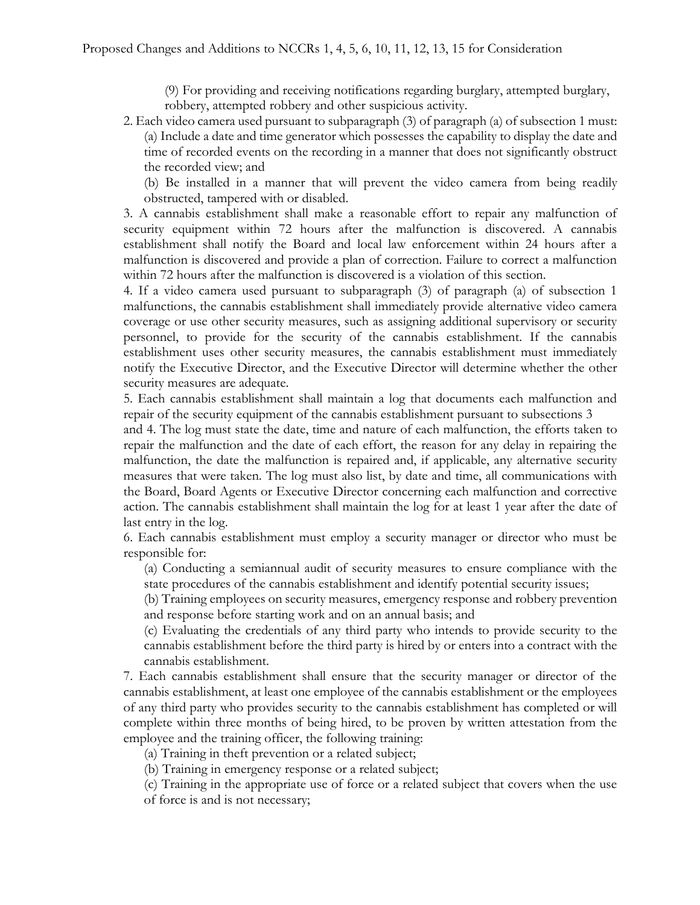(9) For providing and receiving notifications regarding burglary, attempted burglary, robbery, attempted robbery and other suspicious activity.

2. Each video camera used pursuant to subparagraph (3) of paragraph (a) of subsection 1 must:

(a) Include a date and time generator which possesses the capability to display the date and time of recorded events on the recording in a manner that does not significantly obstruct the recorded view; and

(b) Be installed in a manner that will prevent the video camera from being readily obstructed, tampered with or disabled.

3. A cannabis establishment shall make a reasonable effort to repair any malfunction of security equipment within 72 hours after the malfunction is discovered. A cannabis establishment shall notify the Board and local law enforcement within 24 hours after a malfunction is discovered and provide a plan of correction. Failure to correct a malfunction within 72 hours after the malfunction is discovered is a violation of this section.

4. If a video camera used pursuant to subparagraph (3) of paragraph (a) of subsection 1 malfunctions, the cannabis establishment shall immediately provide alternative video camera coverage or use other security measures, such as assigning additional supervisory or security personnel, to provide for the security of the cannabis establishment. If the cannabis establishment uses other security measures, the cannabis establishment must immediately notify the Executive Director, and the Executive Director will determine whether the other security measures are adequate.

5. Each cannabis establishment shall maintain a log that documents each malfunction and repair of the security equipment of the cannabis establishment pursuant to subsections 3 and 4. The log must state the date, time and nature of each malfunction, the efforts taken to repair the malfunction and the date of each effort, the reason for any delay in repairing the malfunction, the date the malfunction is repaired and, if applicable, any alternative security measures that were taken. The log must also list, by date and time, all communications with the Board, Board Agents or Executive Director concerning each malfunction and corrective action. The cannabis establishment shall maintain the log for at least 1 year after the date of last entry in the log.

6. Each cannabis establishment must employ a security manager or director who must be responsible for:

(a) Conducting a semiannual audit of security measures to ensure compliance with the state procedures of the cannabis establishment and identify potential security issues;

(b) Training employees on security measures, emergency response and robbery prevention and response before starting work and on an annual basis; and

(c) Evaluating the credentials of any third party who intends to provide security to the cannabis establishment before the third party is hired by or enters into a contract with the cannabis establishment.

7. Each cannabis establishment shall ensure that the security manager or director of the cannabis establishment, at least one employee of the cannabis establishment or the employees of any third party who provides security to the cannabis establishment has completed or will complete within three months of being hired, to be proven by written attestation from the employee and the training officer, the following training:

(a) Training in theft prevention or a related subject;

(b) Training in emergency response or a related subject;

(c) Training in the appropriate use of force or a related subject that covers when the use of force is and is not necessary;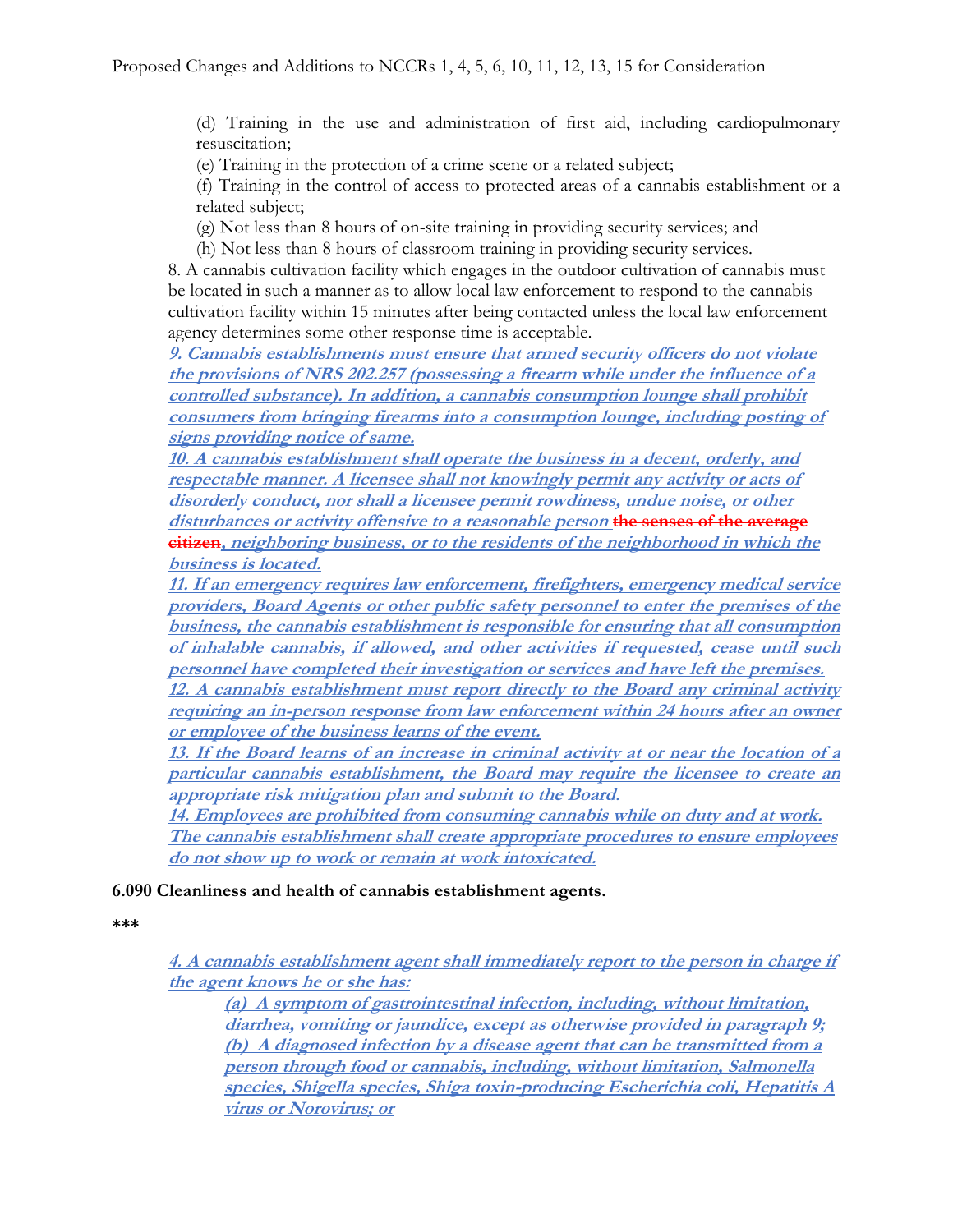(d) Training in the use and administration of first aid, including cardiopulmonary resuscitation;

(e) Training in the protection of a crime scene or a related subject;

(f) Training in the control of access to protected areas of a cannabis establishment or a related subject;

(g) Not less than 8 hours of on-site training in providing security services; and

(h) Not less than 8 hours of classroom training in providing security services.

8. A cannabis cultivation facility which engages in the outdoor cultivation of cannabis must be located in such a manner as to allow local law enforcement to respond to the cannabis cultivation facility within 15 minutes after being contacted unless the local law enforcement agency determines some other response time is acceptable.

***9. Cannabis establishments must ensure that armed security officers do not violate the provisions of NRS 202.257 (possessing a firearm while under the influence of a controlled substance). In addition, a cannabis consumption lounge shall prohibit consumers from bringing firearms into a consumption lounge, including posting of signs providing notice of same.***

***10. A cannabis establishment shall operate the business in a decent, orderly, and respectable manner. A licensee shall not knowingly permit any activity or acts of disorderly conduct, nor shall a licensee permit rowdiness, undue noise, or other disturbances or activity offensive to a reasonable person*** ~~the senses of the average citizen~~***, neighboring business, or to the residents of the neighborhood in which the business is located.***

***11. If an emergency requires law enforcement, firefighters, emergency medical service providers, Board Agents or other public safety personnel to enter the premises of the business, the cannabis establishment is responsible for ensuring that all consumption of inhalable cannabis, if allowed, and other activities if requested, cease until such personnel have completed their investigation or services and have left the premises.***

***12. A cannabis establishment must report directly to the Board any criminal activity requiring an in-person response from law enforcement within 24 hours after an owner or employee of the business learns of the event.***

***13. If the Board learns of an increase in criminal activity at or near the location of a particular cannabis establishment, the Board may require the licensee to create an appropriate risk mitigation plan and submit to the Board.***

***14. Employees are prohibited from consuming cannabis while on duty and at work. The cannabis establishment shall create appropriate procedures to ensure employees do not show up to work or remain at work intoxicated.***

**6.090 Cleanliness and health of cannabis establishment agents.**

**\*\*\***

***4. A cannabis establishment agent shall immediately report to the person in charge if the agent knows he or she has:***

> ***(a) A symptom of gastrointestinal infection, including, without limitation, diarrhea, vomiting or jaundice, except as otherwise provided in paragraph 9;***
>
> ***(b) A diagnosed infection by a disease agent that can be transmitted from a person through food or cannabis, including, without limitation, Salmonella species, Shigella species, Shiga toxin-producing Escherichia coli, Hepatitis A virus or Norovirus; or***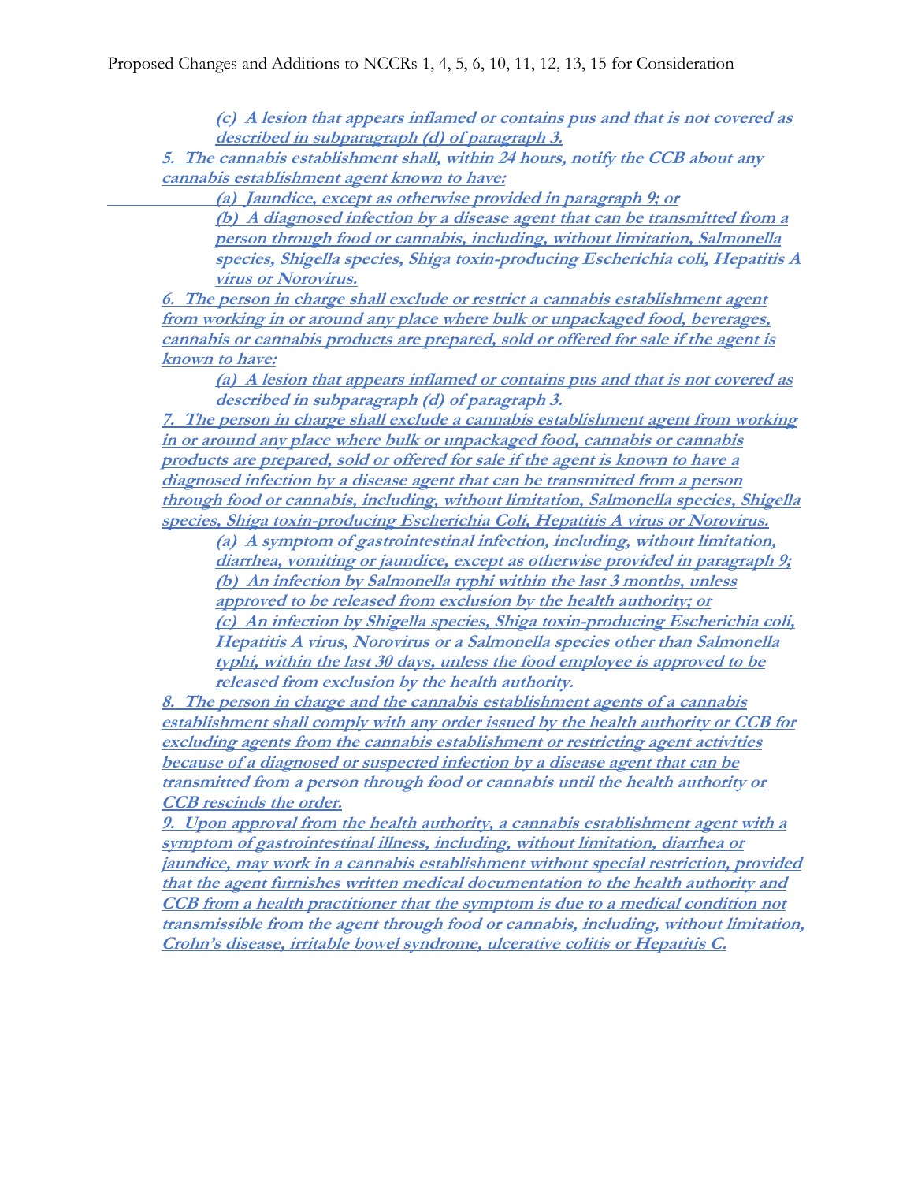(c) A lesion that appears inflamed or contains pus and that is not covered as described in subparagraph (d) of paragraph 3.

5. The cannabis establishment shall, within 24 hours, notify the CCB about any cannabis establishment agent known to have:

(a) Jaundice, except as otherwise provided in paragraph 9; or

(b) A diagnosed infection by a disease agent that can be transmitted from a person through food or cannabis, including, without limitation, Salmonella species, Shigella species, Shiga toxin-producing Escherichia coli, Hepatitis A virus or Norovirus.

6. The person in charge shall exclude or restrict a cannabis establishment agent from working in or around any place where bulk or unpackaged food, beverages, cannabis or cannabis products are prepared, sold or offered for sale if the agent is known to have:

(a) A lesion that appears inflamed or contains pus and that is not covered as described in subparagraph (d) of paragraph 3.

7. The person in charge shall exclude a cannabis establishment agent from working in or around any place where bulk or unpackaged food, cannabis or cannabis products are prepared, sold or offered for sale if the agent is known to have a diagnosed infection by a disease agent that can be transmitted from a person through food or cannabis, including, without limitation, Salmonella species, Shigella species, Shiga toxin-producing Escherichia Coli, Hepatitis A virus or Norovirus.

(a) A symptom of gastrointestinal infection, including, without limitation, diarrhea, vomiting or jaundice, except as otherwise provided in paragraph 9;

(b) An infection by Salmonella typhi within the last 3 months, unless approved to be released from exclusion by the health authority; or

(c) An infection by Shigella species, Shiga toxin-producing Escherichia coli, Hepatitis A virus, Norovirus or a Salmonella species other than Salmonella typhi, within the last 30 days, unless the food employee is approved to be released from exclusion by the health authority.

8. The person in charge and the cannabis establishment agents of a cannabis establishment shall comply with any order issued by the health authority or CCB for excluding agents from the cannabis establishment or restricting agent activities because of a diagnosed or suspected infection by a disease agent that can be transmitted from a person through food or cannabis until the health authority or CCB rescinds the order.

9. Upon approval from the health authority, a cannabis establishment agent with a symptom of gastrointestinal illness, including, without limitation, diarrhea or jaundice, may work in a cannabis establishment without special restriction, provided that the agent furnishes written medical documentation to the health authority and CCB from a health practitioner that the symptom is due to a medical condition not transmissible from the agent through food or cannabis, including, without limitation, Crohn's disease, irritable bowel syndrome, ulcerative colitis or Hepatitis C.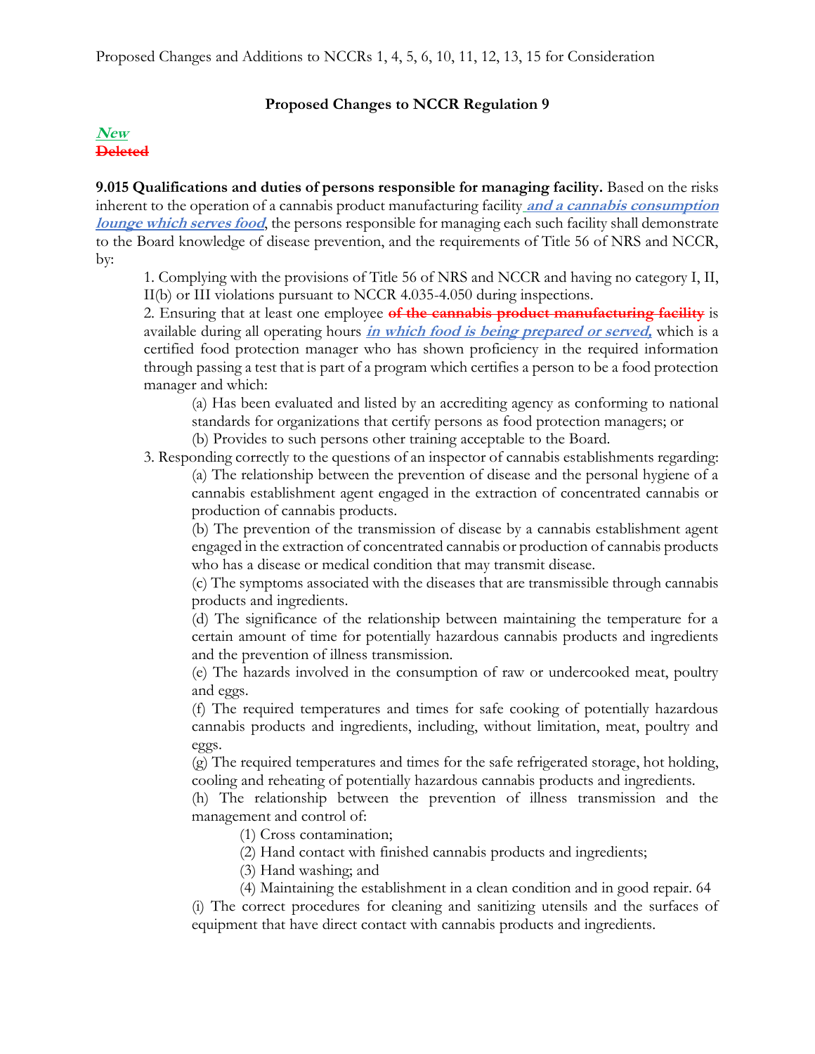Proposed Changes and Additions to NCCRs 1, 4, 5, 6, 10, 11, 12, 13, 15 for Consideration

**Proposed Changes to NCCR Regulation 9**

***New***
~~**Deleted**~~

**9.015 Qualifications and duties of persons responsible for managing facility.** Based on the risks inherent to the operation of a cannabis product manufacturing facility ***and a cannabis consumption lounge which serves food***, the persons responsible for managing each such facility shall demonstrate to the Board knowledge of disease prevention, and the requirements of Title 56 of NRS and NCCR, by:

1. Complying with the provisions of Title 56 of NRS and NCCR and having no category I, II, II(b) or III violations pursuant to NCCR 4.035-4.050 during inspections.
2. Ensuring that at least one employee ~~**of the cannabis product manufacturing facility**~~ is available during all operating hours ***in which food is being prepared or served,*** which is a certified food protection manager who has shown proficiency in the required information through passing a test that is part of a program which certifies a person to be a food protection manager and which:
   (a) Has been evaluated and listed by an accrediting agency as conforming to national standards for organizations that certify persons as food protection managers; or
   (b) Provides to such persons other training acceptable to the Board.
3. Responding correctly to the questions of an inspector of cannabis establishments regarding:
   (a) The relationship between the prevention of disease and the personal hygiene of a cannabis establishment agent engaged in the extraction of concentrated cannabis or production of cannabis products.
   (b) The prevention of the transmission of disease by a cannabis establishment agent engaged in the extraction of concentrated cannabis or production of cannabis products who has a disease or medical condition that may transmit disease.
   (c) The symptoms associated with the diseases that are transmissible through cannabis products and ingredients.
   (d) The significance of the relationship between maintaining the temperature for a certain amount of time for potentially hazardous cannabis products and ingredients and the prevention of illness transmission.
   (e) The hazards involved in the consumption of raw or undercooked meat, poultry and eggs.
   (f) The required temperatures and times for safe cooking of potentially hazardous cannabis products and ingredients, including, without limitation, meat, poultry and eggs.
   (g) The required temperatures and times for the safe refrigerated storage, hot holding, cooling and reheating of potentially hazardous cannabis products and ingredients.
   (h) The relationship between the prevention of illness transmission and the management and control of:
      (1) Cross contamination;
      (2) Hand contact with finished cannabis products and ingredients;
      (3) Hand washing; and
      (4) Maintaining the establishment in a clean condition and in good repair. 64
   (i) The correct procedures for cleaning and sanitizing utensils and the surfaces of equipment that have direct contact with cannabis products and ingredients.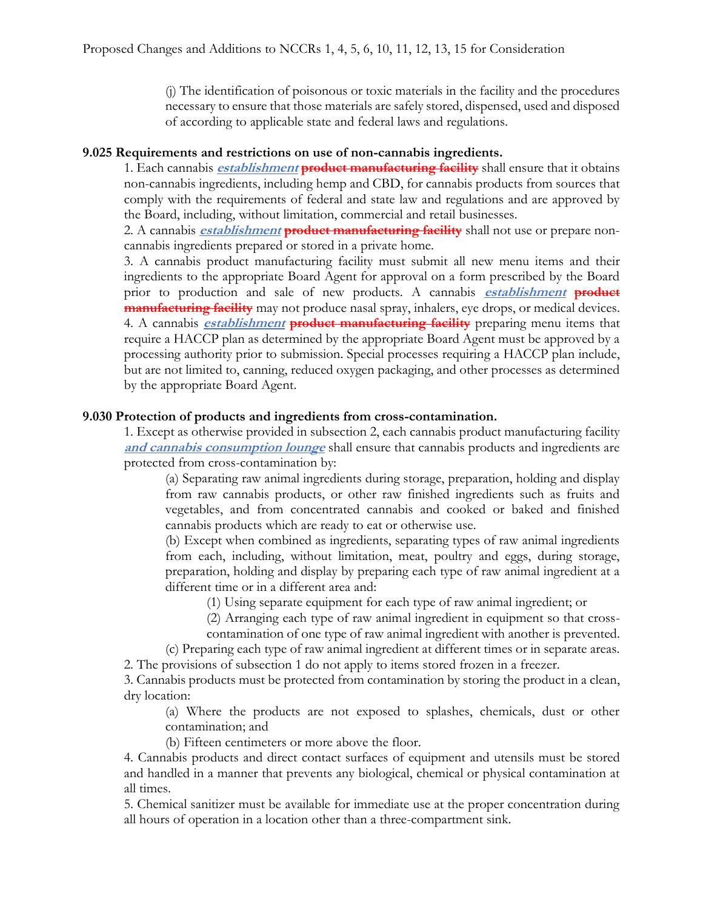(j) The identification of poisonous or toxic materials in the facility and the procedures necessary to ensure that those materials are safely stored, dispensed, used and disposed of according to applicable state and federal laws and regulations.

**9.025 Requirements and restrictions on use of non-cannabis ingredients.**

1. Each cannabis ***establishment*** ~~**product manufacturing facility**~~ shall ensure that it obtains non-cannabis ingredients, including hemp and CBD, for cannabis products from sources that comply with the requirements of federal and state law and regulations and are approved by the Board, including, without limitation, commercial and retail businesses.

2. A cannabis ***establishment*** ~~**product manufacturing facility**~~ shall not use or prepare non-cannabis ingredients prepared or stored in a private home.

3. A cannabis product manufacturing facility must submit all new menu items and their ingredients to the appropriate Board Agent for approval on a form prescribed by the Board prior to production and sale of new products. A cannabis ***establishment*** ~~**product manufacturing facility**~~ may not produce nasal spray, inhalers, eye drops, or medical devices.

4. A cannabis ***establishment*** ~~**product manufacturing facility**~~ preparing menu items that require a HACCP plan as determined by the appropriate Board Agent must be approved by a processing authority prior to submission. Special processes requiring a HACCP plan include, but are not limited to, canning, reduced oxygen packaging, and other processes as determined by the appropriate Board Agent.

**9.030 Protection of products and ingredients from cross-contamination.**

1. Except as otherwise provided in subsection 2, each cannabis product manufacturing facility ***and cannabis consumption lounge*** shall ensure that cannabis products and ingredients are protected from cross-contamination by:

   (a) Separating raw animal ingredients during storage, preparation, holding and display from raw cannabis products, or other raw finished ingredients such as fruits and vegetables, and from concentrated cannabis and cooked or baked and finished cannabis products which are ready to eat or otherwise use.

   (b) Except when combined as ingredients, separating types of raw animal ingredients from each, including, without limitation, meat, poultry and eggs, during storage, preparation, holding and display by preparing each type of raw animal ingredient at a different time or in a different area and:

      (1) Using separate equipment for each type of raw animal ingredient; or

      (2) Arranging each type of raw animal ingredient in equipment so that cross-contamination of one type of raw animal ingredient with another is prevented.

   (c) Preparing each type of raw animal ingredient at different times or in separate areas.

2. The provisions of subsection 1 do not apply to items stored frozen in a freezer.

3. Cannabis products must be protected from contamination by storing the product in a clean, dry location:

   (a) Where the products are not exposed to splashes, chemicals, dust or other contamination; and

   (b) Fifteen centimeters or more above the floor.

4. Cannabis products and direct contact surfaces of equipment and utensils must be stored and handled in a manner that prevents any biological, chemical or physical contamination at all times.

5. Chemical sanitizer must be available for immediate use at the proper concentration during all hours of operation in a location other than a three-compartment sink.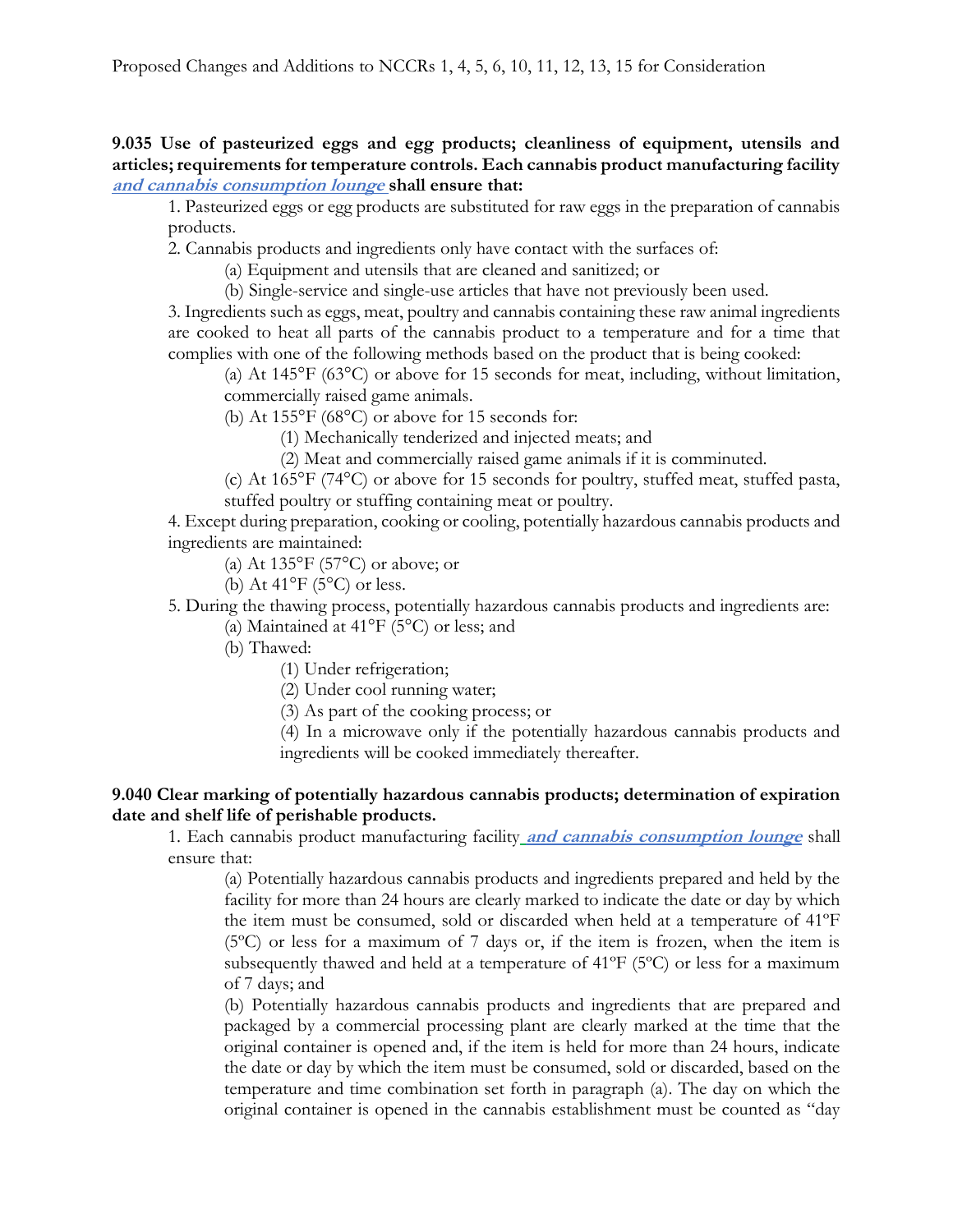**9.035 Use of pasteurized eggs and egg products; cleanliness of equipment, utensils and articles; requirements for temperature controls. Each cannabis product manufacturing facility *and cannabis consumption lounge* shall ensure that:**

1. Pasteurized eggs or egg products are substituted for raw eggs in the preparation of cannabis products.
2. Cannabis products and ingredients only have contact with the surfaces of:
    - (a) Equipment and utensils that are cleaned and sanitized; or
    - (b) Single-service and single-use articles that have not previously been used.
3. Ingredients such as eggs, meat, poultry and cannabis containing these raw animal ingredients are cooked to heat all parts of the cannabis product to a temperature and for a time that complies with one of the following methods based on the product that is being cooked:
    - (a) At 145°F (63°C) or above for 15 seconds for meat, including, without limitation, commercially raised game animals.
    - (b) At 155°F (68°C) or above for 15 seconds for:
        - (1) Mechanically tenderized and injected meats; and
        - (2) Meat and commercially raised game animals if it is comminuted.
    - (c) At 165°F (74°C) or above for 15 seconds for poultry, stuffed meat, stuffed pasta, stuffed poultry or stuffing containing meat or poultry.
4. Except during preparation, cooking or cooling, potentially hazardous cannabis products and ingredients are maintained:
    - (a) At 135°F (57°C) or above; or
    - (b) At 41°F (5°C) or less.
5. During the thawing process, potentially hazardous cannabis products and ingredients are:
    - (a) Maintained at 41°F (5°C) or less; and
    - (b) Thawed:
        - (1) Under refrigeration;
        - (2) Under cool running water;
        - (3) As part of the cooking process; or
        - (4) In a microwave only if the potentially hazardous cannabis products and ingredients will be cooked immediately thereafter.

**9.040 Clear marking of potentially hazardous cannabis products; determination of expiration date and shelf life of perishable products.**

1. Each cannabis product manufacturing facility *and cannabis consumption lounge* shall ensure that:
    - (a) Potentially hazardous cannabis products and ingredients prepared and held by the facility for more than 24 hours are clearly marked to indicate the date or day by which the item must be consumed, sold or discarded when held at a temperature of 41ºF (5ºC) or less for a maximum of 7 days or, if the item is frozen, when the item is subsequently thawed and held at a temperature of 41ºF (5ºC) or less for a maximum of 7 days; and
    - (b) Potentially hazardous cannabis products and ingredients that are prepared and packaged by a commercial processing plant are clearly marked at the time that the original container is opened and, if the item is held for more than 24 hours, indicate the date or day by which the item must be consumed, sold or discarded, based on the temperature and time combination set forth in paragraph (a). The day on which the original container is opened in the cannabis establishment must be counted as "day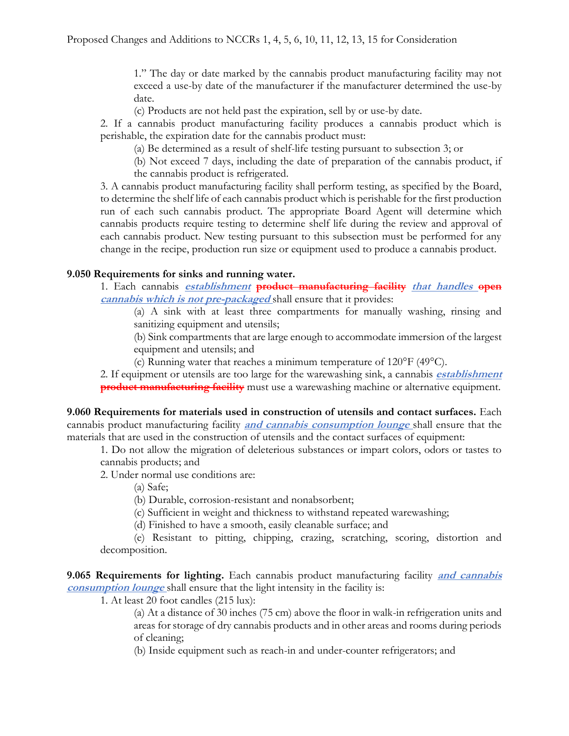1." The day or date marked by the cannabis product manufacturing facility may not exceed a use-by date of the manufacturer if the manufacturer determined the use-by date.

(c) Products are not held past the expiration, sell by or use-by date.

2. If a cannabis product manufacturing facility produces a cannabis product which is perishable, the expiration date for the cannabis product must:

(a) Be determined as a result of shelf-life testing pursuant to subsection 3; or

(b) Not exceed 7 days, including the date of preparation of the cannabis product, if the cannabis product is refrigerated.

3. A cannabis product manufacturing facility shall perform testing, as specified by the Board, to determine the shelf life of each cannabis product which is perishable for the first production run of each such cannabis product. The appropriate Board Agent will determine which cannabis products require testing to determine shelf life during the review and approval of each cannabis product. New testing pursuant to this subsection must be performed for any change in the recipe, production run size or equipment used to produce a cannabis product.

**9.050 Requirements for sinks and running water.**

1. Each cannabis ***establishment*** ~~**product manufacturing facility**~~ ***that handles*** ~~**open**~~ ***cannabis which is not pre-packaged*** shall ensure that it provides:

(a) A sink with at least three compartments for manually washing, rinsing and sanitizing equipment and utensils;

(b) Sink compartments that are large enough to accommodate immersion of the largest equipment and utensils; and

(c) Running water that reaches a minimum temperature of 120°F (49°C).

2. If equipment or utensils are too large for the warewashing sink, a cannabis ***establishment*** ~~**product manufacturing facility**~~ must use a warewashing machine or alternative equipment.

**9.060 Requirements for materials used in construction of utensils and contact surfaces.** Each cannabis product manufacturing facility ***and cannabis consumption lounge*** shall ensure that the materials that are used in the construction of utensils and the contact surfaces of equipment:

1. Do not allow the migration of deleterious substances or impart colors, odors or tastes to cannabis products; and

2. Under normal use conditions are:

(a) Safe;

(b) Durable, corrosion-resistant and nonabsorbent;

(c) Sufficient in weight and thickness to withstand repeated warewashing;

(d) Finished to have a smooth, easily cleanable surface; and

(e) Resistant to pitting, chipping, crazing, scratching, scoring, distortion and decomposition.

**9.065 Requirements for lighting.** Each cannabis product manufacturing facility ***and cannabis consumption lounge*** shall ensure that the light intensity in the facility is:

1. At least 20 foot candles (215 lux):

(a) At a distance of 30 inches (75 cm) above the floor in walk-in refrigeration units and areas for storage of dry cannabis products and in other areas and rooms during periods of cleaning;

(b) Inside equipment such as reach-in and under-counter refrigerators; and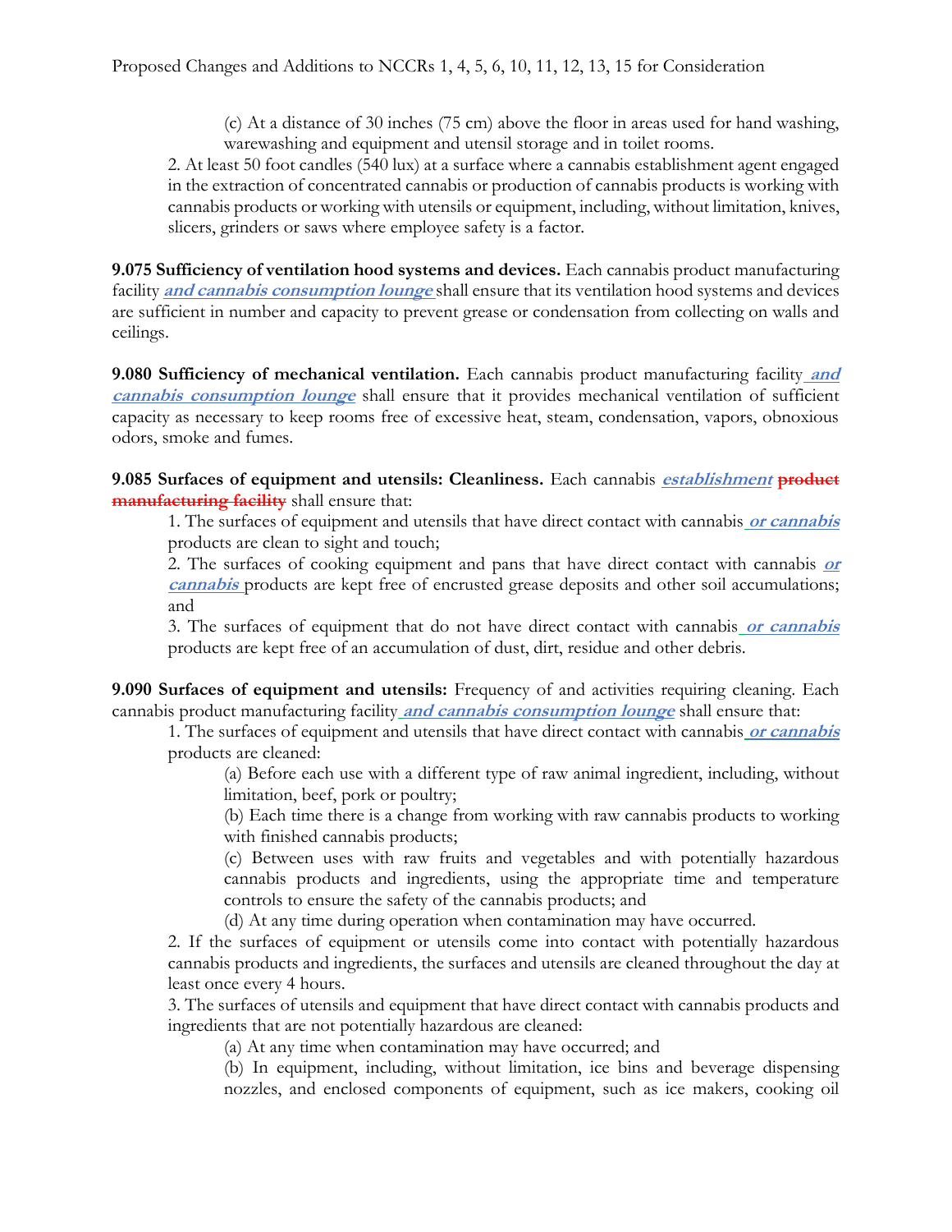(c) At a distance of 30 inches (75 cm) above the floor in areas used for hand washing, warewashing and equipment and utensil storage and in toilet rooms.

2. At least 50 foot candles (540 lux) at a surface where a cannabis establishment agent engaged in the extraction of concentrated cannabis or production of cannabis products is working with cannabis products or working with utensils or equipment, including, without limitation, knives, slicers, grinders or saws where employee safety is a factor.

**9.075 Sufficiency of ventilation hood systems and devices.** Each cannabis product manufacturing facility ***and cannabis consumption lounge*** shall ensure that its ventilation hood systems and devices are sufficient in number and capacity to prevent grease or condensation from collecting on walls and ceilings.

**9.080 Sufficiency of mechanical ventilation.** Each cannabis product manufacturing facility ***and cannabis consumption lounge*** shall ensure that it provides mechanical ventilation of sufficient capacity as necessary to keep rooms free of excessive heat, steam, condensation, vapors, obnoxious odors, smoke and fumes.

**9.085 Surfaces of equipment and utensils: Cleanliness.** Each cannabis ***establishment*** ~~product manufacturing facility~~ shall ensure that:

1. The surfaces of equipment and utensils that have direct contact with cannabis ***or cannabis*** products are clean to sight and touch;

2. The surfaces of cooking equipment and pans that have direct contact with cannabis ***or cannabis*** products are kept free of encrusted grease deposits and other soil accumulations; and

3. The surfaces of equipment that do not have direct contact with cannabis ***or cannabis*** products are kept free of an accumulation of dust, dirt, residue and other debris.

**9.090 Surfaces of equipment and utensils:** Frequency of and activities requiring cleaning. Each cannabis product manufacturing facility ***and cannabis consumption lounge*** shall ensure that:

1. The surfaces of equipment and utensils that have direct contact with cannabis ***or cannabis*** products are cleaned:

(a) Before each use with a different type of raw animal ingredient, including, without limitation, beef, pork or poultry;

(b) Each time there is a change from working with raw cannabis products to working with finished cannabis products;

(c) Between uses with raw fruits and vegetables and with potentially hazardous cannabis products and ingredients, using the appropriate time and temperature controls to ensure the safety of the cannabis products; and

(d) At any time during operation when contamination may have occurred.

2. If the surfaces of equipment or utensils come into contact with potentially hazardous cannabis products and ingredients, the surfaces and utensils are cleaned throughout the day at least once every 4 hours.

3. The surfaces of utensils and equipment that have direct contact with cannabis products and ingredients that are not potentially hazardous are cleaned:

(a) At any time when contamination may have occurred; and

(b) In equipment, including, without limitation, ice bins and beverage dispensing nozzles, and enclosed components of equipment, such as ice makers, cooking oil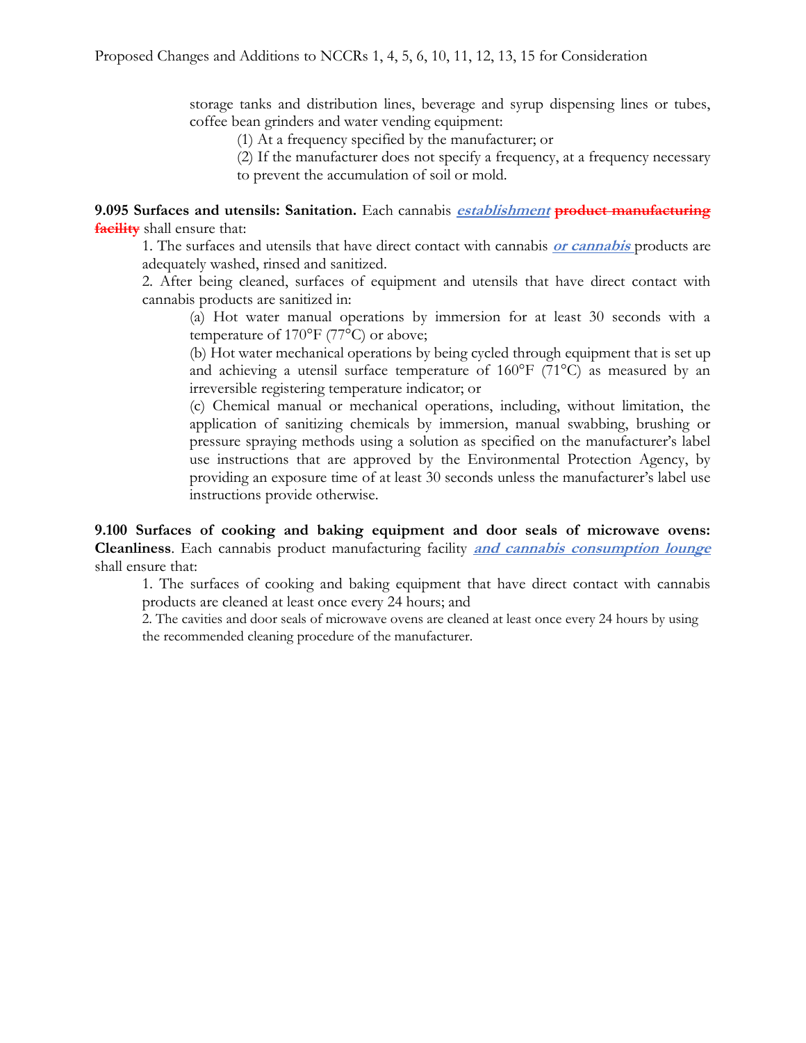storage tanks and distribution lines, beverage and syrup dispensing lines or tubes, coffee bean grinders and water vending equipment:

(1) At a frequency specified by the manufacturer; or

(2) If the manufacturer does not specify a frequency, at a frequency necessary to prevent the accumulation of soil or mold.

**9.095 Surfaces and utensils: Sanitation.** Each cannabis ***establishment*** ~~**product manufacturing facility**~~ shall ensure that:

1. The surfaces and utensils that have direct contact with cannabis ***or cannabis*** products are adequately washed, rinsed and sanitized.

2. After being cleaned, surfaces of equipment and utensils that have direct contact with cannabis products are sanitized in:

(a) Hot water manual operations by immersion for at least 30 seconds with a temperature of 170°F (77°C) or above;

(b) Hot water mechanical operations by being cycled through equipment that is set up and achieving a utensil surface temperature of 160°F (71°C) as measured by an irreversible registering temperature indicator; or

(c) Chemical manual or mechanical operations, including, without limitation, the application of sanitizing chemicals by immersion, manual swabbing, brushing or pressure spraying methods using a solution as specified on the manufacturer's label use instructions that are approved by the Environmental Protection Agency, by providing an exposure time of at least 30 seconds unless the manufacturer's label use instructions provide otherwise.

**9.100 Surfaces of cooking and baking equipment and door seals of microwave ovens: Cleanliness**. Each cannabis product manufacturing facility ***and cannabis consumption lounge*** shall ensure that:

1. The surfaces of cooking and baking equipment that have direct contact with cannabis products are cleaned at least once every 24 hours; and

2. The cavities and door seals of microwave ovens are cleaned at least once every 24 hours by using the recommended cleaning procedure of the manufacturer.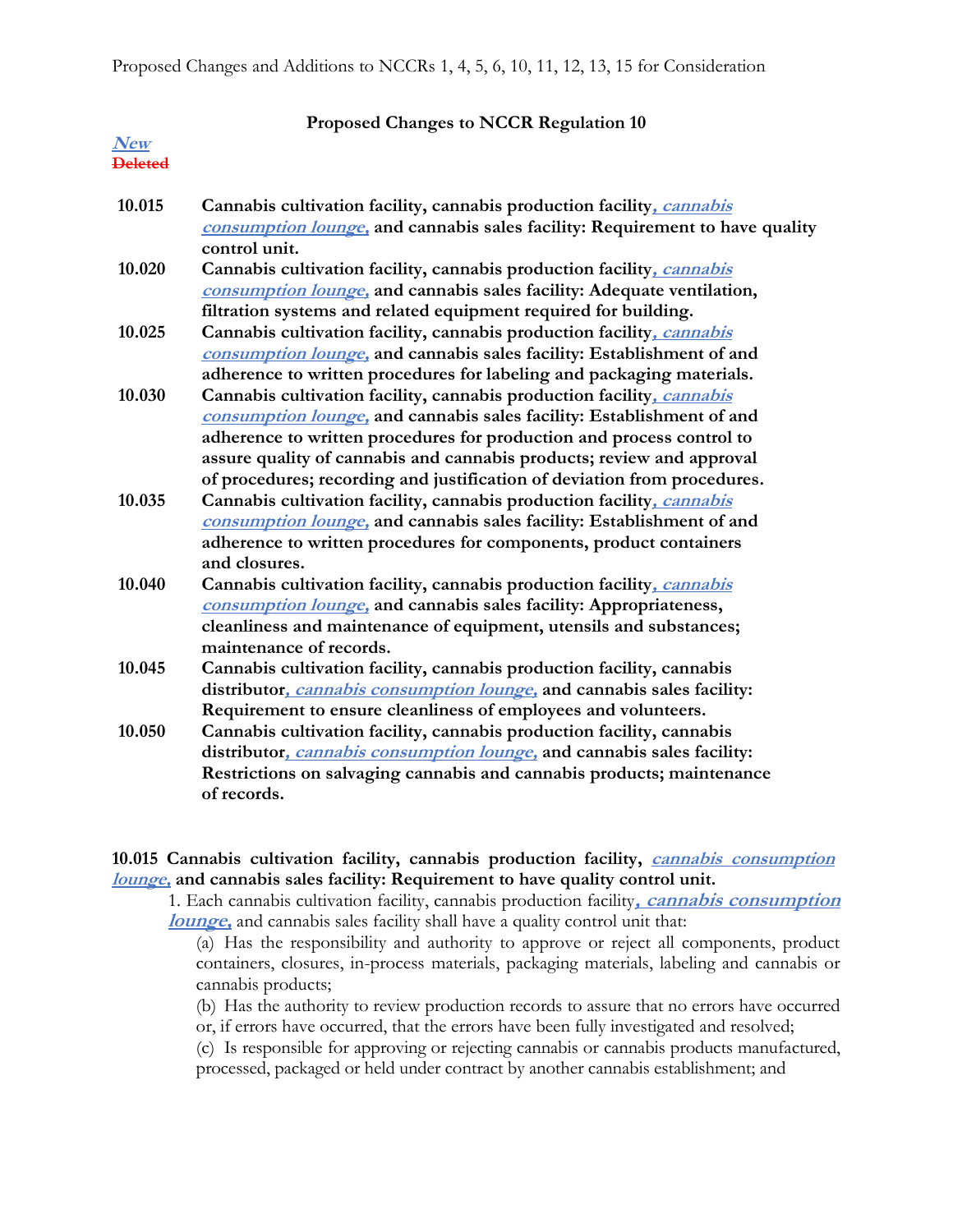Proposed Changes and Additions to NCCRs 1, 4, 5, 6, 10, 11, 12, 13, 15 for Consideration

## Proposed Changes to NCCR Regulation 10

***New***
~~Deleted~~

| | |
|---|---|
| **10.015** | **Cannabis cultivation facility, cannabis production facility*, cannabis consumption lounge,* and cannabis sales facility: Requirement to have quality control unit.** |
| **10.020** | **Cannabis cultivation facility, cannabis production facility*, cannabis consumption lounge,* and cannabis sales facility: Adequate ventilation, filtration systems and related equipment required for building.** |
| **10.025** | **Cannabis cultivation facility, cannabis production facility*, cannabis consumption lounge,* and cannabis sales facility: Establishment of and adherence to written procedures for labeling and packaging materials.** |
| **10.030** | **Cannabis cultivation facility, cannabis production facility*, cannabis consumption lounge,* and cannabis sales facility: Establishment of and adherence to written procedures for production and process control to assure quality of cannabis and cannabis products; review and approval of procedures; recording and justification of deviation from procedures.** |
| **10.035** | **Cannabis cultivation facility, cannabis production facility*, cannabis consumption lounge,* and cannabis sales facility: Establishment of and adherence to written procedures for components, product containers and closures.** |
| **10.040** | **Cannabis cultivation facility, cannabis production facility*, cannabis consumption lounge,* and cannabis sales facility: Appropriateness, cleanliness and maintenance of equipment, utensils and substances; maintenance of records.** |
| **10.045** | **Cannabis cultivation facility, cannabis production facility, cannabis distributor*, cannabis consumption lounge,* and cannabis sales facility: Requirement to ensure cleanliness of employees and volunteers.** |
| **10.050** | **Cannabis cultivation facility, cannabis production facility, cannabis distributor*, cannabis consumption lounge,* and cannabis sales facility: Restrictions on salvaging cannabis and cannabis products; maintenance of records.** |

**10.015 Cannabis cultivation facility, cannabis production facility, *cannabis consumption lounge,* and cannabis sales facility: Requirement to have quality control unit.**

1. Each cannabis cultivation facility, cannabis production facility***, cannabis consumption lounge,*** and cannabis sales facility shall have a quality control unit that:

   (a) Has the responsibility and authority to approve or reject all components, product containers, closures, in-process materials, packaging materials, labeling and cannabis or cannabis products;

   (b) Has the authority to review production records to assure that no errors have occurred or, if errors have occurred, that the errors have been fully investigated and resolved;

   (c) Is responsible for approving or rejecting cannabis or cannabis products manufactured, processed, packaged or held under contract by another cannabis establishment; and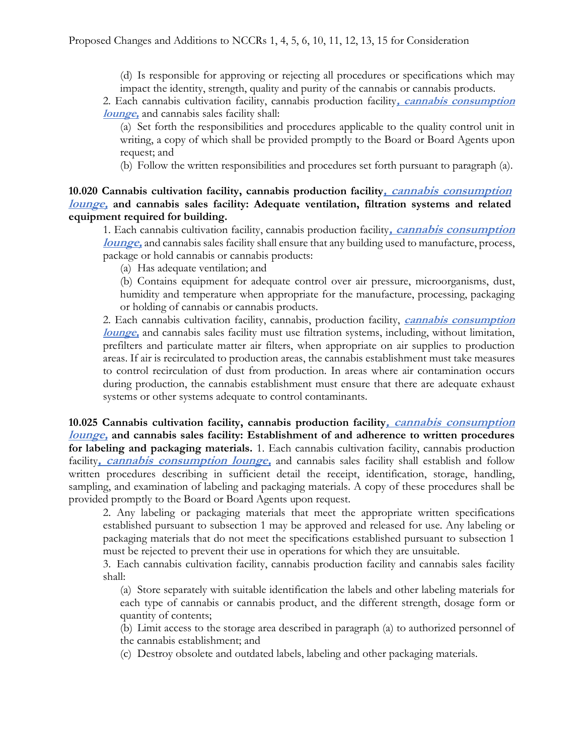(d) Is responsible for approving or rejecting all procedures or specifications which may impact the identity, strength, quality and purity of the cannabis or cannabis products.

2. Each cannabis cultivation facility, cannabis production facility***, cannabis consumption lounge,*** and cannabis sales facility shall:

(a) Set forth the responsibilities and procedures applicable to the quality control unit in writing, a copy of which shall be provided promptly to the Board or Board Agents upon request; and

(b) Follow the written responsibilities and procedures set forth pursuant to paragraph (a).

**10.020 Cannabis cultivation facility, cannabis production facility*, cannabis consumption lounge,* and cannabis sales facility: Adequate ventilation, filtration systems and related equipment required for building.**

1. Each cannabis cultivation facility, cannabis production facility***, cannabis consumption lounge,*** and cannabis sales facility shall ensure that any building used to manufacture, process, package or hold cannabis or cannabis products:

(a) Has adequate ventilation; and

(b) Contains equipment for adequate control over air pressure, microorganisms, dust, humidity and temperature when appropriate for the manufacture, processing, packaging or holding of cannabis or cannabis products.

2. Each cannabis cultivation facility, cannabis, production facility, ***cannabis consumption lounge,*** and cannabis sales facility must use filtration systems, including, without limitation, prefilters and particulate matter air filters, when appropriate on air supplies to production areas. If air is recirculated to production areas, the cannabis establishment must take measures to control recirculation of dust from production. In areas where air contamination occurs during production, the cannabis establishment must ensure that there are adequate exhaust systems or other systems adequate to control contaminants.

**10.025 Cannabis cultivation facility, cannabis production facility*, cannabis consumption lounge,* and cannabis sales facility: Establishment of and adherence to written procedures for labeling and packaging materials.** 1. Each cannabis cultivation facility, cannabis production facility***, cannabis consumption lounge,*** and cannabis sales facility shall establish and follow written procedures describing in sufficient detail the receipt, identification, storage, handling, sampling, and examination of labeling and packaging materials. A copy of these procedures shall be provided promptly to the Board or Board Agents upon request.

2. Any labeling or packaging materials that meet the appropriate written specifications established pursuant to subsection 1 may be approved and released for use. Any labeling or packaging materials that do not meet the specifications established pursuant to subsection 1 must be rejected to prevent their use in operations for which they are unsuitable.

3. Each cannabis cultivation facility, cannabis production facility and cannabis sales facility shall:

(a) Store separately with suitable identification the labels and other labeling materials for each type of cannabis or cannabis product, and the different strength, dosage form or quantity of contents;

(b) Limit access to the storage area described in paragraph (a) to authorized personnel of the cannabis establishment; and

(c) Destroy obsolete and outdated labels, labeling and other packaging materials.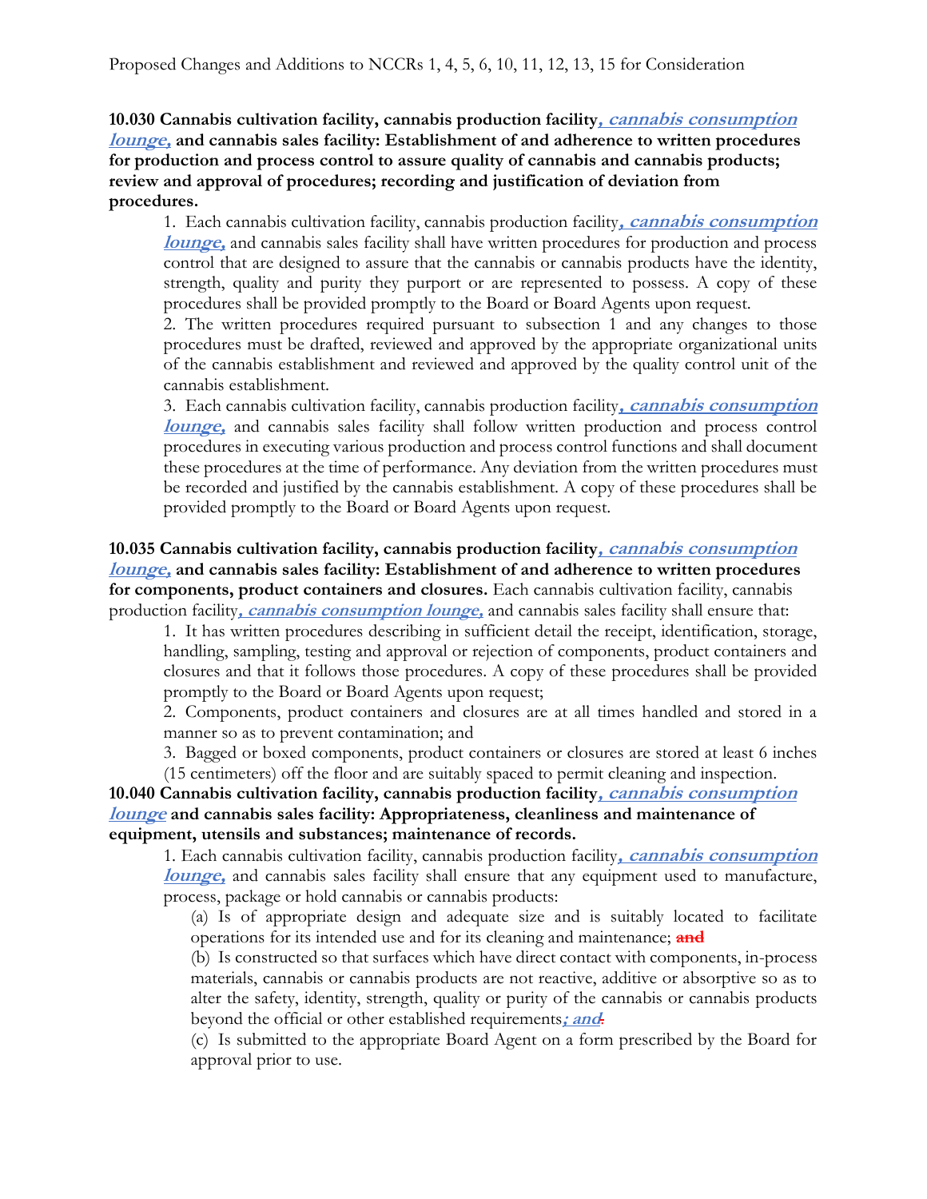**10.030 Cannabis cultivation facility, cannabis production facility*, cannabis consumption lounge,* and cannabis sales facility: Establishment of and adherence to written procedures for production and process control to assure quality of cannabis and cannabis products; review and approval of procedures; recording and justification of deviation from procedures.**

1. Each cannabis cultivation facility, cannabis production facility*, cannabis consumption lounge,* and cannabis sales facility shall have written procedures for production and process control that are designed to assure that the cannabis or cannabis products have the identity, strength, quality and purity they purport or are represented to possess. A copy of these procedures shall be provided promptly to the Board or Board Agents upon request.

2. The written procedures required pursuant to subsection 1 and any changes to those procedures must be drafted, reviewed and approved by the appropriate organizational units of the cannabis establishment and reviewed and approved by the quality control unit of the cannabis establishment.

3. Each cannabis cultivation facility, cannabis production facility*, cannabis consumption lounge,* and cannabis sales facility shall follow written production and process control procedures in executing various production and process control functions and shall document these procedures at the time of performance. Any deviation from the written procedures must be recorded and justified by the cannabis establishment. A copy of these procedures shall be provided promptly to the Board or Board Agents upon request.

**10.035 Cannabis cultivation facility, cannabis production facility*, cannabis consumption lounge,* and cannabis sales facility: Establishment of and adherence to written procedures for components, product containers and closures.** Each cannabis cultivation facility, cannabis production facility*, cannabis consumption lounge,* and cannabis sales facility shall ensure that:

1. It has written procedures describing in sufficient detail the receipt, identification, storage, handling, sampling, testing and approval or rejection of components, product containers and closures and that it follows those procedures. A copy of these procedures shall be provided promptly to the Board or Board Agents upon request;

2. Components, product containers and closures are at all times handled and stored in a manner so as to prevent contamination; and

3. Bagged or boxed components, product containers or closures are stored at least 6 inches (15 centimeters) off the floor and are suitably spaced to permit cleaning and inspection.

**10.040 Cannabis cultivation facility, cannabis production facility*, cannabis consumption lounge* and cannabis sales facility: Appropriateness, cleanliness and maintenance of equipment, utensils and substances; maintenance of records.**

1. Each cannabis cultivation facility, cannabis production facility*, cannabis consumption lounge,* and cannabis sales facility shall ensure that any equipment used to manufacture, process, package or hold cannabis or cannabis products:

(a) Is of appropriate design and adequate size and is suitably located to facilitate operations for its intended use and for its cleaning and maintenance; ~~and~~

(b) Is constructed so that surfaces which have direct contact with components, in-process materials, cannabis or cannabis products are not reactive, additive or absorptive so as to alter the safety, identity, strength, quality or purity of the cannabis or cannabis products beyond the official or other established requirements*; and*~~.~~

(c) Is submitted to the appropriate Board Agent on a form prescribed by the Board for approval prior to use.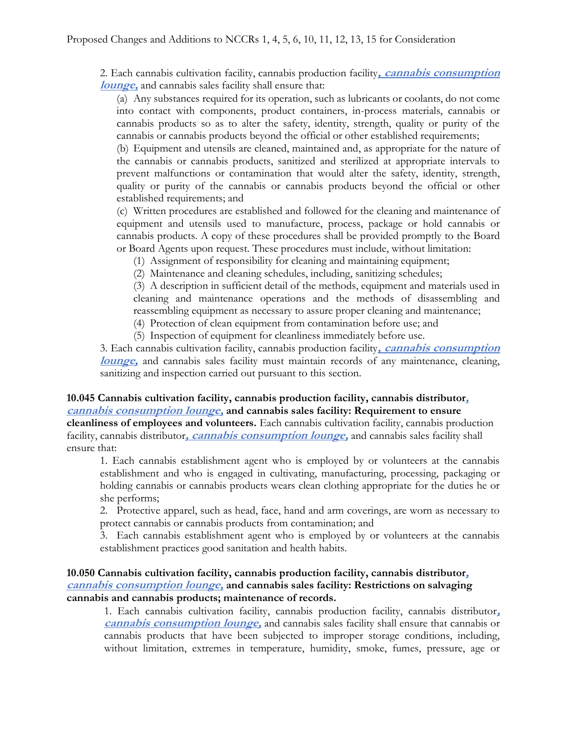2. Each cannabis cultivation facility, cannabis production facility***, cannabis consumption lounge,*** and cannabis sales facility shall ensure that:

(a) Any substances required for its operation, such as lubricants or coolants, do not come into contact with components, product containers, in-process materials, cannabis or cannabis products so as to alter the safety, identity, strength, quality or purity of the cannabis or cannabis products beyond the official or other established requirements;

(b) Equipment and utensils are cleaned, maintained and, as appropriate for the nature of the cannabis or cannabis products, sanitized and sterilized at appropriate intervals to prevent malfunctions or contamination that would alter the safety, identity, strength, quality or purity of the cannabis or cannabis products beyond the official or other established requirements; and

(c) Written procedures are established and followed for the cleaning and maintenance of equipment and utensils used to manufacture, process, package or hold cannabis or cannabis products. A copy of these procedures shall be provided promptly to the Board or Board Agents upon request. These procedures must include, without limitation:

(1) Assignment of responsibility for cleaning and maintaining equipment;

(2) Maintenance and cleaning schedules, including, sanitizing schedules;

(3) A description in sufficient detail of the methods, equipment and materials used in cleaning and maintenance operations and the methods of disassembling and reassembling equipment as necessary to assure proper cleaning and maintenance;

(4) Protection of clean equipment from contamination before use; and

(5) Inspection of equipment for cleanliness immediately before use.

3. Each cannabis cultivation facility, cannabis production facility***, cannabis consumption lounge,*** and cannabis sales facility must maintain records of any maintenance, cleaning, sanitizing and inspection carried out pursuant to this section.

**10.045 Cannabis cultivation facility, cannabis production facility, cannabis distributor*, cannabis consumption lounge,* and cannabis sales facility: Requirement to ensure cleanliness of employees and volunteers.** Each cannabis cultivation facility, cannabis production facility, cannabis distributor***, cannabis consumption lounge,*** and cannabis sales facility shall ensure that:

1. Each cannabis establishment agent who is employed by or volunteers at the cannabis establishment and who is engaged in cultivating, manufacturing, processing, packaging or holding cannabis or cannabis products wears clean clothing appropriate for the duties he or she performs;

2. Protective apparel, such as head, face, hand and arm coverings, are worn as necessary to protect cannabis or cannabis products from contamination; and

3. Each cannabis establishment agent who is employed by or volunteers at the cannabis establishment practices good sanitation and health habits.

**10.050 Cannabis cultivation facility, cannabis production facility, cannabis distributor*, cannabis consumption lounge,* and cannabis sales facility: Restrictions on salvaging cannabis and cannabis products; maintenance of records.**

1. Each cannabis cultivation facility, cannabis production facility, cannabis distributor***, cannabis consumption lounge,*** and cannabis sales facility shall ensure that cannabis or cannabis products that have been subjected to improper storage conditions, including, without limitation, extremes in temperature, humidity, smoke, fumes, pressure, age or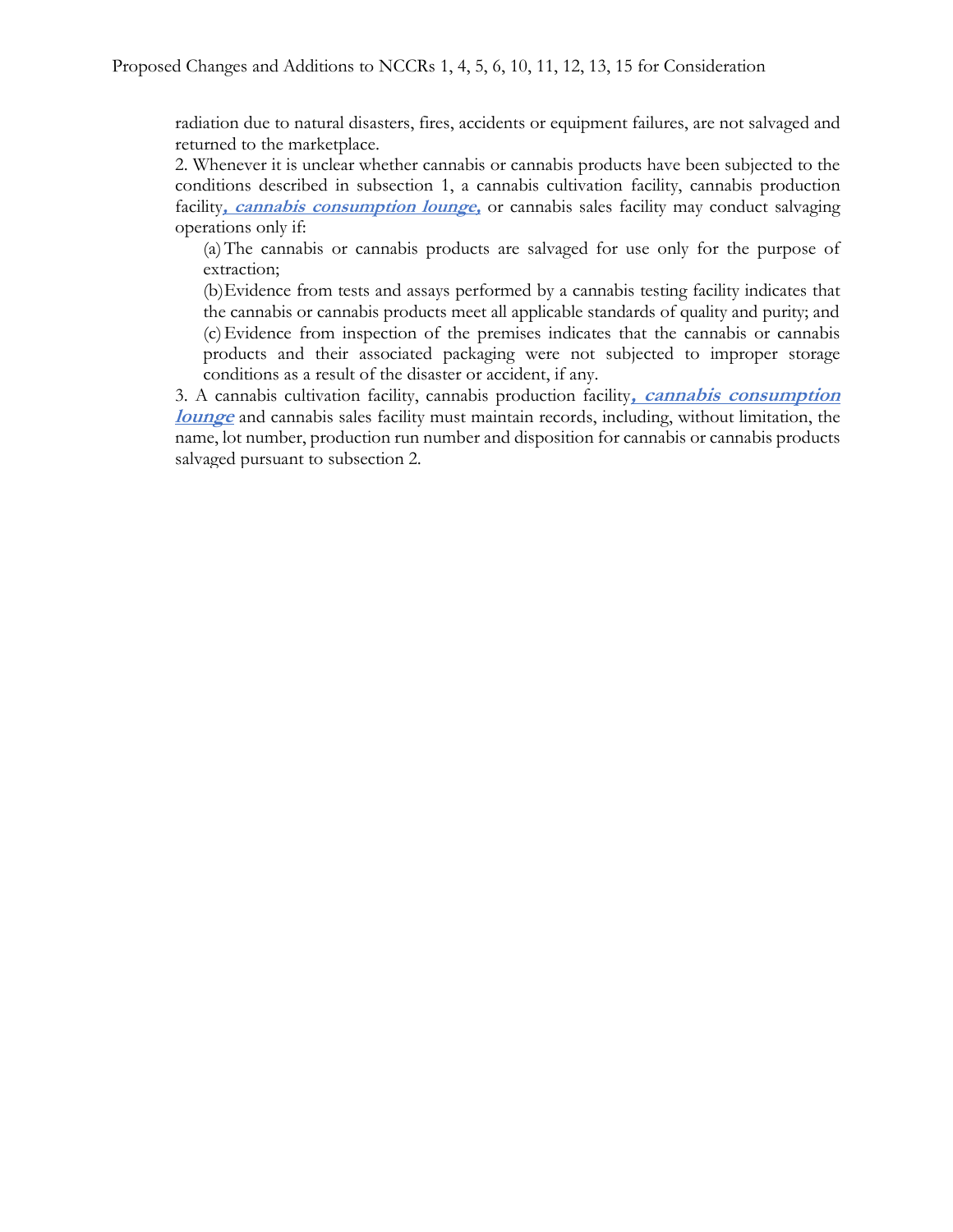radiation due to natural disasters, fires, accidents or equipment failures, are not salvaged and returned to the marketplace.

2. Whenever it is unclear whether cannabis or cannabis products have been subjected to the conditions described in subsection 1, a cannabis cultivation facility, cannabis production facility***, cannabis consumption lounge,*** or cannabis sales facility may conduct salvaging operations only if:

(a) The cannabis or cannabis products are salvaged for use only for the purpose of extraction;

(b) Evidence from tests and assays performed by a cannabis testing facility indicates that the cannabis or cannabis products meet all applicable standards of quality and purity; and

(c) Evidence from inspection of the premises indicates that the cannabis or cannabis products and their associated packaging were not subjected to improper storage conditions as a result of the disaster or accident, if any.

3. A cannabis cultivation facility, cannabis production facility***, cannabis consumption lounge*** and cannabis sales facility must maintain records, including, without limitation, the name, lot number, production run number and disposition for cannabis or cannabis products salvaged pursuant to subsection 2.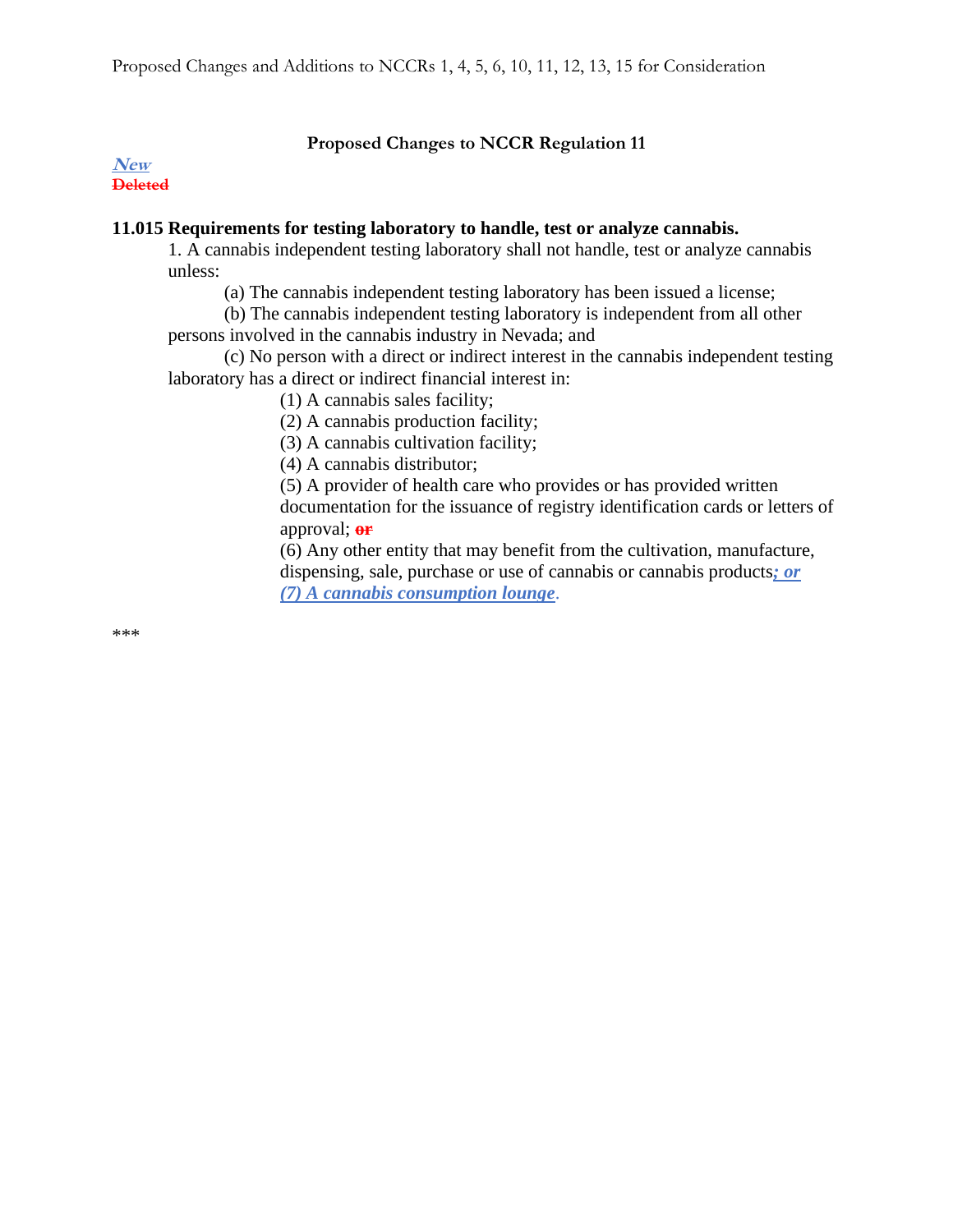# Proposed Changes to NCCR Regulation 11

***New***
~~Deleted~~

**11.015 Requirements for testing laboratory to handle, test or analyze cannabis.**

1. A cannabis independent testing laboratory shall not handle, test or analyze cannabis unless:

   (a) The cannabis independent testing laboratory has been issued a license;

   (b) The cannabis independent testing laboratory is independent from all other persons involved in the cannabis industry in Nevada; and

   (c) No person with a direct or indirect interest in the cannabis independent testing laboratory has a direct or indirect financial interest in:

      (1) A cannabis sales facility;

      (2) A cannabis production facility;

      (3) A cannabis cultivation facility;

      (4) A cannabis distributor;

      (5) A provider of health care who provides or has provided written documentation for the issuance of registry identification cards or letters of approval; ~~or~~

      (6) Any other entity that may benefit from the cultivation, manufacture, dispensing, sale, purchase or use of cannabis or cannabis products***; or***

      ***(7) A cannabis consumption lounge***.

\*\*\*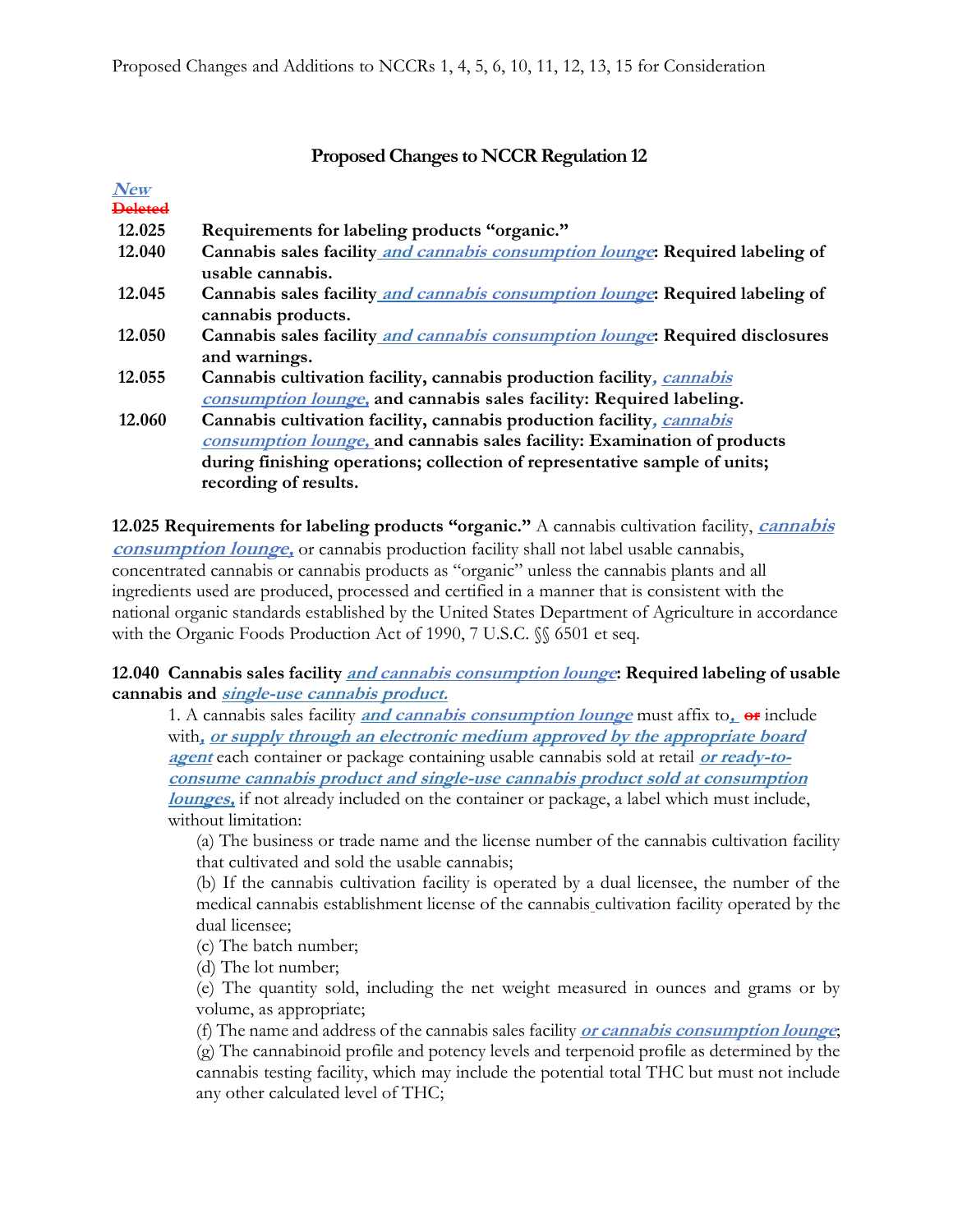Proposed Changes and Additions to NCCRs 1, 4, 5, 6, 10, 11, 12, 13, 15 for Consideration

## Proposed Changes to NCCR Regulation 12

***New***
~~Deleted~~

| | |
|---|---|
| **12.025** | **Requirements for labeling products "organic."** |
| **12.040** | **Cannabis sales facility *and cannabis consumption lounge*: Required labeling of usable cannabis.** |
| **12.045** | **Cannabis sales facility *and cannabis consumption lounge*: Required labeling of cannabis products.** |
| **12.050** | **Cannabis sales facility *and cannabis consumption lounge*: Required disclosures and warnings.** |
| **12.055** | **Cannabis cultivation facility, cannabis production facility*, cannabis consumption lounge,* and cannabis sales facility: Required labeling.** |
| **12.060** | **Cannabis cultivation facility, cannabis production facility*, cannabis consumption lounge,* and cannabis sales facility: Examination of products during finishing operations; collection of representative sample of units; recording of results.** |

**12.025 Requirements for labeling products "organic."** A cannabis cultivation facility, ***cannabis consumption lounge,*** or cannabis production facility shall not label usable cannabis, concentrated cannabis or cannabis products as "organic" unless the cannabis plants and all ingredients used are produced, processed and certified in a manner that is consistent with the national organic standards established by the United States Department of Agriculture in accordance with the Organic Foods Production Act of 1990, 7 U.S.C. §§ 6501 et seq.

**12.040 Cannabis sales facility *and cannabis consumption lounge*: Required labeling of usable cannabis and *single-use cannabis product.***

1. A cannabis sales facility ***and cannabis consumption lounge*** must affix to***,*** ~~or~~ include with***, or supply through an electronic medium approved by the appropriate board agent*** each container or package containing usable cannabis sold at retail ***or ready-to-consume cannabis product and single-use cannabis product sold at consumption lounges,*** if not already included on the container or package, a label which must include, without limitation:

   (a) The business or trade name and the license number of the cannabis cultivation facility that cultivated and sold the usable cannabis;

   (b) If the cannabis cultivation facility is operated by a dual licensee, the number of the medical cannabis establishment license of the cannabis cultivation facility operated by the dual licensee;

   (c) The batch number;

   (d) The lot number;

   (e) The quantity sold, including the net weight measured in ounces and grams or by volume, as appropriate;

   (f) The name and address of the cannabis sales facility ***or cannabis consumption lounge***;

   (g) The cannabinoid profile and potency levels and terpenoid profile as determined by the cannabis testing facility, which may include the potential total THC but must not include any other calculated level of THC;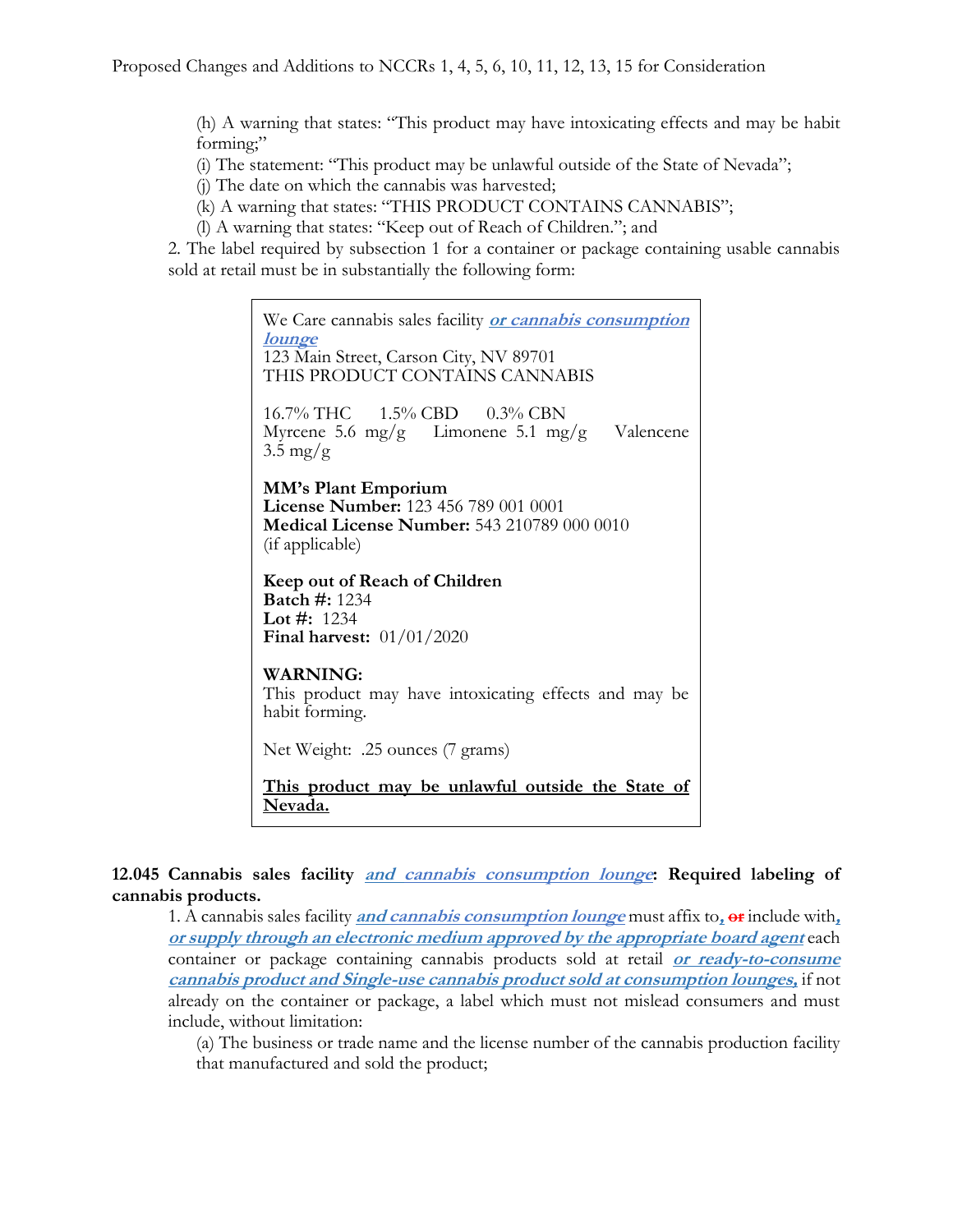(h) A warning that states: "This product may have intoxicating effects and may be habit forming;"

(i) The statement: "This product may be unlawful outside of the State of Nevada";

(j) The date on which the cannabis was harvested;

(k) A warning that states: "THIS PRODUCT CONTAINS CANNABIS";

(l) A warning that states: "Keep out of Reach of Children."; and

2. The label required by subsection 1 for a container or package containing usable cannabis sold at retail must be in substantially the following form:

> We Care cannabis sales facility ***or cannabis consumption lounge***
> 123 Main Street, Carson City, NV 89701
> THIS PRODUCT CONTAINS CANNABIS
>
> 16.7% THC 1.5% CBD 0.3% CBN
> Myrcene 5.6 mg/g Limonene 5.1 mg/g Valencene 3.5 mg/g
>
> **MM's Plant Emporium**
> **License Number:** 123 456 789 001 0001
> **Medical License Number:** 543 210789 000 0010 (if applicable)
>
> **Keep out of Reach of Children**
> **Batch #:** 1234
> **Lot #:** 1234
> **Final harvest:** 01/01/2020
>
> **WARNING:**
> This product may have intoxicating effects and may be habit forming.
>
> Net Weight: .25 ounces (7 grams)
>
> **This product may be unlawful outside the State of Nevada.**

**12.045 Cannabis sales facility *and cannabis consumption lounge*: Required labeling of cannabis products.**

1. A cannabis sales facility ***and cannabis consumption lounge*** must affix to***,*** ~~or~~ include with***, or supply through an electronic medium approved by the appropriate board agent*** each container or package containing cannabis products sold at retail ***or ready-to-consume cannabis product and Single-use cannabis product sold at consumption lounges,*** if not already on the container or package, a label which must not mislead consumers and must include, without limitation:

(a) The business or trade name and the license number of the cannabis production facility that manufactured and sold the product;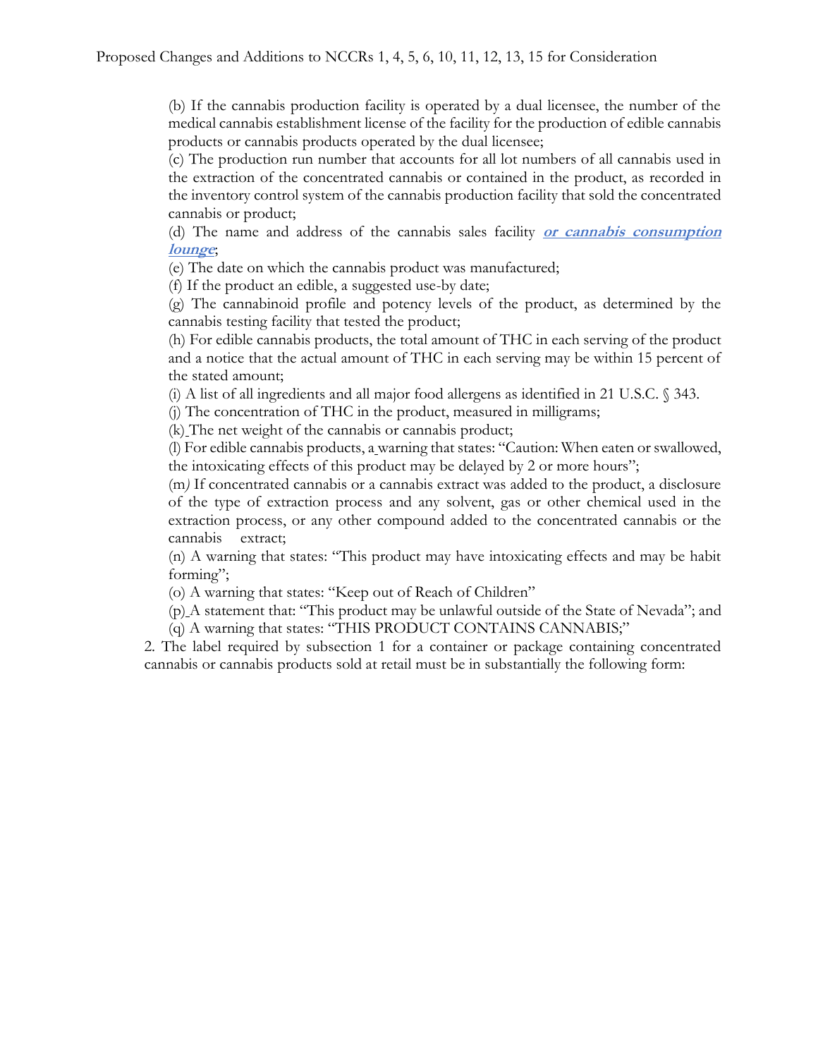(b) If the cannabis production facility is operated by a dual licensee, the number of the medical cannabis establishment license of the facility for the production of edible cannabis products or cannabis products operated by the dual licensee;

(c) The production run number that accounts for all lot numbers of all cannabis used in the extraction of the concentrated cannabis or contained in the product, as recorded in the inventory control system of the cannabis production facility that sold the concentrated cannabis or product;

(d) The name and address of the cannabis sales facility ***or cannabis consumption lounge***;

(e) The date on which the cannabis product was manufactured;

(f) If the product an edible, a suggested use-by date;

(g) The cannabinoid profile and potency levels of the product, as determined by the cannabis testing facility that tested the product;

(h) For edible cannabis products, the total amount of THC in each serving of the product and a notice that the actual amount of THC in each serving may be within 15 percent of the stated amount;

(i) A list of all ingredients and all major food allergens as identified in 21 U.S.C. § 343.

(j) The concentration of THC in the product, measured in milligrams;

(k) The net weight of the cannabis or cannabis product;

(l) For edible cannabis products, a warning that states: "Caution: When eaten or swallowed, the intoxicating effects of this product may be delayed by 2 or more hours";

(m) If concentrated cannabis or a cannabis extract was added to the product, a disclosure of the type of extraction process and any solvent, gas or other chemical used in the extraction process, or any other compound added to the concentrated cannabis or the cannabis extract;

(n) A warning that states: "This product may have intoxicating effects and may be habit forming";

(o) A warning that states: "Keep out of Reach of Children"

(p) A statement that: "This product may be unlawful outside of the State of Nevada"; and

(q) A warning that states: "THIS PRODUCT CONTAINS CANNABIS;"

2. The label required by subsection 1 for a container or package containing concentrated cannabis or cannabis products sold at retail must be in substantially the following form: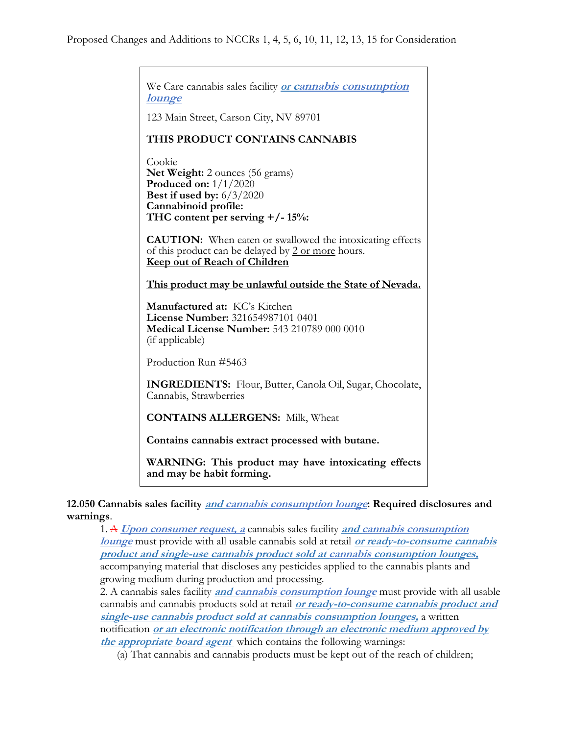We Care cannabis sales facility ***or cannabis consumption lounge***

123 Main Street, Carson City, NV 89701

**THIS PRODUCT CONTAINS CANNABIS**

Cookie
**Net Weight:** 2 ounces (56 grams)
**Produced on:** 1/1/2020
**Best if used by:** 6/3/2020
**Cannabinoid profile:**
**THC content per serving +/- 15%:**

**CAUTION:** When eaten or swallowed the intoxicating effects of this product can be delayed by 2 or more hours.
**Keep out of Reach of Children**

**This product may be unlawful outside the State of Nevada.**

**Manufactured at:** KC's Kitchen
**License Number:** 321654987101 0401
**Medical License Number:** 543 210789 000 0010 (if applicable)

Production Run #5463

**INGREDIENTS:** Flour, Butter, Canola Oil, Sugar, Chocolate, Cannabis, Strawberries

**CONTAINS ALLERGENS:** Milk, Wheat

**Contains cannabis extract processed with butane.**

**WARNING: This product may have intoxicating effects and may be habit forming.**

**12.050 Cannabis sales facility *and cannabis consumption lounge*: Required disclosures and warnings.**

1. ~~A~~ ***Upon consumer request, a*** cannabis sales facility ***and cannabis consumption lounge*** must provide with all usable cannabis sold at retail ***or ready-to-consume cannabis product and single-use cannabis product sold at cannabis consumption lounges,*** accompanying material that discloses any pesticides applied to the cannabis plants and growing medium during production and processing.

2. A cannabis sales facility ***and cannabis consumption lounge*** must provide with all usable cannabis and cannabis products sold at retail ***or ready-to-consume cannabis product and single-use cannabis product sold at cannabis consumption lounges,*** a written notification ***or an electronic notification through an electronic medium approved by the appropriate board agent*** which contains the following warnings:

(a) That cannabis and cannabis products must be kept out of the reach of children;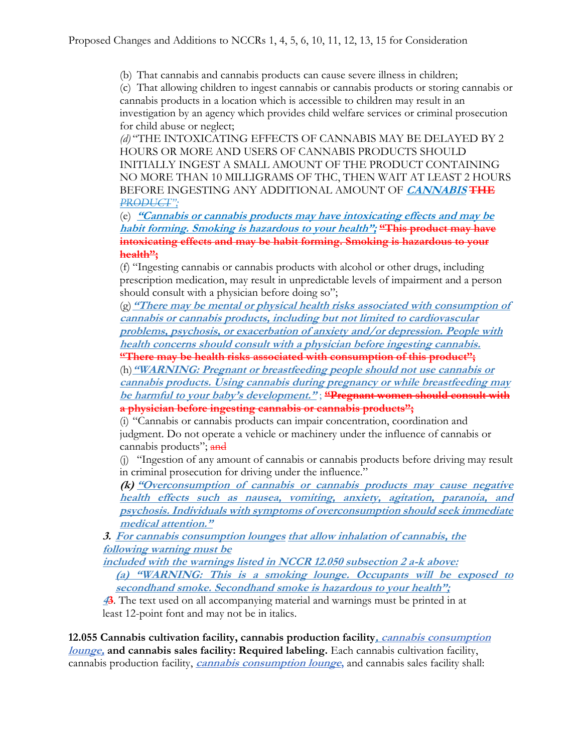(b) That cannabis and cannabis products can cause severe illness in children;

(c) That allowing children to ingest cannabis or cannabis products or storing cannabis or cannabis products in a location which is accessible to children may result in an investigation by an agency which provides child welfare services or criminal prosecution for child abuse or neglect;

*(d)* "THE INTOXICATING EFFECTS OF CANNABIS MAY BE DELAYED BY 2 HOURS OR MORE AND USERS OF CANNABIS PRODUCTS SHOULD INITIALLY INGEST A SMALL AMOUNT OF THE PRODUCT CONTAINING NO MORE THAN 10 MILLIGRAMS OF THC, THEN WAIT AT LEAST 2 HOURS BEFORE INGESTING ANY ADDITIONAL AMOUNT OF ***CANNABIS*** ~~THE~~ ~~*PRODUCT*~~*";*

(e) ***"Cannabis or cannabis products may have intoxicating effects and may be habit forming. Smoking is hazardous to your health";*** ~~**"This product may have intoxicating effects and may be habit forming. Smoking is hazardous to your health";**~~

(f) "Ingesting cannabis or cannabis products with alcohol or other drugs, including prescription medication, may result in unpredictable levels of impairment and a person should consult with a physician before doing so";

(g) ***"There may be mental or physical health risks associated with consumption of cannabis or cannabis products, including but not limited to cardiovascular problems, psychosis, or exacerbation of anxiety and/or depression. People with health concerns should consult with a physician before ingesting cannabis.*** ~~**"There may be health risks associated with consumption of this product";**~~

(h) ***"WARNING: Pregnant or breastfeeding people should not use cannabis or cannabis products. Using cannabis during pregnancy or while breastfeeding may be harmful to your baby's development."*** ; ~~**"Pregnant women should consult with a physician before ingesting cannabis or cannabis products";**~~

(i) "Cannabis or cannabis products can impair concentration, coordination and judgment. Do not operate a vehicle or machinery under the influence of cannabis or cannabis products"; ~~and~~

(j) "Ingestion of any amount of cannabis or cannabis products before driving may result in criminal prosecution for driving under the influence."

***(k) "Overconsumption of cannabis or cannabis products may cause negative health effects such as nausea, vomiting, anxiety, agitation, paranoia, and psychosis. Individuals with symptoms of overconsumption should seek immediate medical attention."***

***3. For cannabis consumption lounges that allow inhalation of cannabis, the following warning must be included with the warnings listed in NCCR 12.050 subsection 2 a-k above:***

***(a) "WARNING: This is a smoking lounge. Occupants will be exposed to secondhand smoke. Secondhand smoke is hazardous to your health";***

*4*~~3~~. The text used on all accompanying material and warnings must be printed in at least 12-point font and may not be in italics.

**12.055 Cannabis cultivation facility, cannabis production facility*, cannabis consumption lounge,* and cannabis sales facility: Required labeling.** Each cannabis cultivation facility, cannabis production facility, ***cannabis consumption lounge,*** and cannabis sales facility shall: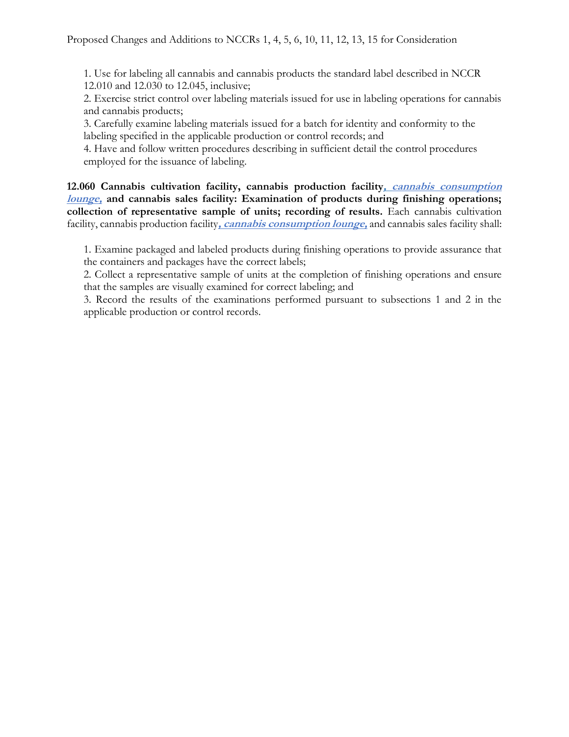1. Use for labeling all cannabis and cannabis products the standard label described in NCCR 12.010 and 12.030 to 12.045, inclusive;
2. Exercise strict control over labeling materials issued for use in labeling operations for cannabis and cannabis products;
3. Carefully examine labeling materials issued for a batch for identity and conformity to the labeling specified in the applicable production or control records; and
4. Have and follow written procedures describing in sufficient detail the control procedures employed for the issuance of labeling.

**12.060 Cannabis cultivation facility, cannabis production facility*, cannabis consumption lounge,* and cannabis sales facility: Examination of products during finishing operations; collection of representative sample of units; recording of results.** Each cannabis cultivation facility, cannabis production facility***, cannabis consumption lounge,*** and cannabis sales facility shall:

1. Examine packaged and labeled products during finishing operations to provide assurance that the containers and packages have the correct labels;
2. Collect a representative sample of units at the completion of finishing operations and ensure that the samples are visually examined for correct labeling; and
3. Record the results of the examinations performed pursuant to subsections 1 and 2 in the applicable production or control records.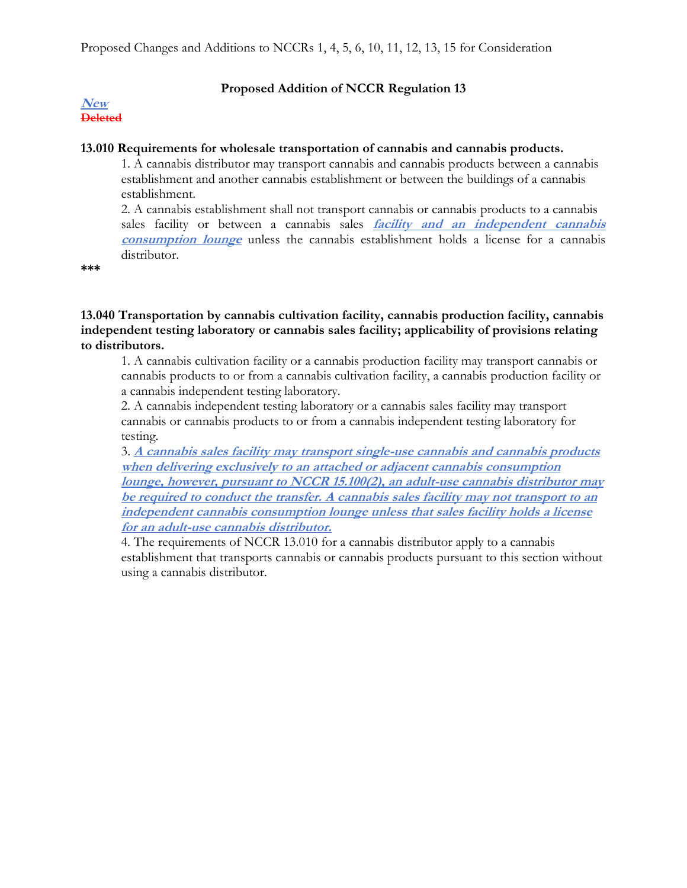Proposed Changes and Additions to NCCRs 1, 4, 5, 6, 10, 11, 12, 13, 15 for Consideration

## Proposed Addition of NCCR Regulation 13

***New***
~~Deleted~~

**13.010 Requirements for wholesale transportation of cannabis and cannabis products.**

1. A cannabis distributor may transport cannabis and cannabis products between a cannabis establishment and another cannabis establishment or between the buildings of a cannabis establishment.
2. A cannabis establishment shall not transport cannabis or cannabis products to a cannabis sales facility or between a cannabis sales ***facility and an independent cannabis consumption lounge*** unless the cannabis establishment holds a license for a cannabis distributor.

***

**13.040 Transportation by cannabis cultivation facility, cannabis production facility, cannabis independent testing laboratory or cannabis sales facility; applicability of provisions relating to distributors.**

1. A cannabis cultivation facility or a cannabis production facility may transport cannabis or cannabis products to or from a cannabis cultivation facility, a cannabis production facility or a cannabis independent testing laboratory.
2. A cannabis independent testing laboratory or a cannabis sales facility may transport cannabis or cannabis products to or from a cannabis independent testing laboratory for testing.
3. ***A cannabis sales facility may transport single-use cannabis and cannabis products when delivering exclusively to an attached or adjacent cannabis consumption lounge, however, pursuant to NCCR 15.100(2), an adult-use cannabis distributor may be required to conduct the transfer. A cannabis sales facility may not transport to an independent cannabis consumption lounge unless that sales facility holds a license for an adult-use cannabis distributor.***
4. The requirements of NCCR 13.010 for a cannabis distributor apply to a cannabis establishment that transports cannabis or cannabis products pursuant to this section without using a cannabis distributor.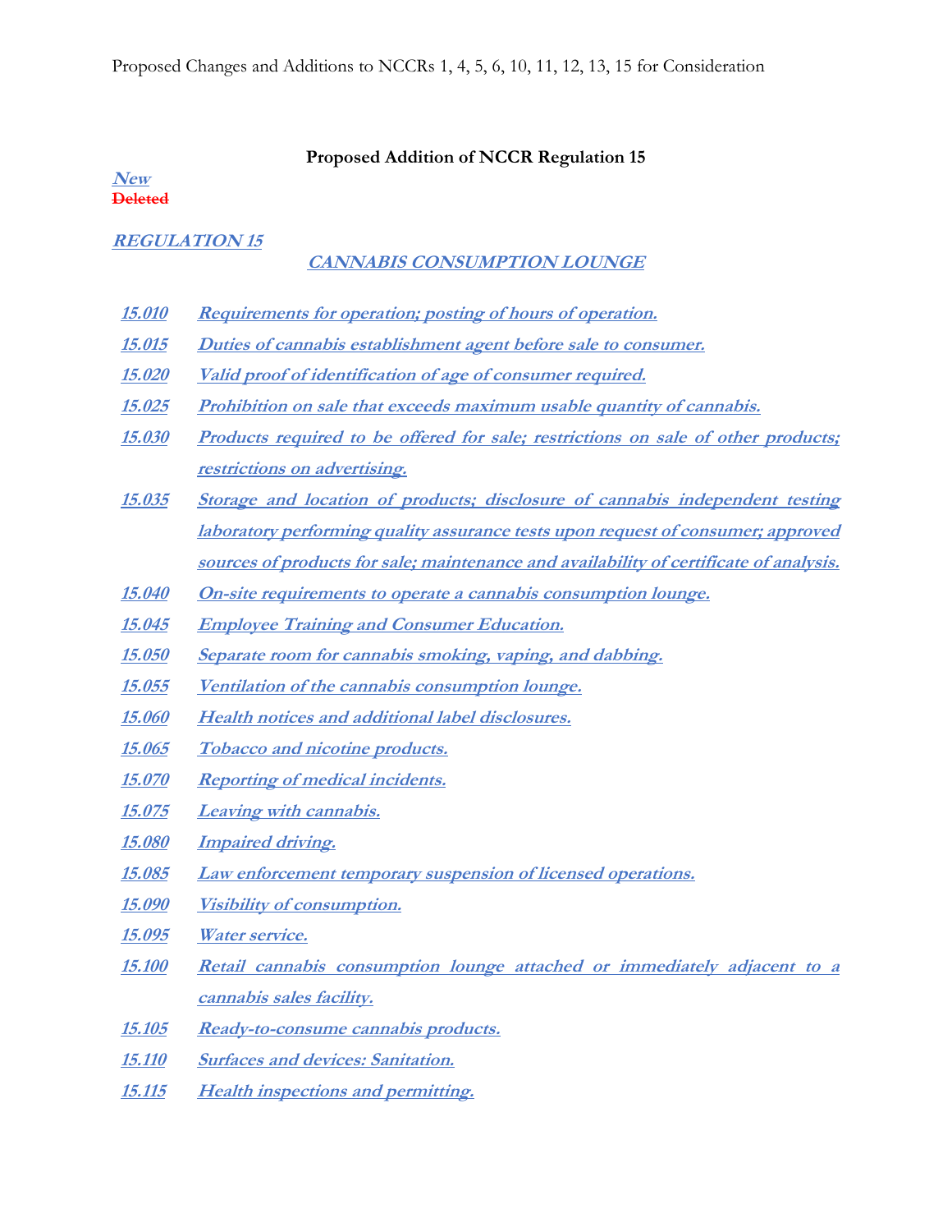Proposed Changes and Additions to NCCRs 1, 4, 5, 6, 10, 11, 12, 13, 15 for Consideration

**Proposed Addition of NCCR Regulation 15**

***New***
~~Deleted~~

## ***REGULATION 15***

### ***CANNABIS CONSUMPTION LOUNGE***

***15.010*** ***Requirements for operation; posting of hours of operation.***

***15.015*** ***Duties of cannabis establishment agent before sale to consumer.***

***15.020*** ***Valid proof of identification of age of consumer required.***

***15.025*** ***Prohibition on sale that exceeds maximum usable quantity of cannabis.***

***15.030*** ***Products required to be offered for sale; restrictions on sale of other products; restrictions on advertising.***

***15.035*** ***Storage and location of products; disclosure of cannabis independent testing laboratory performing quality assurance tests upon request of consumer; approved sources of products for sale; maintenance and availability of certificate of analysis.***

***15.040*** ***On-site requirements to operate a cannabis consumption lounge.***

***15.045*** ***Employee Training and Consumer Education.***

***15.050*** ***Separate room for cannabis smoking, vaping, and dabbing.***

***15.055*** ***Ventilation of the cannabis consumption lounge.***

***15.060*** ***Health notices and additional label disclosures.***

***15.065*** ***Tobacco and nicotine products.***

***15.070*** ***Reporting of medical incidents.***

***15.075*** ***Leaving with cannabis.***

***15.080*** ***Impaired driving.***

***15.085*** ***Law enforcement temporary suspension of licensed operations.***

***15.090*** ***Visibility of consumption.***

***15.095*** ***Water service.***

***15.100*** ***Retail cannabis consumption lounge attached or immediately adjacent to a cannabis sales facility.***

***15.105*** ***Ready-to-consume cannabis products.***

***15.110*** ***Surfaces and devices: Sanitation.***

***15.115*** ***Health inspections and permitting.***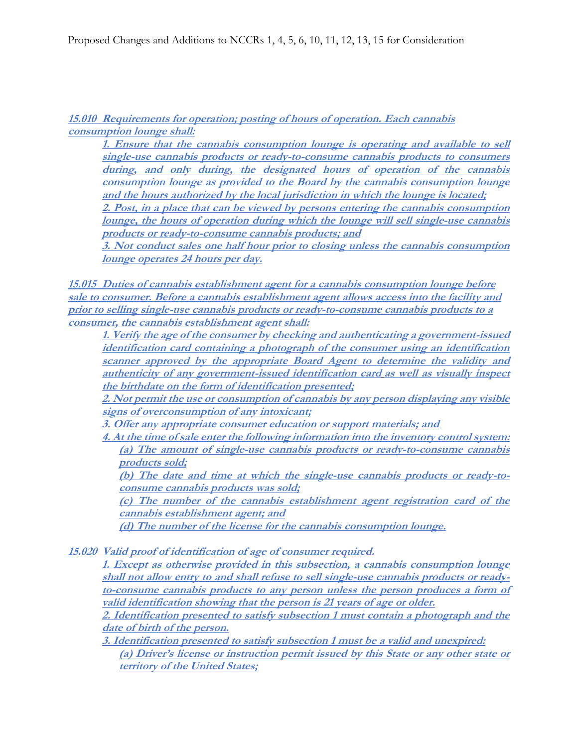**15.010 Requirements for operation; posting of hours of operation. Each cannabis consumption lounge shall:**

**1. Ensure that the cannabis consumption lounge is operating and available to sell single-use cannabis products or ready-to-consume cannabis products to consumers during, and only during, the designated hours of operation of the cannabis consumption lounge as provided to the Board by the cannabis consumption lounge and the hours authorized by the local jurisdiction in which the lounge is located;**

**2. Post, in a place that can be viewed by persons entering the cannabis consumption lounge, the hours of operation during which the lounge will sell single-use cannabis products or ready-to-consume cannabis products; and**

**3. Not conduct sales one half hour prior to closing unless the cannabis consumption lounge operates 24 hours per day.**

**15.015 Duties of cannabis establishment agent for a cannabis consumption lounge before sale to consumer. Before a cannabis establishment agent allows access into the facility and prior to selling single-use cannabis products or ready-to-consume cannabis products to a consumer, the cannabis establishment agent shall:**

**1. Verify the age of the consumer by checking and authenticating a government-issued identification card containing a photograph of the consumer using an identification scanner approved by the appropriate Board Agent to determine the validity and authenticity of any government-issued identification card as well as visually inspect the birthdate on the form of identification presented;**

**2. Not permit the use or consumption of cannabis by any person displaying any visible signs of overconsumption of any intoxicant;**

**3. Offer any appropriate consumer education or support materials; and**

**4. At the time of sale enter the following information into the inventory control system:**

**(a) The amount of single-use cannabis products or ready-to-consume cannabis products sold;**

**(b) The date and time at which the single-use cannabis products or ready-to-consume cannabis products was sold;**

**(c) The number of the cannabis establishment agent registration card of the cannabis establishment agent; and**

**(d) The number of the license for the cannabis consumption lounge.**

**15.020 Valid proof of identification of age of consumer required.**

**1. Except as otherwise provided in this subsection, a cannabis consumption lounge shall not allow entry to and shall refuse to sell single-use cannabis products or ready-to-consume cannabis products to any person unless the person produces a form of valid identification showing that the person is 21 years of age or older.**

**2. Identification presented to satisfy subsection 1 must contain a photograph and the date of birth of the person.**

**3. Identification presented to satisfy subsection 1 must be a valid and unexpired:**

**(a) Driver's license or instruction permit issued by this State or any other state or territory of the United States;**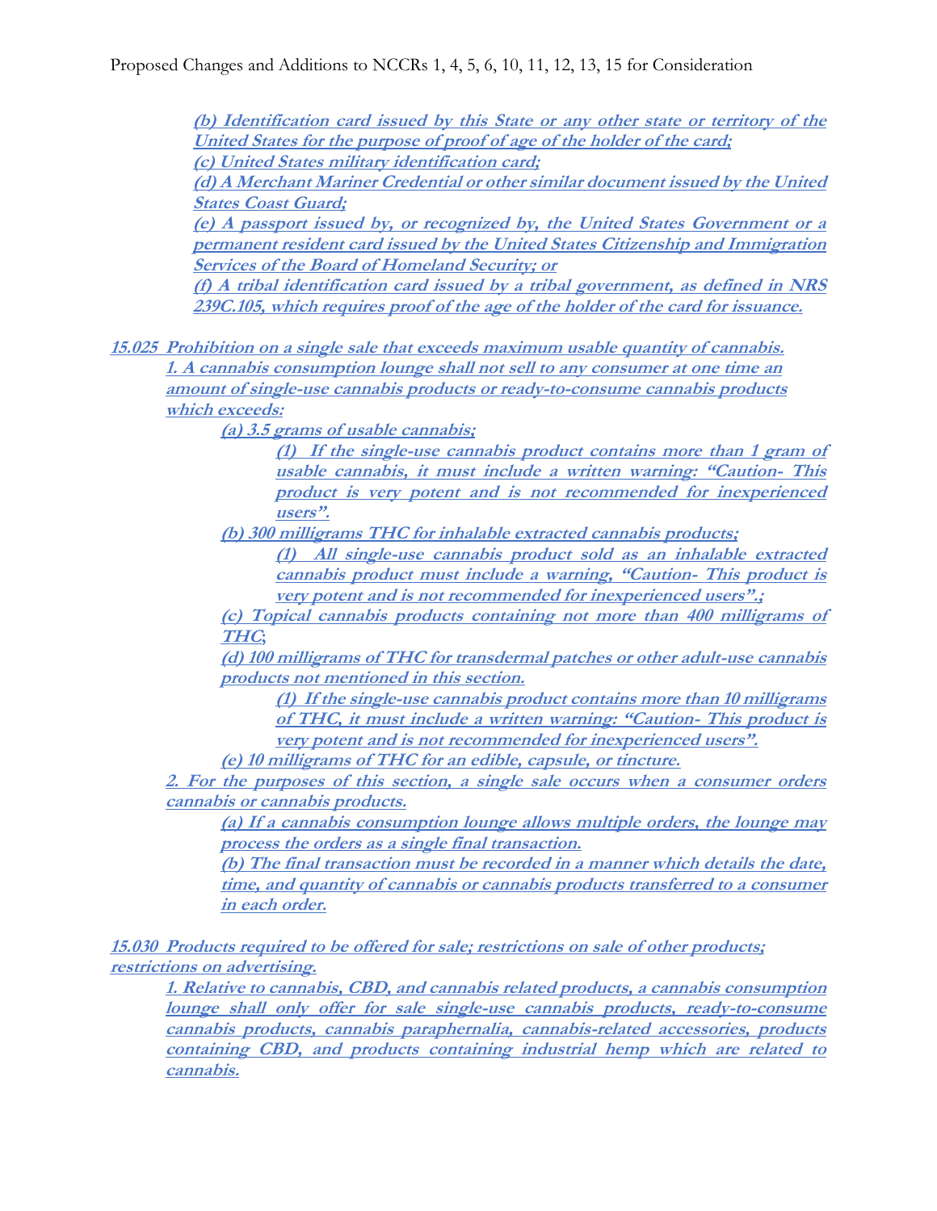**(b) Identification card issued by this State or any other state or territory of the United States for the purpose of proof of age of the holder of the card;**

**(c) United States military identification card;**

**(d) A Merchant Mariner Credential or other similar document issued by the United States Coast Guard;**

**(e) A passport issued by, or recognized by, the United States Government or a permanent resident card issued by the United States Citizenship and Immigration Services of the Board of Homeland Security; or**

**(f) A tribal identification card issued by a tribal government, as defined in NRS 239C.105, which requires proof of the age of the holder of the card for issuance.**

**15.025 Prohibition on a single sale that exceeds maximum usable quantity of cannabis.**

**1. A cannabis consumption lounge shall not sell to any consumer at one time an amount of single-use cannabis products or ready-to-consume cannabis products which exceeds:**

**(a) 3.5 grams of usable cannabis;**

**(1) If the single-use cannabis product contains more than 1 gram of usable cannabis, it must include a written warning: "Caution- This product is very potent and is not recommended for inexperienced users".**

**(b) 300 milligrams THC for inhalable extracted cannabis products;**

**(1) All single-use cannabis product sold as an inhalable extracted cannabis product must include a warning, "Caution- This product is very potent and is not recommended for inexperienced users".;**

**(c) Topical cannabis products containing not more than 400 milligrams of THC;**

**(d) 100 milligrams of THC for transdermal patches or other adult-use cannabis products not mentioned in this section.**

**(1) If the single-use cannabis product contains more than 10 milligrams of THC, it must include a written warning: "Caution- This product is very potent and is not recommended for inexperienced users".**

**(e) 10 milligrams of THC for an edible, capsule, or tincture.**

**2. For the purposes of this section, a single sale occurs when a consumer orders cannabis or cannabis products.**

**(a) If a cannabis consumption lounge allows multiple orders, the lounge may process the orders as a single final transaction.**

**(b) The final transaction must be recorded in a manner which details the date, time, and quantity of cannabis or cannabis products transferred to a consumer in each order.**

**15.030 Products required to be offered for sale; restrictions on sale of other products; restrictions on advertising.**

**1. Relative to cannabis, CBD, and cannabis related products, a cannabis consumption lounge shall only offer for sale single-use cannabis products, ready-to-consume cannabis products, cannabis paraphernalia, cannabis-related accessories, products containing CBD, and products containing industrial hemp which are related to cannabis.**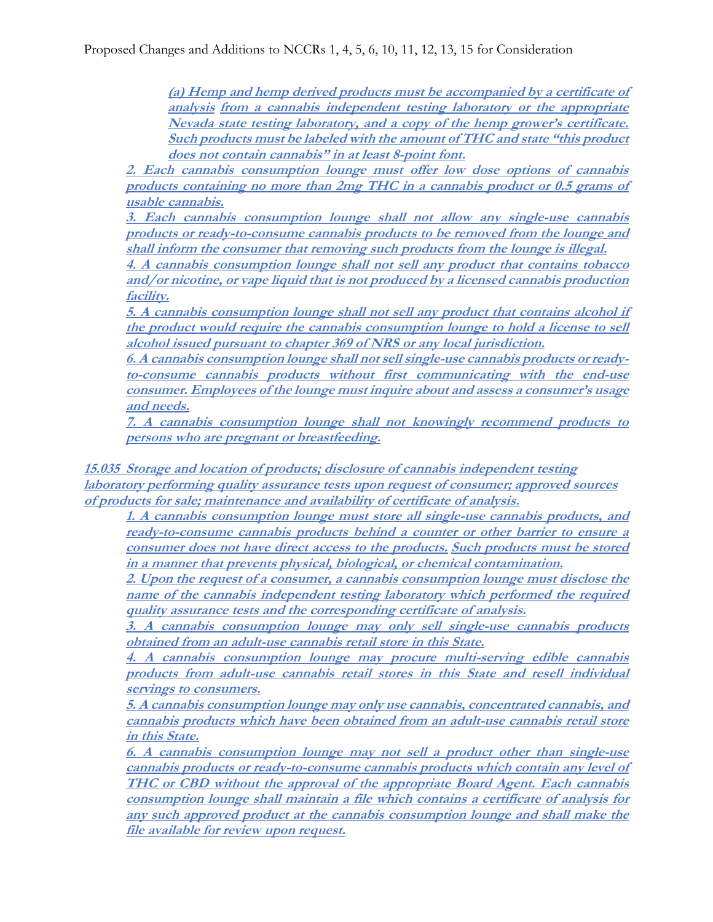(a) Hemp and hemp derived products must be accompanied by a certificate of analysis from a cannabis independent testing laboratory or the appropriate Nevada state testing laboratory, and a copy of the hemp grower's certificate. Such products must be labeled with the amount of THC and state "this product does not contain cannabis" in at least 8-point font.

2. Each cannabis consumption lounge must offer low dose options of cannabis products containing no more than 2mg THC in a cannabis product or 0.5 grams of usable cannabis.

3. Each cannabis consumption lounge shall not allow any single-use cannabis products or ready-to-consume cannabis products to be removed from the lounge and shall inform the consumer that removing such products from the lounge is illegal.

4. A cannabis consumption lounge shall not sell any product that contains tobacco and/or nicotine, or vape liquid that is not produced by a licensed cannabis production facility.

5. A cannabis consumption lounge shall not sell any product that contains alcohol if the product would require the cannabis consumption lounge to hold a license to sell alcohol issued pursuant to chapter 369 of NRS or any local jurisdiction.

6. A cannabis consumption lounge shall not sell single-use cannabis products or ready-to-consume cannabis products without first communicating with the end-use consumer. Employees of the lounge must inquire about and assess a consumer's usage and needs.

7. A cannabis consumption lounge shall not knowingly recommend products to persons who are pregnant or breastfeeding.

**15.035 Storage and location of products; disclosure of cannabis independent testing laboratory performing quality assurance tests upon request of consumer; approved sources of products for sale; maintenance and availability of certificate of analysis.**

1. A cannabis consumption lounge must store all single-use cannabis products, and ready-to-consume cannabis products behind a counter or other barrier to ensure a consumer does not have direct access to the products. Such products must be stored in a manner that prevents physical, biological, or chemical contamination.

2. Upon the request of a consumer, a cannabis consumption lounge must disclose the name of the cannabis independent testing laboratory which performed the required quality assurance tests and the corresponding certificate of analysis.

3. A cannabis consumption lounge may only sell single-use cannabis products obtained from an adult-use cannabis retail store in this State.

4. A cannabis consumption lounge may procure multi-serving edible cannabis products from adult-use cannabis retail stores in this State and resell individual servings to consumers.

5. A cannabis consumption lounge may only use cannabis, concentrated cannabis, and cannabis products which have been obtained from an adult-use cannabis retail store in this State.

6. A cannabis consumption lounge may not sell a product other than single-use cannabis products or ready-to-consume cannabis products which contain any level of THC or CBD without the approval of the appropriate Board Agent. Each cannabis consumption lounge shall maintain a file which contains a certificate of analysis for any such approved product at the cannabis consumption lounge and shall make the file available for review upon request.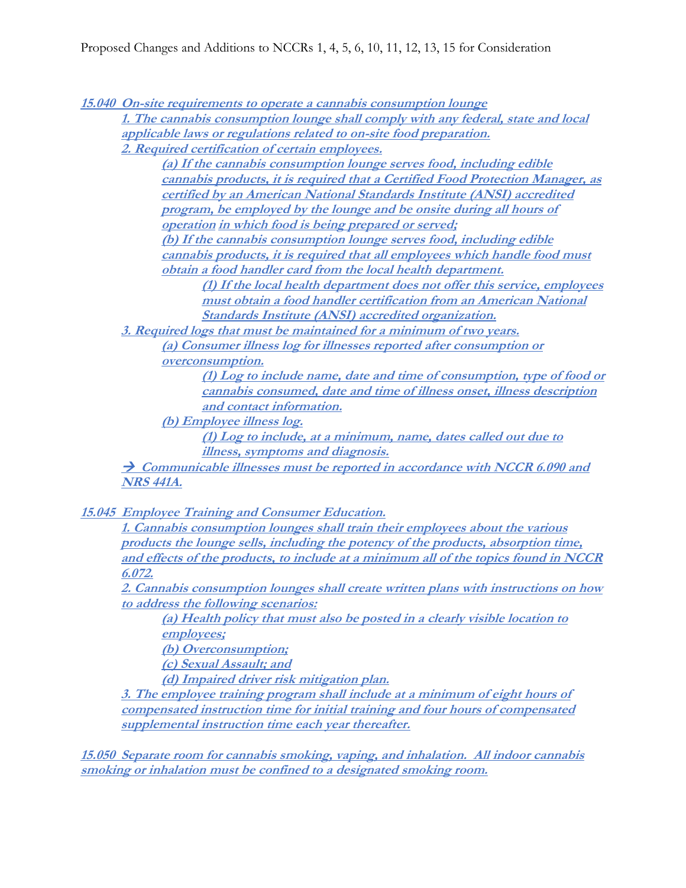**15.040 On-site requirements to operate a cannabis consumption lounge**

**1. The cannabis consumption lounge shall comply with any federal, state and local applicable laws or regulations related to on-site food preparation.**

**2. Required certification of certain employees.**

**(a) If the cannabis consumption lounge serves food, including edible cannabis products, it is required that a Certified Food Protection Manager, as certified by an American National Standards Institute (ANSI) accredited program, be employed by the lounge and be onsite during all hours of operation in which food is being prepared or served;**

**(b) If the cannabis consumption lounge serves food, including edible cannabis products, it is required that all employees which handle food must obtain a food handler card from the local health department.**

**(1) If the local health department does not offer this service, employees must obtain a food handler certification from an American National Standards Institute (ANSI) accredited organization.**

**3. Required logs that must be maintained for a minimum of two years.**

**(a) Consumer illness log for illnesses reported after consumption or overconsumption.**

**(1) Log to include name, date and time of consumption, type of food or cannabis consumed, date and time of illness onset, illness description and contact information.**

**(b) Employee illness log.**

**(1) Log to include, at a minimum, name, dates called out due to illness, symptoms and diagnosis.**

**→ Communicable illnesses must be reported in accordance with NCCR 6.090 and NRS 441A.**

**15.045 Employee Training and Consumer Education.**

**1. Cannabis consumption lounges shall train their employees about the various products the lounge sells, including the potency of the products, absorption time, and effects of the products, to include at a minimum all of the topics found in NCCR 6.072.**

**2. Cannabis consumption lounges shall create written plans with instructions on how to address the following scenarios:**

**(a) Health policy that must also be posted in a clearly visible location to employees;**

**(b) Overconsumption;**

**(c) Sexual Assault; and**

**(d) Impaired driver risk mitigation plan.**

**3. The employee training program shall include at a minimum of eight hours of compensated instruction time for initial training and four hours of compensated supplemental instruction time each year thereafter.**

**15.050 Separate room for cannabis smoking, vaping, and inhalation. All indoor cannabis smoking or inhalation must be confined to a designated smoking room.**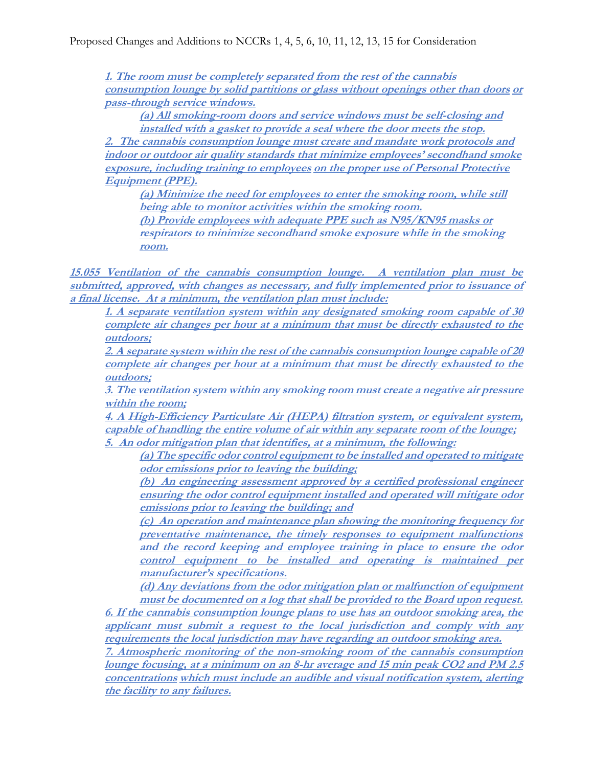**1. The room must be completely separated from the rest of the cannabis consumption lounge by solid partitions or glass without openings other than doors or pass-through service windows.**

**(a) All smoking-room doors and service windows must be self-closing and installed with a gasket to provide a seal where the door meets the stop.**

**2. The cannabis consumption lounge must create and mandate work protocols and indoor or outdoor air quality standards that minimize employees' secondhand smoke exposure, including training to employees on the proper use of Personal Protective Equipment (PPE).**

**(a) Minimize the need for employees to enter the smoking room, while still being able to monitor activities within the smoking room.**

**(b) Provide employees with adequate PPE such as N95/KN95 masks or respirators to minimize secondhand smoke exposure while in the smoking room.**

**15.055 Ventilation of the cannabis consumption lounge. A ventilation plan must be submitted, approved, with changes as necessary, and fully implemented prior to issuance of a final license. At a minimum, the ventilation plan must include:**

**1. A separate ventilation system within any designated smoking room capable of 30 complete air changes per hour at a minimum that must be directly exhausted to the outdoors;**

**2. A separate system within the rest of the cannabis consumption lounge capable of 20 complete air changes per hour at a minimum that must be directly exhausted to the outdoors;**

**3. The ventilation system within any smoking room must create a negative air pressure within the room;**

**4. A High-Efficiency Particulate Air (HEPA) filtration system, or equivalent system, capable of handling the entire volume of air within any separate room of the lounge;**

**5. An odor mitigation plan that identifies, at a minimum, the following:**

**(a) The specific odor control equipment to be installed and operated to mitigate odor emissions prior to leaving the building;**

**(b) An engineering assessment approved by a certified professional engineer ensuring the odor control equipment installed and operated will mitigate odor emissions prior to leaving the building; and**

**(c) An operation and maintenance plan showing the monitoring frequency for preventative maintenance, the timely responses to equipment malfunctions and the record keeping and employee training in place to ensure the odor control equipment to be installed and operating is maintained per manufacturer's specifications.**

**(d) Any deviations from the odor mitigation plan or malfunction of equipment must be documented on a log that shall be provided to the Board upon request.**

**6. If the cannabis consumption lounge plans to use has an outdoor smoking area, the applicant must submit a request to the local jurisdiction and comply with any requirements the local jurisdiction may have regarding an outdoor smoking area.**

**7. Atmospheric monitoring of the non-smoking room of the cannabis consumption lounge focusing, at a minimum on an 8-hr average and 15 min peak $CO_2$ and PM 2.5 concentrations which must include an audible and visual notification system, alerting the facility to any failures.**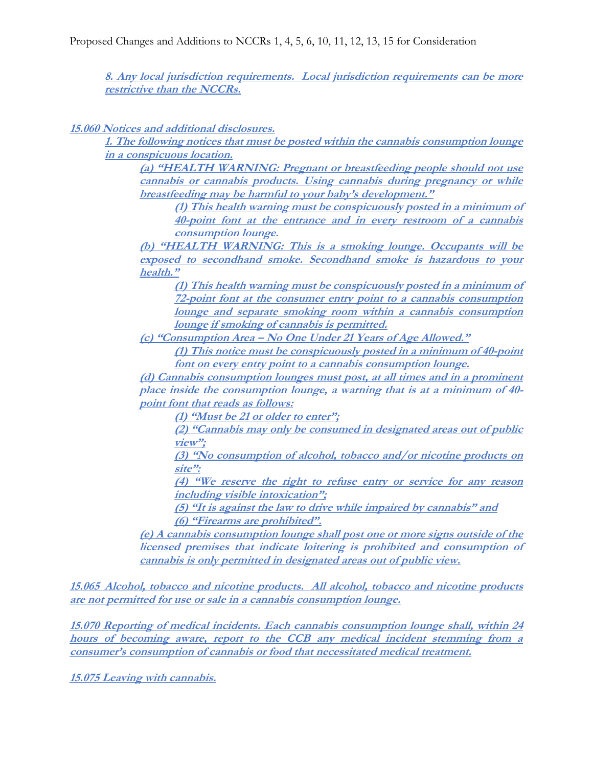***8. Any local jurisdiction requirements. Local jurisdiction requirements can be more restrictive than the NCCRs.***

***15.060 Notices and additional disclosures.***

***1. The following notices that must be posted within the cannabis consumption lounge in a conspicuous location.***

***(a) "HEALTH WARNING: Pregnant or breastfeeding people should not use cannabis or cannabis products. Using cannabis during pregnancy or while breastfeeding may be harmful to your baby's development."***

***(1) This health warning must be conspicuously posted in a minimum of 40-point font at the entrance and in every restroom of a cannabis consumption lounge.***

***(b) "HEALTH WARNING: This is a smoking lounge. Occupants will be exposed to secondhand smoke. Secondhand smoke is hazardous to your health."***

***(1) This health warning must be conspicuously posted in a minimum of 72-point font at the consumer entry point to a cannabis consumption lounge and separate smoking room within a cannabis consumption lounge if smoking of cannabis is permitted.***

***(c) "Consumption Area – No One Under 21 Years of Age Allowed."***

***(1) This notice must be conspicuously posted in a minimum of 40-point font on every entry point to a cannabis consumption lounge.***

***(d) Cannabis consumption lounges must post, at all times and in a prominent place inside the consumption lounge, a warning that is at a minimum of 40-point font that reads as follows:***

***(1) "Must be 21 or older to enter";***

***(2) "Cannabis may only be consumed in designated areas out of public view";***

***(3) "No consumption of alcohol, tobacco and/or nicotine products on site":***

***(4) "We reserve the right to refuse entry or service for any reason including visible intoxication";***

***(5) "It is against the law to drive while impaired by cannabis" and***

***(6) "Firearms are prohibited".***

***(e) A cannabis consumption lounge shall post one or more signs outside of the licensed premises that indicate loitering is prohibited and consumption of cannabis is only permitted in designated areas out of public view.***

***15.065 Alcohol, tobacco and nicotine products. All alcohol, tobacco and nicotine products are not permitted for use or sale in a cannabis consumption lounge.***

***15.070 Reporting of medical incidents. Each cannabis consumption lounge shall, within 24 hours of becoming aware, report to the CCB any medical incident stemming from a consumer's consumption of cannabis or food that necessitated medical treatment.***

***15.075 Leaving with cannabis.***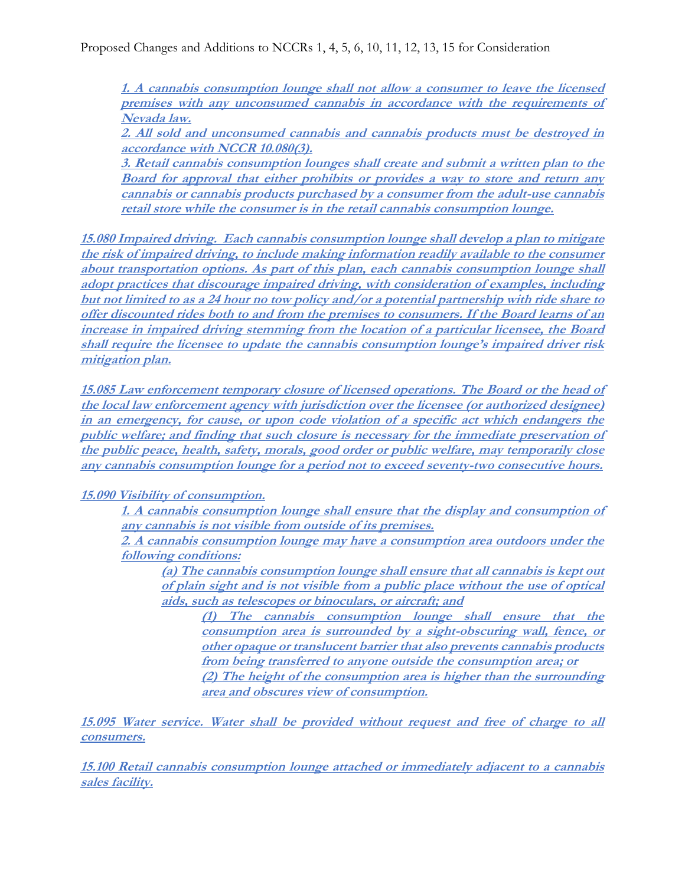***1. A cannabis consumption lounge shall not allow a consumer to leave the licensed premises with any unconsumed cannabis in accordance with the requirements of Nevada law.***

***2. All sold and unconsumed cannabis and cannabis products must be destroyed in accordance with NCCR 10.080(3).***

***3. Retail cannabis consumption lounges shall create and submit a written plan to the Board for approval that either prohibits or provides a way to store and return any cannabis or cannabis products purchased by a consumer from the adult-use cannabis retail store while the consumer is in the retail cannabis consumption lounge.***

***15.080 Impaired driving. Each cannabis consumption lounge shall develop a plan to mitigate the risk of impaired driving, to include making information readily available to the consumer about transportation options. As part of this plan, each cannabis consumption lounge shall adopt practices that discourage impaired driving, with consideration of examples, including but not limited to as a 24 hour no tow policy and/or a potential partnership with ride share to offer discounted rides both to and from the premises to consumers. If the Board learns of an increase in impaired driving stemming from the location of a particular licensee, the Board shall require the licensee to update the cannabis consumption lounge's impaired driver risk mitigation plan.***

***15.085 Law enforcement temporary closure of licensed operations. The Board or the head of the local law enforcement agency with jurisdiction over the licensee (or authorized designee) in an emergency, for cause, or upon code violation of a specific act which endangers the public welfare; and finding that such closure is necessary for the immediate preservation of the public peace, health, safety, morals, good order or public welfare, may temporarily close any cannabis consumption lounge for a period not to exceed seventy-two consecutive hours.***

***15.090 Visibility of consumption.***

***1. A cannabis consumption lounge shall ensure that the display and consumption of any cannabis is not visible from outside of its premises.***

***2. A cannabis consumption lounge may have a consumption area outdoors under the following conditions:***

***(a) The cannabis consumption lounge shall ensure that all cannabis is kept out of plain sight and is not visible from a public place without the use of optical aids, such as telescopes or binoculars, or aircraft; and***

***(1) The cannabis consumption lounge shall ensure that the consumption area is surrounded by a sight-obscuring wall, fence, or other opaque or translucent barrier that also prevents cannabis products from being transferred to anyone outside the consumption area; or***

***(2) The height of the consumption area is higher than the surrounding area and obscures view of consumption.***

***15.095 Water service. Water shall be provided without request and free of charge to all consumers.***

***15.100 Retail cannabis consumption lounge attached or immediately adjacent to a cannabis sales facility.***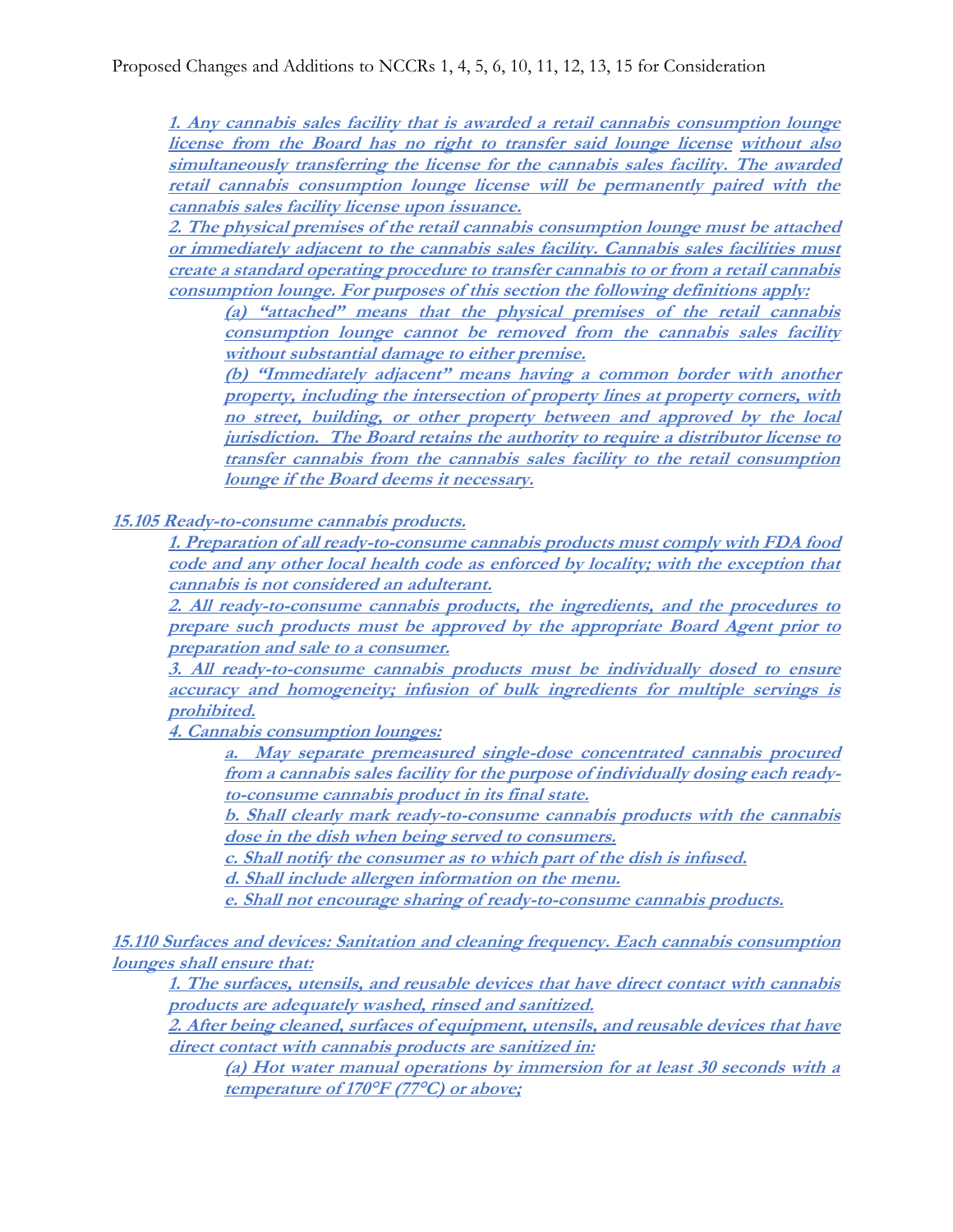**1. Any cannabis sales facility that is awarded a retail cannabis consumption lounge license from the Board has no right to transfer said lounge license without also simultaneously transferring the license for the cannabis sales facility. The awarded retail cannabis consumption lounge license will be permanently paired with the cannabis sales facility license upon issuance.**

**2. The physical premises of the retail cannabis consumption lounge must be attached or immediately adjacent to the cannabis sales facility. Cannabis sales facilities must create a standard operating procedure to transfer cannabis to or from a retail cannabis consumption lounge. For purposes of this section the following definitions apply:**

> **(a) "attached" means that the physical premises of the retail cannabis consumption lounge cannot be removed from the cannabis sales facility without substantial damage to either premise.**
>
> **(b) "Immediately adjacent" means having a common border with another property, including the intersection of property lines at property corners, with no street, building, or other property between and approved by the local jurisdiction. The Board retains the authority to require a distributor license to transfer cannabis from the cannabis sales facility to the retail consumption lounge if the Board deems it necessary.**

**15.105 Ready-to-consume cannabis products.**

**1. Preparation of all ready-to-consume cannabis products must comply with FDA food code and any other local health code as enforced by locality; with the exception that cannabis is not considered an adulterant.**

**2. All ready-to-consume cannabis products, the ingredients, and the procedures to prepare such products must be approved by the appropriate Board Agent prior to preparation and sale to a consumer.**

**3. All ready-to-consume cannabis products must be individually dosed to ensure accuracy and homogeneity; infusion of bulk ingredients for multiple servings is prohibited.**

**4. Cannabis consumption lounges:**

> **a. May separate premeasured single-dose concentrated cannabis procured from a cannabis sales facility for the purpose of individually dosing each ready-to-consume cannabis product in its final state.**
>
> **b. Shall clearly mark ready-to-consume cannabis products with the cannabis dose in the dish when being served to consumers.**
>
> **c. Shall notify the consumer as to which part of the dish is infused.**
>
> **d. Shall include allergen information on the menu.**
>
> **e. Shall not encourage sharing of ready-to-consume cannabis products.**

**15.110 Surfaces and devices: Sanitation and cleaning frequency. Each cannabis consumption lounges shall ensure that:**

**1. The surfaces, utensils, and reusable devices that have direct contact with cannabis products are adequately washed, rinsed and sanitized.**

**2. After being cleaned, surfaces of equipment, utensils, and reusable devices that have direct contact with cannabis products are sanitized in:**

> **(a) Hot water manual operations by immersion for at least 30 seconds with a temperature of 170°F (77°C) or above;**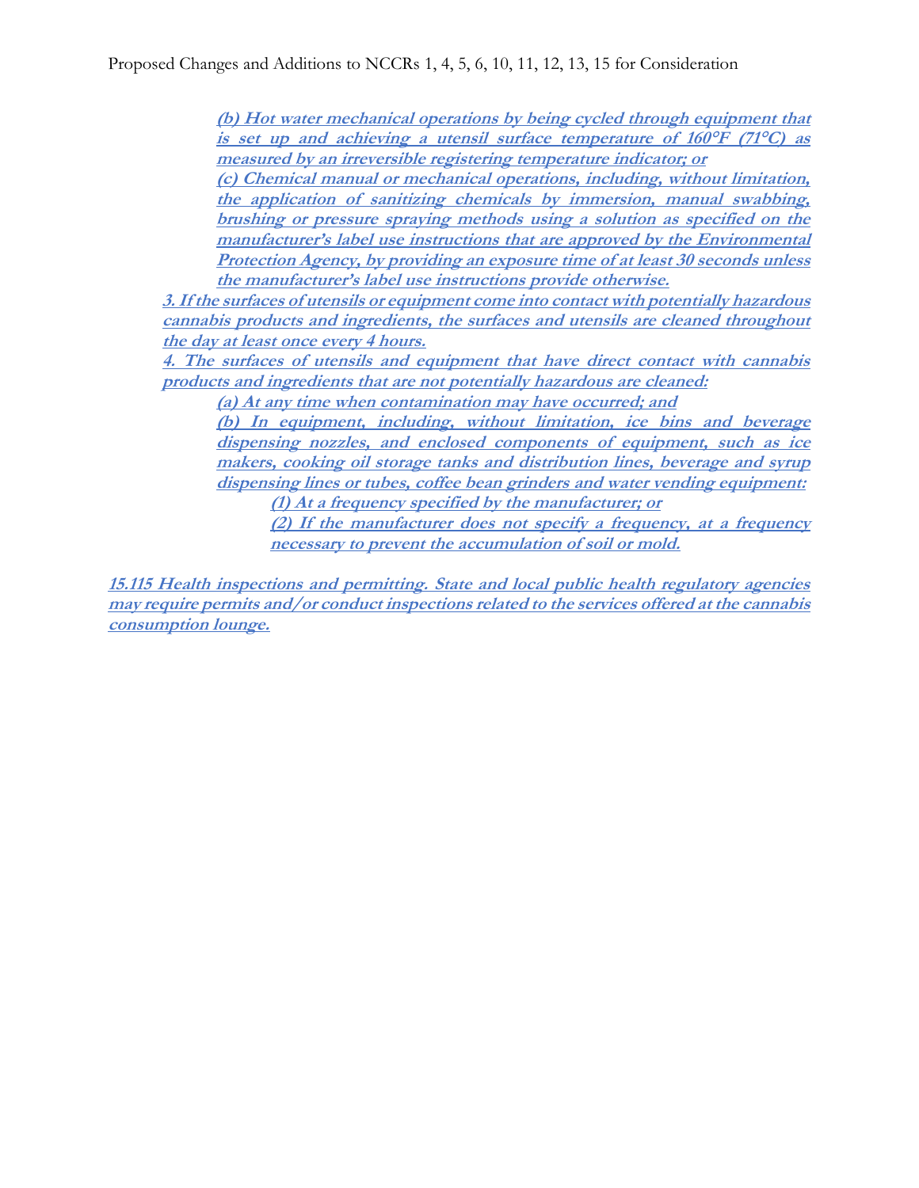***(b) Hot water mechanical operations by being cycled through equipment that is set up and achieving a utensil surface temperature of 160°F (71°C) as measured by an irreversible registering temperature indicator; or***

***(c) Chemical manual or mechanical operations, including, without limitation, the application of sanitizing chemicals by immersion, manual swabbing, brushing or pressure spraying methods using a solution as specified on the manufacturer's label use instructions that are approved by the Environmental Protection Agency, by providing an exposure time of at least 30 seconds unless the manufacturer's label use instructions provide otherwise.***

***3. If the surfaces of utensils or equipment come into contact with potentially hazardous cannabis products and ingredients, the surfaces and utensils are cleaned throughout the day at least once every 4 hours.***

***4. The surfaces of utensils and equipment that have direct contact with cannabis products and ingredients that are not potentially hazardous are cleaned:***

***(a) At any time when contamination may have occurred; and***

***(b) In equipment, including, without limitation, ice bins and beverage dispensing nozzles, and enclosed components of equipment, such as ice makers, cooking oil storage tanks and distribution lines, beverage and syrup dispensing lines or tubes, coffee bean grinders and water vending equipment:***

***(1) At a frequency specified by the manufacturer; or***

***(2) If the manufacturer does not specify a frequency, at a frequency necessary to prevent the accumulation of soil or mold.***

***15.115 Health inspections and permitting. State and local public health regulatory agencies may require permits and/or conduct inspections related to the services offered at the cannabis consumption lounge.***